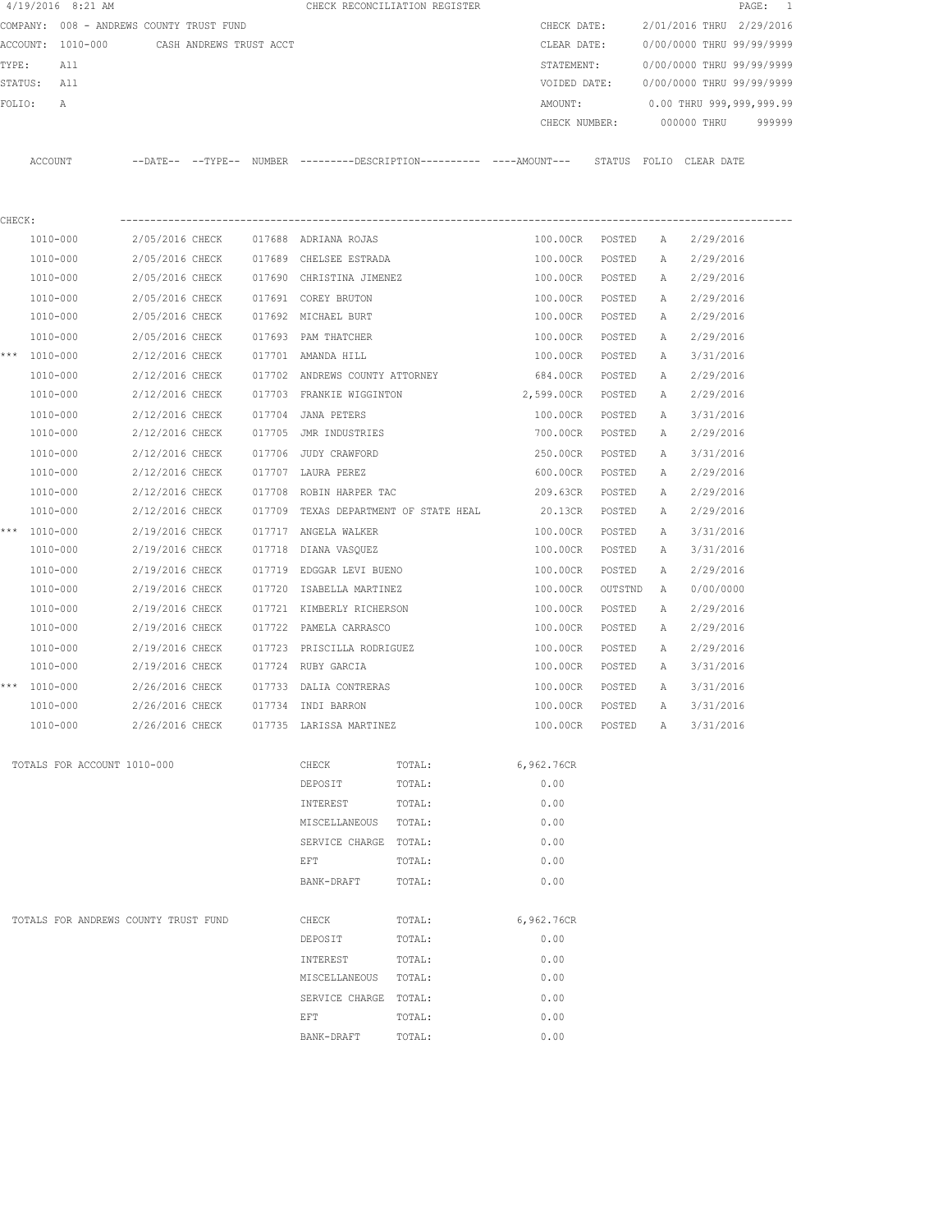4/19/2016 8:21 AM CHECK RECONCILIATION REGISTER PAGE: 1

COMPANY: 008 - ANDREWS COUNTY TRUST FUND
ACCOUNT: 1010-000 CASH ANDREWS TRUST ACCT
TYPE: All
STATUS: All
FOLIO: A

CHECK DATE: 2/01/2016 THRU 2/29/2016
CLEAR DATE: 0/00/0000 THRU 99/99/9999
STATEMENT: 0/00/0000 THRU 99/99/9999
VOIDED DATE: 0/00/0000 THRU 99/99/9999
AMOUNT: 0.00 THRU 999,999,999.99
CHECK NUMBER: 000000 THRU 999999

CHECK:

| | ACCOUNT | --DATE-- | --TYPE-- | NUMBER | ---------DESCRIPTION---------- | ----AMOUNT--- | STATUS | FOLIO | CLEAR DATE |
|---|---|---|---|---|---|---|---|---|---|
| | 1010-000 | 2/05/2016 | CHECK | 017688 | ADRIANA ROJAS | 100.00CR | POSTED | A | 2/29/2016 |
| | 1010-000 | 2/05/2016 | CHECK | 017689 | CHELSEE ESTRADA | 100.00CR | POSTED | A | 2/29/2016 |
| | 1010-000 | 2/05/2016 | CHECK | 017690 | CHRISTINA JIMENEZ | 100.00CR | POSTED | A | 2/29/2016 |
| | 1010-000 | 2/05/2016 | CHECK | 017691 | COREY BRUTON | 100.00CR | POSTED | A | 2/29/2016 |
| | 1010-000 | 2/05/2016 | CHECK | 017692 | MICHAEL BURT | 100.00CR | POSTED | A | 2/29/2016 |
| | 1010-000 | 2/05/2016 | CHECK | 017693 | PAM THATCHER | 100.00CR | POSTED | A | 2/29/2016 |
| *** | 1010-000 | 2/12/2016 | CHECK | 017701 | AMANDA HILL | 100.00CR | POSTED | A | 3/31/2016 |
| | 1010-000 | 2/12/2016 | CHECK | 017702 | ANDREWS COUNTY ATTORNEY | 684.00CR | POSTED | A | 2/29/2016 |
| | 1010-000 | 2/12/2016 | CHECK | 017703 | FRANKIE WIGGINTON | 2,599.00CR | POSTED | A | 2/29/2016 |
| | 1010-000 | 2/12/2016 | CHECK | 017704 | JANA PETERS | 100.00CR | POSTED | A | 3/31/2016 |
| | 1010-000 | 2/12/2016 | CHECK | 017705 | JMR INDUSTRIES | 700.00CR | POSTED | A | 2/29/2016 |
| | 1010-000 | 2/12/2016 | CHECK | 017706 | JUDY CRAWFORD | 250.00CR | POSTED | A | 3/31/2016 |
| | 1010-000 | 2/12/2016 | CHECK | 017707 | LAURA PEREZ | 600.00CR | POSTED | A | 2/29/2016 |
| | 1010-000 | 2/12/2016 | CHECK | 017708 | ROBIN HARPER TAC | 209.63CR | POSTED | A | 2/29/2016 |
| | 1010-000 | 2/12/2016 | CHECK | 017709 | TEXAS DEPARTMENT OF STATE HEAL | 20.13CR | POSTED | A | 2/29/2016 |
| *** | 1010-000 | 2/19/2016 | CHECK | 017717 | ANGELA WALKER | 100.00CR | POSTED | A | 3/31/2016 |
| | 1010-000 | 2/19/2016 | CHECK | 017718 | DIANA VASQUEZ | 100.00CR | POSTED | A | 3/31/2016 |
| | 1010-000 | 2/19/2016 | CHECK | 017719 | EDGGAR LEVI BUENO | 100.00CR | POSTED | A | 2/29/2016 |
| | 1010-000 | 2/19/2016 | CHECK | 017720 | ISABELLA MARTINEZ | 100.00CR | OUTSTND | A | 0/00/0000 |
| | 1010-000 | 2/19/2016 | CHECK | 017721 | KIMBERLY RICHERSON | 100.00CR | POSTED | A | 2/29/2016 |
| | 1010-000 | 2/19/2016 | CHECK | 017722 | PAMELA CARRASCO | 100.00CR | POSTED | A | 2/29/2016 |
| | 1010-000 | 2/19/2016 | CHECK | 017723 | PRISCILLA RODRIGUEZ | 100.00CR | POSTED | A | 2/29/2016 |
| | 1010-000 | 2/19/2016 | CHECK | 017724 | RUBY GARCIA | 100.00CR | POSTED | A | 3/31/2016 |
| *** | 1010-000 | 2/26/2016 | CHECK | 017733 | DALIA CONTRERAS | 100.00CR | POSTED | A | 3/31/2016 |
| | 1010-000 | 2/26/2016 | CHECK | 017734 | INDI BARRON | 100.00CR | POSTED | A | 3/31/2016 |
| | 1010-000 | 2/26/2016 | CHECK | 017735 | LARISSA MARTINEZ | 100.00CR | POSTED | A | 3/31/2016 |

| TOTALS FOR ACCOUNT 1010-000 | | | |
|---|---|---|---|
| | CHECK | TOTAL: | 6,962.76CR |
| | DEPOSIT | TOTAL: | 0.00 |
| | INTEREST | TOTAL: | 0.00 |
| | MISCELLANEOUS | TOTAL: | 0.00 |
| | SERVICE CHARGE | TOTAL: | 0.00 |
| | EFT | TOTAL: | 0.00 |
| | BANK-DRAFT | TOTAL: | 0.00 |

| TOTALS FOR ANDREWS COUNTY TRUST FUND | | | |
|---|---|---|---|
| | CHECK | TOTAL: | 6,962.76CR |
| | DEPOSIT | TOTAL: | 0.00 |
| | INTEREST | TOTAL: | 0.00 |
| | MISCELLANEOUS | TOTAL: | 0.00 |
| | SERVICE CHARGE | TOTAL: | 0.00 |
| | EFT | TOTAL: | 0.00 |
| | BANK-DRAFT | TOTAL: | 0.00 |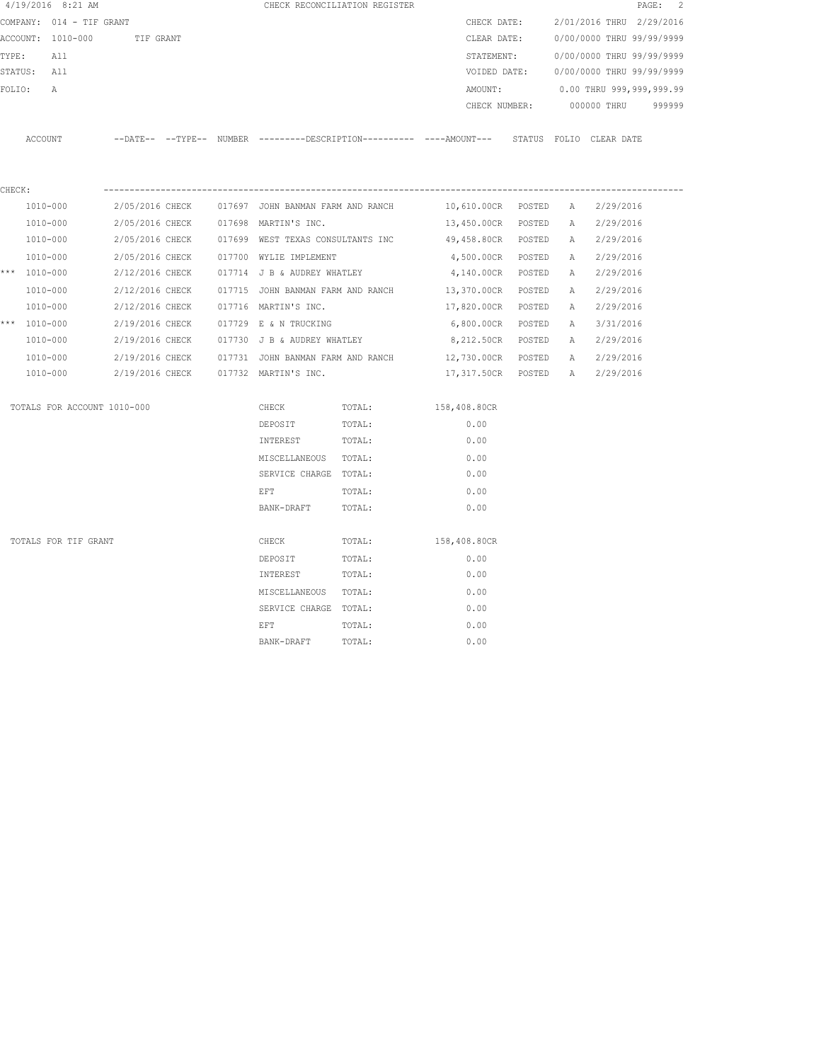4/19/2016 8:21 AM CHECK RECONCILIATION REGISTER

COMPANY: 014 - TIF GRANT
ACCOUNT: 1010-000 TIF GRANT
TYPE: All
STATUS: All
FOLIO: A

CHECK DATE: 2/01/2016 THRU 2/29/2016
CLEAR DATE: 0/00/0000 THRU 99/99/9999
STATEMENT: 0/00/0000 THRU 99/99/9999
VOIDED DATE: 0/00/0000 THRU 99/99/9999
AMOUNT: 0.00 THRU 999,999,999.99
CHECK NUMBER: 000000 THRU 999999

| ACCOUNT | --DATE-- | --TYPE-- | NUMBER | ---------DESCRIPTION---------- | ----AMOUNT--- | STATUS | FOLIO | CLEAR DATE |
|---|---|---|---|---|---|---|---|---|
| CHECK: | | | | | | | | |
| 1010-000 | 2/05/2016 | CHECK | 017697 | JOHN BANMAN FARM AND RANCH | 10,610.00CR | POSTED | A | 2/29/2016 |
| 1010-000 | 2/05/2016 | CHECK | 017698 | MARTIN'S INC. | 13,450.00CR | POSTED | A | 2/29/2016 |
| 1010-000 | 2/05/2016 | CHECK | 017699 | WEST TEXAS CONSULTANTS INC | 49,458.80CR | POSTED | A | 2/29/2016 |
| 1010-000 | 2/05/2016 | CHECK | 017700 | WYLIE IMPLEMENT | 4,500.00CR | POSTED | A | 2/29/2016 |
| *** 1010-000 | 2/12/2016 | CHECK | 017714 | J B & AUDREY WHATLEY | 4,140.00CR | POSTED | A | 2/29/2016 |
| 1010-000 | 2/12/2016 | CHECK | 017715 | JOHN BANMAN FARM AND RANCH | 13,370.00CR | POSTED | A | 2/29/2016 |
| 1010-000 | 2/12/2016 | CHECK | 017716 | MARTIN'S INC. | 17,820.00CR | POSTED | A | 2/29/2016 |
| *** 1010-000 | 2/19/2016 | CHECK | 017729 | E & N TRUCKING | 6,800.00CR | POSTED | A | 3/31/2016 |
| 1010-000 | 2/19/2016 | CHECK | 017730 | J B & AUDREY WHATLEY | 8,212.50CR | POSTED | A | 2/29/2016 |
| 1010-000 | 2/19/2016 | CHECK | 017731 | JOHN BANMAN FARM AND RANCH | 12,730.00CR | POSTED | A | 2/29/2016 |
| 1010-000 | 2/19/2016 | CHECK | 017732 | MARTIN'S INC. | 17,317.50CR | POSTED | A | 2/29/2016 |

| TOTALS FOR ACCOUNT 1010-000 | | | |
|---|---|---|---|
| | CHECK | TOTAL: | 158,408.80CR |
| | DEPOSIT | TOTAL: | 0.00 |
| | INTEREST | TOTAL: | 0.00 |
| | MISCELLANEOUS | TOTAL: | 0.00 |
| | SERVICE CHARGE | TOTAL: | 0.00 |
| | EFT | TOTAL: | 0.00 |
| | BANK-DRAFT | TOTAL: | 0.00 |

| TOTALS FOR TIF GRANT | | | |
|---|---|---|---|
| | CHECK | TOTAL: | 158,408.80CR |
| | DEPOSIT | TOTAL: | 0.00 |
| | INTEREST | TOTAL: | 0.00 |
| | MISCELLANEOUS | TOTAL: | 0.00 |
| | SERVICE CHARGE | TOTAL: | 0.00 |
| | EFT | TOTAL: | 0.00 |
| | BANK-DRAFT | TOTAL: | 0.00 |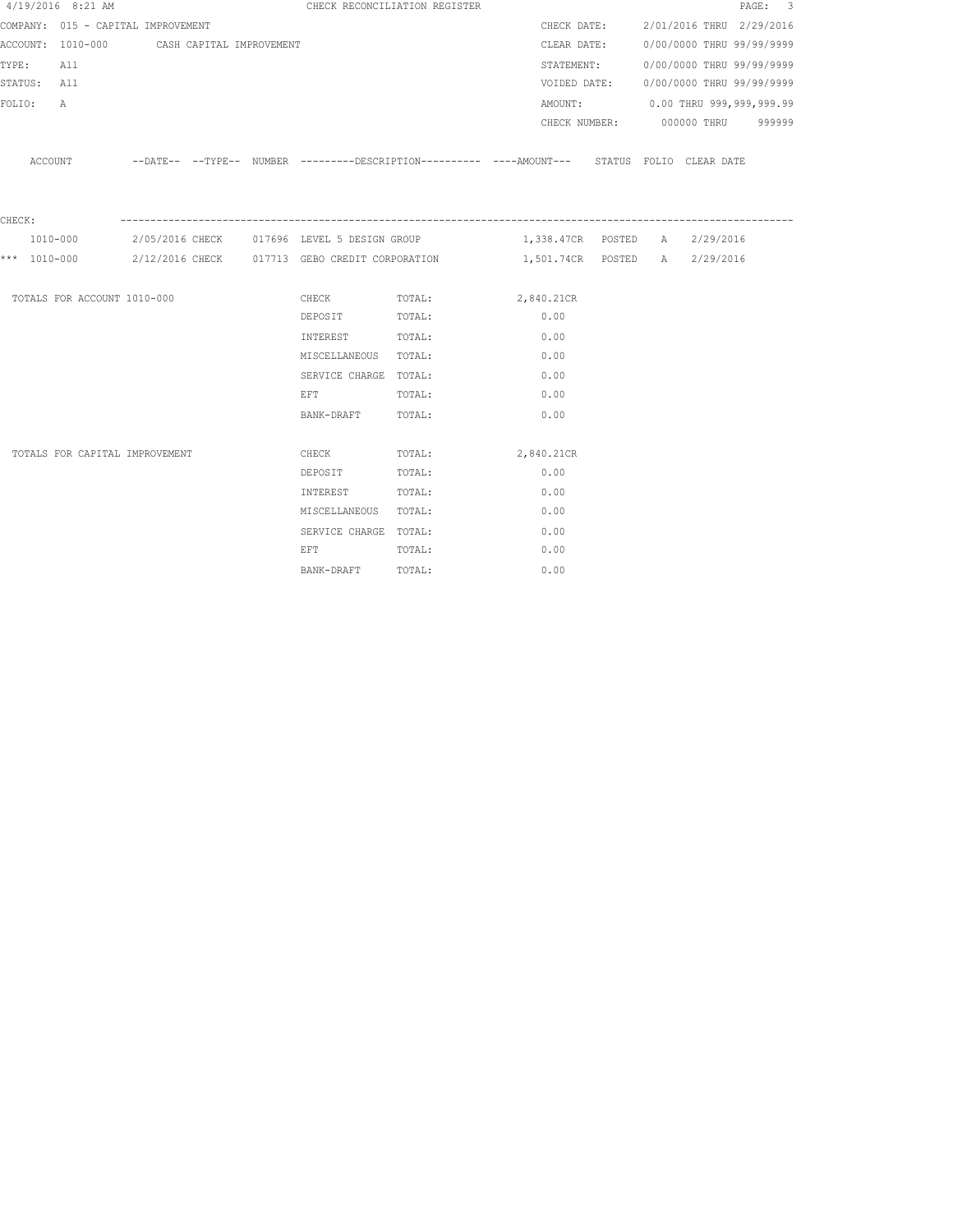4/19/2016 8:21 AM CHECK RECONCILIATION REGISTER

COMPANY: 015 - CAPITAL IMPROVEMENT

ACCOUNT: 1010-000 CASH CAPITAL IMPROVEMENT

TYPE: All

STATUS: All

FOLIO: A

CHECK DATE: 2/01/2016 THRU 2/29/2016

CLEAR DATE: 0/00/0000 THRU 99/99/9999

STATEMENT: 0/00/0000 THRU 99/99/9999

VOIDED DATE: 0/00/0000 THRU 99/99/9999

AMOUNT: 0.00 THRU 999,999,999.99

CHECK NUMBER: 000000 THRU 999999

| | ACCOUNT | DATE | TYPE | NUMBER | DESCRIPTION | AMOUNT | STATUS | FOLIO | CLEAR DATE |
|---|---|---|---|---|---|---|---|---|---|
| CHECK: | | | | | | | | | |
| | 1010-000 | 2/05/2016 | CHECK | 017696 | LEVEL 5 DESIGN GROUP | 1,338.47CR | POSTED | A | 2/29/2016 |
| *** | 1010-000 | 2/12/2016 | CHECK | 017713 | GEBO CREDIT CORPORATION | 1,501.74CR | POSTED | A | 2/29/2016 |

| TOTALS FOR ACCOUNT 1010-000 | | | |
|---|---|---|---|
| | CHECK | TOTAL: | 2,840.21CR |
| | DEPOSIT | TOTAL: | 0.00 |
| | INTEREST | TOTAL: | 0.00 |
| | MISCELLANEOUS | TOTAL: | 0.00 |
| | SERVICE CHARGE | TOTAL: | 0.00 |
| | EFT | TOTAL: | 0.00 |
| | BANK-DRAFT | TOTAL: | 0.00 |

| TOTALS FOR CAPITAL IMPROVEMENT | | | |
|---|---|---|---|
| | CHECK | TOTAL: | 2,840.21CR |
| | DEPOSIT | TOTAL: | 0.00 |
| | INTEREST | TOTAL: | 0.00 |
| | MISCELLANEOUS | TOTAL: | 0.00 |
| | SERVICE CHARGE | TOTAL: | 0.00 |
| | EFT | TOTAL: | 0.00 |
| | BANK-DRAFT | TOTAL: | 0.00 |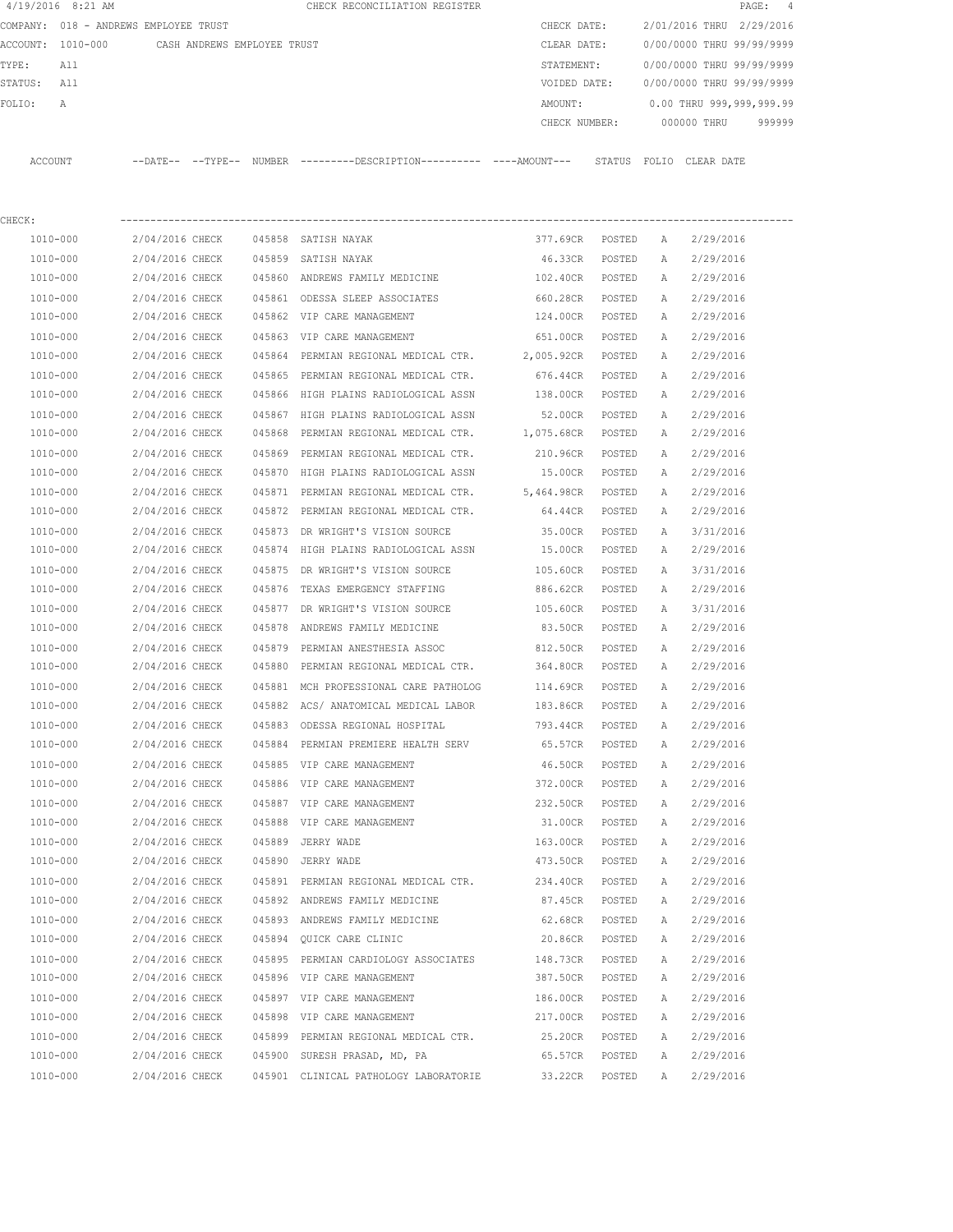4/19/2016 8:21 AM CHECK RECONCILIATION REGISTER

COMPANY: 018 - ANDREWS EMPLOYEE TRUST

ACCOUNT: 1010-000 CASH ANDREWS EMPLOYEE TRUST

TYPE: All

STATUS: All

FOLIO: A

CHECK DATE: 2/01/2016 THRU 2/29/2016

CLEAR DATE: 0/00/0000 THRU 99/99/9999

STATEMENT: 0/00/0000 THRU 99/99/9999

VOIDED DATE: 0/00/0000 THRU 99/99/9999

AMOUNT: 0.00 THRU 999,999,999.99

CHECK NUMBER: 000000 THRU 999999

CHECK:

| ACCOUNT | --DATE-- | --TYPE-- | NUMBER | ---------DESCRIPTION---------- | ----AMOUNT--- | STATUS | FOLIO | CLEAR DATE |
|---|---|---|---|---|---|---|---|---|
| 1010-000 | 2/04/2016 | CHECK | 045858 | SATISH NAYAK | 377.69CR | POSTED | A | 2/29/2016 |
| 1010-000 | 2/04/2016 | CHECK | 045859 | SATISH NAYAK | 46.33CR | POSTED | A | 2/29/2016 |
| 1010-000 | 2/04/2016 | CHECK | 045860 | ANDREWS FAMILY MEDICINE | 102.40CR | POSTED | A | 2/29/2016 |
| 1010-000 | 2/04/2016 | CHECK | 045861 | ODESSA SLEEP ASSOCIATES | 660.28CR | POSTED | A | 2/29/2016 |
| 1010-000 | 2/04/2016 | CHECK | 045862 | VIP CARE MANAGEMENT | 124.00CR | POSTED | A | 2/29/2016 |
| 1010-000 | 2/04/2016 | CHECK | 045863 | VIP CARE MANAGEMENT | 651.00CR | POSTED | A | 2/29/2016 |
| 1010-000 | 2/04/2016 | CHECK | 045864 | PERMIAN REGIONAL MEDICAL CTR. | 2,005.92CR | POSTED | A | 2/29/2016 |
| 1010-000 | 2/04/2016 | CHECK | 045865 | PERMIAN REGIONAL MEDICAL CTR. | 676.44CR | POSTED | A | 2/29/2016 |
| 1010-000 | 2/04/2016 | CHECK | 045866 | HIGH PLAINS RADIOLOGICAL ASSN | 138.00CR | POSTED | A | 2/29/2016 |
| 1010-000 | 2/04/2016 | CHECK | 045867 | HIGH PLAINS RADIOLOGICAL ASSN | 52.00CR | POSTED | A | 2/29/2016 |
| 1010-000 | 2/04/2016 | CHECK | 045868 | PERMIAN REGIONAL MEDICAL CTR. | 1,075.68CR | POSTED | A | 2/29/2016 |
| 1010-000 | 2/04/2016 | CHECK | 045869 | PERMIAN REGIONAL MEDICAL CTR. | 210.96CR | POSTED | A | 2/29/2016 |
| 1010-000 | 2/04/2016 | CHECK | 045870 | HIGH PLAINS RADIOLOGICAL ASSN | 15.00CR | POSTED | A | 2/29/2016 |
| 1010-000 | 2/04/2016 | CHECK | 045871 | PERMIAN REGIONAL MEDICAL CTR. | 5,464.98CR | POSTED | A | 2/29/2016 |
| 1010-000 | 2/04/2016 | CHECK | 045872 | PERMIAN REGIONAL MEDICAL CTR. | 64.44CR | POSTED | A | 2/29/2016 |
| 1010-000 | 2/04/2016 | CHECK | 045873 | DR WRIGHT'S VISION SOURCE | 35.00CR | POSTED | A | 3/31/2016 |
| 1010-000 | 2/04/2016 | CHECK | 045874 | HIGH PLAINS RADIOLOGICAL ASSN | 15.00CR | POSTED | A | 2/29/2016 |
| 1010-000 | 2/04/2016 | CHECK | 045875 | DR WRIGHT'S VISION SOURCE | 105.60CR | POSTED | A | 3/31/2016 |
| 1010-000 | 2/04/2016 | CHECK | 045876 | TEXAS EMERGENCY STAFFING | 886.62CR | POSTED | A | 2/29/2016 |
| 1010-000 | 2/04/2016 | CHECK | 045877 | DR WRIGHT'S VISION SOURCE | 105.60CR | POSTED | A | 3/31/2016 |
| 1010-000 | 2/04/2016 | CHECK | 045878 | ANDREWS FAMILY MEDICINE | 83.50CR | POSTED | A | 2/29/2016 |
| 1010-000 | 2/04/2016 | CHECK | 045879 | PERMIAN ANESTHESIA ASSOC | 812.50CR | POSTED | A | 2/29/2016 |
| 1010-000 | 2/04/2016 | CHECK | 045880 | PERMIAN REGIONAL MEDICAL CTR. | 364.80CR | POSTED | A | 2/29/2016 |
| 1010-000 | 2/04/2016 | CHECK | 045881 | MCH PROFESSIONAL CARE PATHOLOG | 114.69CR | POSTED | A | 2/29/2016 |
| 1010-000 | 2/04/2016 | CHECK | 045882 | ACS/ ANATOMICAL MEDICAL LABOR | 183.86CR | POSTED | A | 2/29/2016 |
| 1010-000 | 2/04/2016 | CHECK | 045883 | ODESSA REGIONAL HOSPITAL | 793.44CR | POSTED | A | 2/29/2016 |
| 1010-000 | 2/04/2016 | CHECK | 045884 | PERMIAN PREMIERE HEALTH SERV | 65.57CR | POSTED | A | 2/29/2016 |
| 1010-000 | 2/04/2016 | CHECK | 045885 | VIP CARE MANAGEMENT | 46.50CR | POSTED | A | 2/29/2016 |
| 1010-000 | 2/04/2016 | CHECK | 045886 | VIP CARE MANAGEMENT | 372.00CR | POSTED | A | 2/29/2016 |
| 1010-000 | 2/04/2016 | CHECK | 045887 | VIP CARE MANAGEMENT | 232.50CR | POSTED | A | 2/29/2016 |
| 1010-000 | 2/04/2016 | CHECK | 045888 | VIP CARE MANAGEMENT | 31.00CR | POSTED | A | 2/29/2016 |
| 1010-000 | 2/04/2016 | CHECK | 045889 | JERRY WADE | 163.00CR | POSTED | A | 2/29/2016 |
| 1010-000 | 2/04/2016 | CHECK | 045890 | JERRY WADE | 473.50CR | POSTED | A | 2/29/2016 |
| 1010-000 | 2/04/2016 | CHECK | 045891 | PERMIAN REGIONAL MEDICAL CTR. | 234.40CR | POSTED | A | 2/29/2016 |
| 1010-000 | 2/04/2016 | CHECK | 045892 | ANDREWS FAMILY MEDICINE | 87.45CR | POSTED | A | 2/29/2016 |
| 1010-000 | 2/04/2016 | CHECK | 045893 | ANDREWS FAMILY MEDICINE | 62.68CR | POSTED | A | 2/29/2016 |
| 1010-000 | 2/04/2016 | CHECK | 045894 | QUICK CARE CLINIC | 20.86CR | POSTED | A | 2/29/2016 |
| 1010-000 | 2/04/2016 | CHECK | 045895 | PERMIAN CARDIOLOGY ASSOCIATES | 148.73CR | POSTED | A | 2/29/2016 |
| 1010-000 | 2/04/2016 | CHECK | 045896 | VIP CARE MANAGEMENT | 387.50CR | POSTED | A | 2/29/2016 |
| 1010-000 | 2/04/2016 | CHECK | 045897 | VIP CARE MANAGEMENT | 186.00CR | POSTED | A | 2/29/2016 |
| 1010-000 | 2/04/2016 | CHECK | 045898 | VIP CARE MANAGEMENT | 217.00CR | POSTED | A | 2/29/2016 |
| 1010-000 | 2/04/2016 | CHECK | 045899 | PERMIAN REGIONAL MEDICAL CTR. | 25.20CR | POSTED | A | 2/29/2016 |
| 1010-000 | 2/04/2016 | CHECK | 045900 | SURESH PRASAD, MD, PA | 65.57CR | POSTED | A | 2/29/2016 |
| 1010-000 | 2/04/2016 | CHECK | 045901 | CLINICAL PATHOLOGY LABORATORIE | 33.22CR | POSTED | A | 2/29/2016 |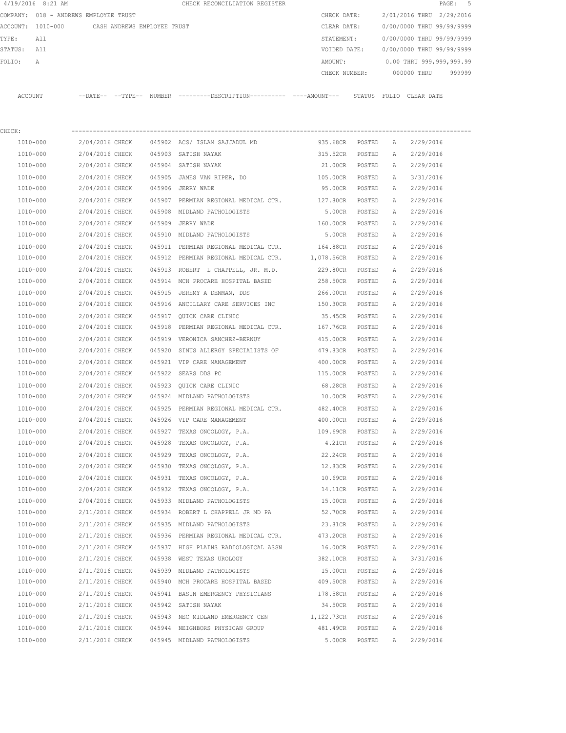4/19/2016 8:21 AM CHECK RECONCILIATION REGISTER

COMPANY: 018 - ANDREWS EMPLOYEE TRUST
ACCOUNT: 1010-000 CASH ANDREWS EMPLOYEE TRUST
TYPE: All
STATUS: All
FOLIO: A

CHECK DATE: 2/01/2016 THRU 2/29/2016
CLEAR DATE: 0/00/0000 THRU 99/99/9999
STATEMENT: 0/00/0000 THRU 99/99/9999
VOIDED DATE: 0/00/0000 THRU 99/99/9999
AMOUNT: 0.00 THRU 999,999,999.99
CHECK NUMBER: 000000 THRU 999999

CHECK:

| ACCOUNT | --DATE-- | --TYPE-- | NUMBER | ---------DESCRIPTION---------- | ----AMOUNT--- | STATUS | FOLIO | CLEAR DATE |
|---|---|---|---|---|---|---|---|---|
| 1010-000 | 2/04/2016 | CHECK | 045902 | ACS/ ISLAM SAJJADUL MD | 935.68CR | POSTED | A | 2/29/2016 |
| 1010-000 | 2/04/2016 | CHECK | 045903 | SATISH NAYAK | 315.52CR | POSTED | A | 2/29/2016 |
| 1010-000 | 2/04/2016 | CHECK | 045904 | SATISH NAYAK | 21.00CR | POSTED | A | 2/29/2016 |
| 1010-000 | 2/04/2016 | CHECK | 045905 | JAMES VAN RIPER, DO | 105.00CR | POSTED | A | 3/31/2016 |
| 1010-000 | 2/04/2016 | CHECK | 045906 | JERRY WADE | 95.00CR | POSTED | A | 2/29/2016 |
| 1010-000 | 2/04/2016 | CHECK | 045907 | PERMIAN REGIONAL MEDICAL CTR. | 127.80CR | POSTED | A | 2/29/2016 |
| 1010-000 | 2/04/2016 | CHECK | 045908 | MIDLAND PATHOLOGISTS | 5.00CR | POSTED | A | 2/29/2016 |
| 1010-000 | 2/04/2016 | CHECK | 045909 | JERRY WADE | 160.00CR | POSTED | A | 2/29/2016 |
| 1010-000 | 2/04/2016 | CHECK | 045910 | MIDLAND PATHOLOGISTS | 5.00CR | POSTED | A | 2/29/2016 |
| 1010-000 | 2/04/2016 | CHECK | 045911 | PERMIAN REGIONAL MEDICAL CTR. | 164.88CR | POSTED | A | 2/29/2016 |
| 1010-000 | 2/04/2016 | CHECK | 045912 | PERMIAN REGIONAL MEDICAL CTR. | 1,078.56CR | POSTED | A | 2/29/2016 |
| 1010-000 | 2/04/2016 | CHECK | 045913 | ROBERT L CHAPPELL, JR. M.D. | 229.80CR | POSTED | A | 2/29/2016 |
| 1010-000 | 2/04/2016 | CHECK | 045914 | MCH PROCARE HOSPITAL BASED | 258.50CR | POSTED | A | 2/29/2016 |
| 1010-000 | 2/04/2016 | CHECK | 045915 | JEREMY A DENMAN, DDS | 266.00CR | POSTED | A | 2/29/2016 |
| 1010-000 | 2/04/2016 | CHECK | 045916 | ANCILLARY CARE SERVICES INC | 150.30CR | POSTED | A | 2/29/2016 |
| 1010-000 | 2/04/2016 | CHECK | 045917 | QUICK CARE CLINIC | 35.45CR | POSTED | A | 2/29/2016 |
| 1010-000 | 2/04/2016 | CHECK | 045918 | PERMIAN REGIONAL MEDICAL CTR. | 167.76CR | POSTED | A | 2/29/2016 |
| 1010-000 | 2/04/2016 | CHECK | 045919 | VERONICA SANCHEZ-BERNUY | 415.00CR | POSTED | A | 2/29/2016 |
| 1010-000 | 2/04/2016 | CHECK | 045920 | SINUS ALLERGY SPECIALISTS OF | 479.83CR | POSTED | A | 2/29/2016 |
| 1010-000 | 2/04/2016 | CHECK | 045921 | VIP CARE MANAGEMENT | 400.00CR | POSTED | A | 2/29/2016 |
| 1010-000 | 2/04/2016 | CHECK | 045922 | SEARS DDS PC | 115.00CR | POSTED | A | 2/29/2016 |
| 1010-000 | 2/04/2016 | CHECK | 045923 | QUICK CARE CLINIC | 68.28CR | POSTED | A | 2/29/2016 |
| 1010-000 | 2/04/2016 | CHECK | 045924 | MIDLAND PATHOLOGISTS | 10.00CR | POSTED | A | 2/29/2016 |
| 1010-000 | 2/04/2016 | CHECK | 045925 | PERMIAN REGIONAL MEDICAL CTR. | 482.40CR | POSTED | A | 2/29/2016 |
| 1010-000 | 2/04/2016 | CHECK | 045926 | VIP CARE MANAGEMENT | 400.00CR | POSTED | A | 2/29/2016 |
| 1010-000 | 2/04/2016 | CHECK | 045927 | TEXAS ONCOLOGY, P.A. | 109.69CR | POSTED | A | 2/29/2016 |
| 1010-000 | 2/04/2016 | CHECK | 045928 | TEXAS ONCOLOGY, P.A. | 4.21CR | POSTED | A | 2/29/2016 |
| 1010-000 | 2/04/2016 | CHECK | 045929 | TEXAS ONCOLOGY, P.A. | 22.24CR | POSTED | A | 2/29/2016 |
| 1010-000 | 2/04/2016 | CHECK | 045930 | TEXAS ONCOLOGY, P.A. | 12.83CR | POSTED | A | 2/29/2016 |
| 1010-000 | 2/04/2016 | CHECK | 045931 | TEXAS ONCOLOGY, P.A. | 10.69CR | POSTED | A | 2/29/2016 |
| 1010-000 | 2/04/2016 | CHECK | 045932 | TEXAS ONCOLOGY, P.A. | 14.11CR | POSTED | A | 2/29/2016 |
| 1010-000 | 2/04/2016 | CHECK | 045933 | MIDLAND PATHOLOGISTS | 15.00CR | POSTED | A | 2/29/2016 |
| 1010-000 | 2/11/2016 | CHECK | 045934 | ROBERT L CHAPPELL JR MD PA | 52.70CR | POSTED | A | 2/29/2016 |
| 1010-000 | 2/11/2016 | CHECK | 045935 | MIDLAND PATHOLOGISTS | 23.81CR | POSTED | A | 2/29/2016 |
| 1010-000 | 2/11/2016 | CHECK | 045936 | PERMIAN REGIONAL MEDICAL CTR. | 473.20CR | POSTED | A | 2/29/2016 |
| 1010-000 | 2/11/2016 | CHECK | 045937 | HIGH PLAINS RADIOLOGICAL ASSN | 16.00CR | POSTED | A | 2/29/2016 |
| 1010-000 | 2/11/2016 | CHECK | 045938 | WEST TEXAS UROLOGY | 382.10CR | POSTED | A | 3/31/2016 |
| 1010-000 | 2/11/2016 | CHECK | 045939 | MIDLAND PATHOLOGISTS | 15.00CR | POSTED | A | 2/29/2016 |
| 1010-000 | 2/11/2016 | CHECK | 045940 | MCH PROCARE HOSPITAL BASED | 409.50CR | POSTED | A | 2/29/2016 |
| 1010-000 | 2/11/2016 | CHECK | 045941 | BASIN EMERGENCY PHYSICIANS | 178.58CR | POSTED | A | 2/29/2016 |
| 1010-000 | 2/11/2016 | CHECK | 045942 | SATISH NAYAK | 34.50CR | POSTED | A | 2/29/2016 |
| 1010-000 | 2/11/2016 | CHECK | 045943 | NEC MIDLAND EMERGENCY CEN | 1,122.73CR | POSTED | A | 2/29/2016 |
| 1010-000 | 2/11/2016 | CHECK | 045944 | NEIGHBORS PHYSICAN GROUP | 481.49CR | POSTED | A | 2/29/2016 |
| 1010-000 | 2/11/2016 | CHECK | 045945 | MIDLAND PATHOLOGISTS | 5.00CR | POSTED | A | 2/29/2016 |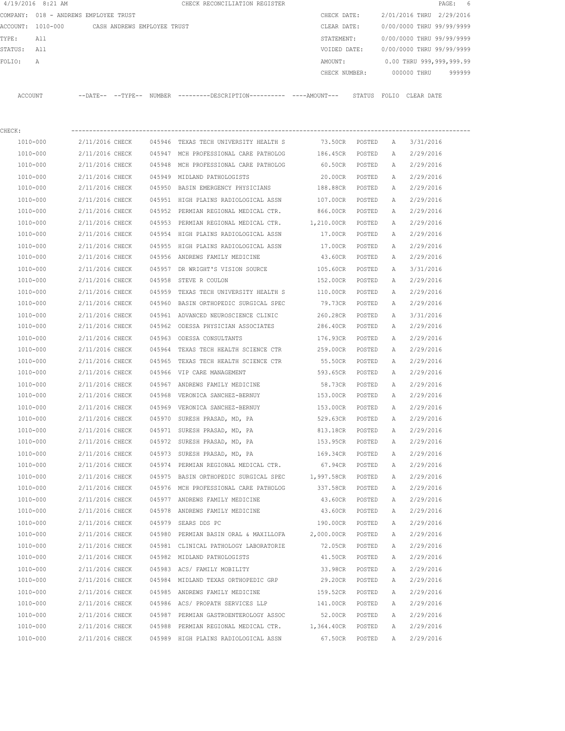4/19/2016 8:21 AM CHECK RECONCILIATION REGISTER

COMPANY: 018 - ANDREWS EMPLOYEE TRUST
ACCOUNT: 1010-000 CASH ANDREWS EMPLOYEE TRUST
TYPE: All
STATUS: All
FOLIO: A

CHECK DATE: 2/01/2016 THRU 2/29/2016
CLEAR DATE: 0/00/0000 THRU 99/99/9999
STATEMENT: 0/00/0000 THRU 99/99/9999
VOIDED DATE: 0/00/0000 THRU 99/99/9999
AMOUNT: 0.00 THRU 999,999,999.99
CHECK NUMBER: 000000 THRU 999999

CHECK:

| ACCOUNT | --DATE-- | --TYPE-- | NUMBER | ---------DESCRIPTION---------- | ----AMOUNT--- | STATUS | FOLIO | CLEAR DATE |
|---|---|---|---|---|---|---|---|---|
| 1010-000 | 2/11/2016 | CHECK | 045946 | TEXAS TECH UNIVERSITY HEALTH S | 73.50CR | POSTED | A | 3/31/2016 |
| 1010-000 | 2/11/2016 | CHECK | 045947 | MCH PROFESSIONAL CARE PATHOLOG | 186.45CR | POSTED | A | 2/29/2016 |
| 1010-000 | 2/11/2016 | CHECK | 045948 | MCH PROFESSIONAL CARE PATHOLOG | 60.50CR | POSTED | A | 2/29/2016 |
| 1010-000 | 2/11/2016 | CHECK | 045949 | MIDLAND PATHOLOGISTS | 20.00CR | POSTED | A | 2/29/2016 |
| 1010-000 | 2/11/2016 | CHECK | 045950 | BASIN EMERGENCY PHYSICIANS | 188.88CR | POSTED | A | 2/29/2016 |
| 1010-000 | 2/11/2016 | CHECK | 045951 | HIGH PLAINS RADIOLOGICAL ASSN | 107.00CR | POSTED | A | 2/29/2016 |
| 1010-000 | 2/11/2016 | CHECK | 045952 | PERMIAN REGIONAL MEDICAL CTR. | 866.00CR | POSTED | A | 2/29/2016 |
| 1010-000 | 2/11/2016 | CHECK | 045953 | PERMIAN REGIONAL MEDICAL CTR. | 1,210.00CR | POSTED | A | 2/29/2016 |
| 1010-000 | 2/11/2016 | CHECK | 045954 | HIGH PLAINS RADIOLOGICAL ASSN | 17.00CR | POSTED | A | 2/29/2016 |
| 1010-000 | 2/11/2016 | CHECK | 045955 | HIGH PLAINS RADIOLOGICAL ASSN | 17.00CR | POSTED | A | 2/29/2016 |
| 1010-000 | 2/11/2016 | CHECK | 045956 | ANDREWS FAMILY MEDICINE | 43.60CR | POSTED | A | 2/29/2016 |
| 1010-000 | 2/11/2016 | CHECK | 045957 | DR WRIGHT'S VISION SOURCE | 105.60CR | POSTED | A | 3/31/2016 |
| 1010-000 | 2/11/2016 | CHECK | 045958 | STEVE R COULON | 152.00CR | POSTED | A | 2/29/2016 |
| 1010-000 | 2/11/2016 | CHECK | 045959 | TEXAS TECH UNIVERSITY HEALTH S | 110.00CR | POSTED | A | 2/29/2016 |
| 1010-000 | 2/11/2016 | CHECK | 045960 | BASIN ORTHOPEDIC SURGICAL SPEC | 79.73CR | POSTED | A | 2/29/2016 |
| 1010-000 | 2/11/2016 | CHECK | 045961 | ADVANCED NEUROSCIENCE CLINIC | 260.28CR | POSTED | A | 3/31/2016 |
| 1010-000 | 2/11/2016 | CHECK | 045962 | ODESSA PHYSICIAN ASSOCIATES | 286.40CR | POSTED | A | 2/29/2016 |
| 1010-000 | 2/11/2016 | CHECK | 045963 | ODESSA CONSULTANTS | 176.93CR | POSTED | A | 2/29/2016 |
| 1010-000 | 2/11/2016 | CHECK | 045964 | TEXAS TECH HEALTH SCIENCE CTR | 259.00CR | POSTED | A | 2/29/2016 |
| 1010-000 | 2/11/2016 | CHECK | 045965 | TEXAS TECH HEALTH SCIENCE CTR | 55.50CR | POSTED | A | 2/29/2016 |
| 1010-000 | 2/11/2016 | CHECK | 045966 | VIP CARE MANAGEMENT | 593.65CR | POSTED | A | 2/29/2016 |
| 1010-000 | 2/11/2016 | CHECK | 045967 | ANDREWS FAMILY MEDICINE | 58.73CR | POSTED | A | 2/29/2016 |
| 1010-000 | 2/11/2016 | CHECK | 045968 | VERONICA SANCHEZ-BERNUY | 153.00CR | POSTED | A | 2/29/2016 |
| 1010-000 | 2/11/2016 | CHECK | 045969 | VERONICA SANCHEZ-BERNUY | 153.00CR | POSTED | A | 2/29/2016 |
| 1010-000 | 2/11/2016 | CHECK | 045970 | SURESH PRASAD, MD, PA | 529.63CR | POSTED | A | 2/29/2016 |
| 1010-000 | 2/11/2016 | CHECK | 045971 | SURESH PRASAD, MD, PA | 813.18CR | POSTED | A | 2/29/2016 |
| 1010-000 | 2/11/2016 | CHECK | 045972 | SURESH PRASAD, MD, PA | 153.95CR | POSTED | A | 2/29/2016 |
| 1010-000 | 2/11/2016 | CHECK | 045973 | SURESH PRASAD, MD, PA | 169.34CR | POSTED | A | 2/29/2016 |
| 1010-000 | 2/11/2016 | CHECK | 045974 | PERMIAN REGIONAL MEDICAL CTR. | 67.94CR | POSTED | A | 2/29/2016 |
| 1010-000 | 2/11/2016 | CHECK | 045975 | BASIN ORTHOPEDIC SURGICAL SPEC | 1,997.58CR | POSTED | A | 2/29/2016 |
| 1010-000 | 2/11/2016 | CHECK | 045976 | MCH PROFESSIONAL CARE PATHOLOG | 337.58CR | POSTED | A | 2/29/2016 |
| 1010-000 | 2/11/2016 | CHECK | 045977 | ANDREWS FAMILY MEDICINE | 43.60CR | POSTED | A | 2/29/2016 |
| 1010-000 | 2/11/2016 | CHECK | 045978 | ANDREWS FAMILY MEDICINE | 43.60CR | POSTED | A | 2/29/2016 |
| 1010-000 | 2/11/2016 | CHECK | 045979 | SEARS DDS PC | 190.00CR | POSTED | A | 2/29/2016 |
| 1010-000 | 2/11/2016 | CHECK | 045980 | PERMIAN BASIN ORAL & MAXILLOFA | 2,000.00CR | POSTED | A | 2/29/2016 |
| 1010-000 | 2/11/2016 | CHECK | 045981 | CLINICAL PATHOLOGY LABORATORIE | 72.05CR | POSTED | A | 2/29/2016 |
| 1010-000 | 2/11/2016 | CHECK | 045982 | MIDLAND PATHOLOGISTS | 41.50CR | POSTED | A | 2/29/2016 |
| 1010-000 | 2/11/2016 | CHECK | 045983 | ACS/ FAMILY MOBILITY | 33.98CR | POSTED | A | 2/29/2016 |
| 1010-000 | 2/11/2016 | CHECK | 045984 | MIDLAND TEXAS ORTHOPEDIC GRP | 29.20CR | POSTED | A | 2/29/2016 |
| 1010-000 | 2/11/2016 | CHECK | 045985 | ANDREWS FAMILY MEDICINE | 159.52CR | POSTED | A | 2/29/2016 |
| 1010-000 | 2/11/2016 | CHECK | 045986 | ACS/ PROPATH SERVICES LLP | 141.00CR | POSTED | A | 2/29/2016 |
| 1010-000 | 2/11/2016 | CHECK | 045987 | PERMIAN GASTROENTEROLOGY ASSOC | 52.00CR | POSTED | A | 2/29/2016 |
| 1010-000 | 2/11/2016 | CHECK | 045988 | PERMIAN REGIONAL MEDICAL CTR. | 1,364.40CR | POSTED | A | 2/29/2016 |
| 1010-000 | 2/11/2016 | CHECK | 045989 | HIGH PLAINS RADIOLOGICAL ASSN | 67.50CR | POSTED | A | 2/29/2016 |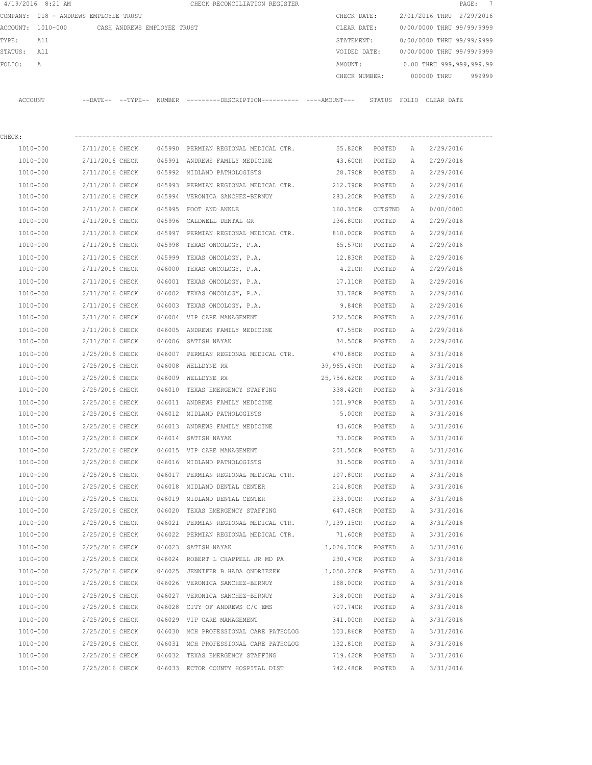4/19/2016 8:21 AM CHECK RECONCILIATION REGISTER

COMPANY: 018 - ANDREWS EMPLOYEE TRUST

ACCOUNT: 1010-000 CASH ANDREWS EMPLOYEE TRUST

TYPE: All

STATUS: All

FOLIO: A

CHECK DATE: 2/01/2016 THRU 2/29/2016

CLEAR DATE: 0/00/0000 THRU 99/99/9999

STATEMENT: 0/00/0000 THRU 99/99/9999

VOIDED DATE: 0/00/0000 THRU 99/99/9999

AMOUNT: 0.00 THRU 999,999,999.99

CHECK NUMBER: 000000 THRU 999999

CHECK:

| ACCOUNT | --DATE-- | --TYPE-- | NUMBER | ---------DESCRIPTION---------- | ----AMOUNT--- | STATUS | FOLIO | CLEAR DATE |
|---|---|---|---|---|---|---|---|---|
| 1010-000 | 2/11/2016 | CHECK | 045990 | PERMIAN REGIONAL MEDICAL CTR. | 55.82CR | POSTED | A | 2/29/2016 |
| 1010-000 | 2/11/2016 | CHECK | 045991 | ANDREWS FAMILY MEDICINE | 43.60CR | POSTED | A | 2/29/2016 |
| 1010-000 | 2/11/2016 | CHECK | 045992 | MIDLAND PATHOLOGISTS | 28.79CR | POSTED | A | 2/29/2016 |
| 1010-000 | 2/11/2016 | CHECK | 045993 | PERMIAN REGIONAL MEDICAL CTR. | 212.79CR | POSTED | A | 2/29/2016 |
| 1010-000 | 2/11/2016 | CHECK | 045994 | VERONICA SANCHEZ-BERNUY | 283.20CR | POSTED | A | 2/29/2016 |
| 1010-000 | 2/11/2016 | CHECK | 045995 | FOOT AND ANKLE | 160.35CR | OUTSTND | A | 0/00/0000 |
| 1010-000 | 2/11/2016 | CHECK | 045996 | CALDWELL DENTAL GR | 136.80CR | POSTED | A | 2/29/2016 |
| 1010-000 | 2/11/2016 | CHECK | 045997 | PERMIAN REGIONAL MEDICAL CTR. | 810.00CR | POSTED | A | 2/29/2016 |
| 1010-000 | 2/11/2016 | CHECK | 045998 | TEXAS ONCOLOGY, P.A. | 65.57CR | POSTED | A | 2/29/2016 |
| 1010-000 | 2/11/2016 | CHECK | 045999 | TEXAS ONCOLOGY, P.A. | 12.83CR | POSTED | A | 2/29/2016 |
| 1010-000 | 2/11/2016 | CHECK | 046000 | TEXAS ONCOLOGY, P.A. | 4.21CR | POSTED | A | 2/29/2016 |
| 1010-000 | 2/11/2016 | CHECK | 046001 | TEXAS ONCOLOGY, P.A. | 17.11CR | POSTED | A | 2/29/2016 |
| 1010-000 | 2/11/2016 | CHECK | 046002 | TEXAS ONCOLOGY, P.A. | 33.78CR | POSTED | A | 2/29/2016 |
| 1010-000 | 2/11/2016 | CHECK | 046003 | TEXAS ONCOLOGY, P.A. | 9.84CR | POSTED | A | 2/29/2016 |
| 1010-000 | 2/11/2016 | CHECK | 046004 | VIP CARE MANAGEMENT | 232.50CR | POSTED | A | 2/29/2016 |
| 1010-000 | 2/11/2016 | CHECK | 046005 | ANDREWS FAMILY MEDICINE | 47.55CR | POSTED | A | 2/29/2016 |
| 1010-000 | 2/11/2016 | CHECK | 046006 | SATISH NAYAK | 34.50CR | POSTED | A | 2/29/2016 |
| 1010-000 | 2/25/2016 | CHECK | 046007 | PERMIAN REGIONAL MEDICAL CTR. | 470.88CR | POSTED | A | 3/31/2016 |
| 1010-000 | 2/25/2016 | CHECK | 046008 | WELLDYNE RX | 39,965.49CR | POSTED | A | 3/31/2016 |
| 1010-000 | 2/25/2016 | CHECK | 046009 | WELLDYNE RX | 25,756.62CR | POSTED | A | 3/31/2016 |
| 1010-000 | 2/25/2016 | CHECK | 046010 | TEXAS EMERGENCY STAFFING | 338.42CR | POSTED | A | 3/31/2016 |
| 1010-000 | 2/25/2016 | CHECK | 046011 | ANDREWS FAMILY MEDICINE | 101.97CR | POSTED | A | 3/31/2016 |
| 1010-000 | 2/25/2016 | CHECK | 046012 | MIDLAND PATHOLOGISTS | 5.00CR | POSTED | A | 3/31/2016 |
| 1010-000 | 2/25/2016 | CHECK | 046013 | ANDREWS FAMILY MEDICINE | 43.60CR | POSTED | A | 3/31/2016 |
| 1010-000 | 2/25/2016 | CHECK | 046014 | SATISH NAYAK | 73.00CR | POSTED | A | 3/31/2016 |
| 1010-000 | 2/25/2016 | CHECK | 046015 | VIP CARE MANAGEMENT | 201.50CR | POSTED | A | 3/31/2016 |
| 1010-000 | 2/25/2016 | CHECK | 046016 | MIDLAND PATHOLOGISTS | 31.50CR | POSTED | A | 3/31/2016 |
| 1010-000 | 2/25/2016 | CHECK | 046017 | PERMIAN REGIONAL MEDICAL CTR. | 107.80CR | POSTED | A | 3/31/2016 |
| 1010-000 | 2/25/2016 | CHECK | 046018 | MIDLAND DENTAL CENTER | 214.80CR | POSTED | A | 3/31/2016 |
| 1010-000 | 2/25/2016 | CHECK | 046019 | MIDLAND DENTAL CENTER | 233.00CR | POSTED | A | 3/31/2016 |
| 1010-000 | 2/25/2016 | CHECK | 046020 | TEXAS EMERGENCY STAFFING | 647.48CR | POSTED | A | 3/31/2016 |
| 1010-000 | 2/25/2016 | CHECK | 046021 | PERMIAN REGIONAL MEDICAL CTR. | 7,139.15CR | POSTED | A | 3/31/2016 |
| 1010-000 | 2/25/2016 | CHECK | 046022 | PERMIAN REGIONAL MEDICAL CTR. | 71.60CR | POSTED | A | 3/31/2016 |
| 1010-000 | 2/25/2016 | CHECK | 046023 | SATISH NAYAK | 1,026.70CR | POSTED | A | 3/31/2016 |
| 1010-000 | 2/25/2016 | CHECK | 046024 | ROBERT L CHAPPELL JR MD PA | 230.47CR | POSTED | A | 3/31/2016 |
| 1010-000 | 2/25/2016 | CHECK | 046025 | JENNIFER B HADA ONDRIEZEK | 1,050.22CR | POSTED | A | 3/31/2016 |
| 1010-000 | 2/25/2016 | CHECK | 046026 | VERONICA SANCHEZ-BERNUY | 168.00CR | POSTED | A | 3/31/2016 |
| 1010-000 | 2/25/2016 | CHECK | 046027 | VERONICA SANCHEZ-BERNUY | 318.00CR | POSTED | A | 3/31/2016 |
| 1010-000 | 2/25/2016 | CHECK | 046028 | CITY OF ANDREWS C/C EMS | 707.74CR | POSTED | A | 3/31/2016 |
| 1010-000 | 2/25/2016 | CHECK | 046029 | VIP CARE MANAGEMENT | 341.00CR | POSTED | A | 3/31/2016 |
| 1010-000 | 2/25/2016 | CHECK | 046030 | MCH PROFESSIONAL CARE PATHOLOG | 103.86CR | POSTED | A | 3/31/2016 |
| 1010-000 | 2/25/2016 | CHECK | 046031 | MCH PROFESSIONAL CARE PATHOLOG | 132.81CR | POSTED | A | 3/31/2016 |
| 1010-000 | 2/25/2016 | CHECK | 046032 | TEXAS EMERGENCY STAFFING | 719.42CR | POSTED | A | 3/31/2016 |
| 1010-000 | 2/25/2016 | CHECK | 046033 | ECTOR COUNTY HOSPITAL DIST | 742.48CR | POSTED | A | 3/31/2016 |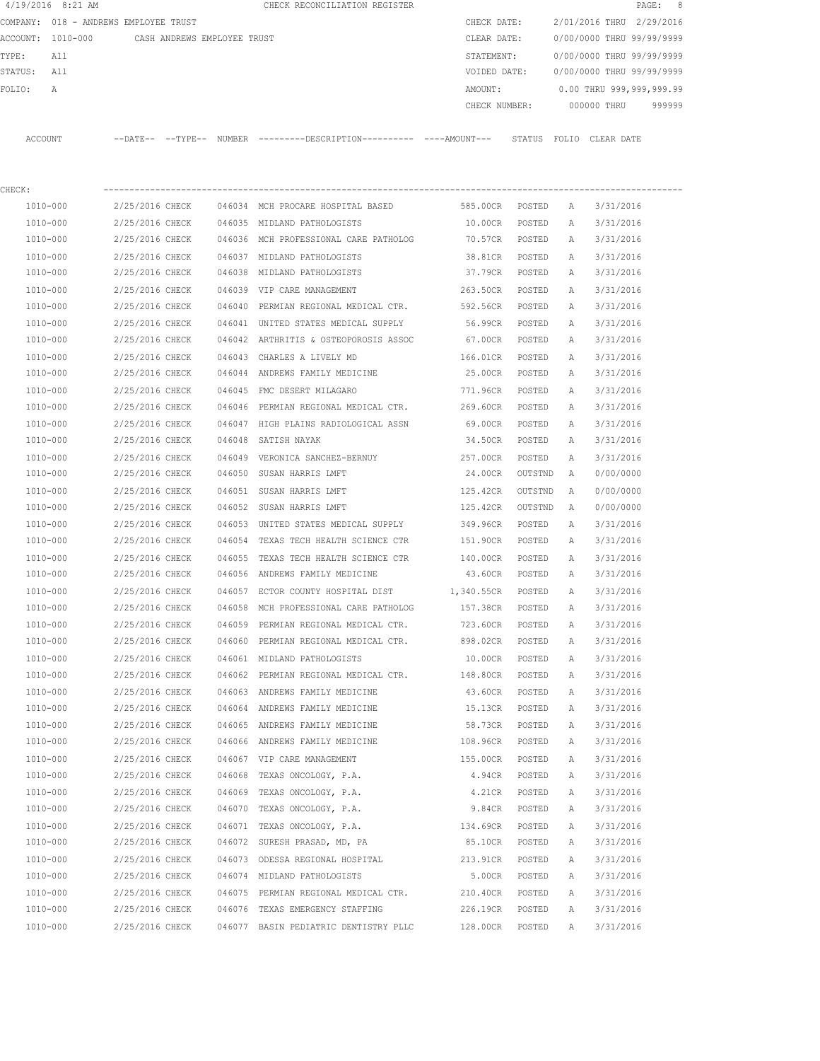4/19/2016 8:21 AM CHECK RECONCILIATION REGISTER

COMPANY: 018 - ANDREWS EMPLOYEE TRUST
ACCOUNT: 1010-000 CASH ANDREWS EMPLOYEE TRUST
TYPE: All
STATUS: All
FOLIO: A

CHECK DATE: 2/01/2016 THRU 2/29/2016
CLEAR DATE: 0/00/0000 THRU 99/99/9999
STATEMENT: 0/00/0000 THRU 99/99/9999
VOIDED DATE: 0/00/0000 THRU 99/99/9999
AMOUNT: 0.00 THRU 999,999,999.99
CHECK NUMBER: 000000 THRU 999999

CHECK:

| ACCOUNT | DATE | TYPE | NUMBER | DESCRIPTION | AMOUNT | STATUS | FOLIO | CLEAR DATE |
|---|---|---|---|---|---|---|---|---|
| 1010-000 | 2/25/2016 | CHECK | 046034 | MCH PROCARE HOSPITAL BASED | 585.00CR | POSTED | A | 3/31/2016 |
| 1010-000 | 2/25/2016 | CHECK | 046035 | MIDLAND PATHOLOGISTS | 10.00CR | POSTED | A | 3/31/2016 |
| 1010-000 | 2/25/2016 | CHECK | 046036 | MCH PROFESSIONAL CARE PATHOLOG | 70.57CR | POSTED | A | 3/31/2016 |
| 1010-000 | 2/25/2016 | CHECK | 046037 | MIDLAND PATHOLOGISTS | 38.81CR | POSTED | A | 3/31/2016 |
| 1010-000 | 2/25/2016 | CHECK | 046038 | MIDLAND PATHOLOGISTS | 37.79CR | POSTED | A | 3/31/2016 |
| 1010-000 | 2/25/2016 | CHECK | 046039 | VIP CARE MANAGEMENT | 263.50CR | POSTED | A | 3/31/2016 |
| 1010-000 | 2/25/2016 | CHECK | 046040 | PERMIAN REGIONAL MEDICAL CTR. | 592.56CR | POSTED | A | 3/31/2016 |
| 1010-000 | 2/25/2016 | CHECK | 046041 | UNITED STATES MEDICAL SUPPLY | 56.99CR | POSTED | A | 3/31/2016 |
| 1010-000 | 2/25/2016 | CHECK | 046042 | ARTHRITIS & OSTEOPOROSIS ASSOC | 67.00CR | POSTED | A | 3/31/2016 |
| 1010-000 | 2/25/2016 | CHECK | 046043 | CHARLES A LIVELY MD | 166.01CR | POSTED | A | 3/31/2016 |
| 1010-000 | 2/25/2016 | CHECK | 046044 | ANDREWS FAMILY MEDICINE | 25.00CR | POSTED | A | 3/31/2016 |
| 1010-000 | 2/25/2016 | CHECK | 046045 | FMC DESERT MILAGARO | 771.96CR | POSTED | A | 3/31/2016 |
| 1010-000 | 2/25/2016 | CHECK | 046046 | PERMIAN REGIONAL MEDICAL CTR. | 269.60CR | POSTED | A | 3/31/2016 |
| 1010-000 | 2/25/2016 | CHECK | 046047 | HIGH PLAINS RADIOLOGICAL ASSN | 69.00CR | POSTED | A | 3/31/2016 |
| 1010-000 | 2/25/2016 | CHECK | 046048 | SATISH NAYAK | 34.50CR | POSTED | A | 3/31/2016 |
| 1010-000 | 2/25/2016 | CHECK | 046049 | VERONICA SANCHEZ-BERNUY | 257.00CR | POSTED | A | 3/31/2016 |
| 1010-000 | 2/25/2016 | CHECK | 046050 | SUSAN HARRIS LMFT | 24.00CR | OUTSTND | A | 0/00/0000 |
| 1010-000 | 2/25/2016 | CHECK | 046051 | SUSAN HARRIS LMFT | 125.42CR | OUTSTND | A | 0/00/0000 |
| 1010-000 | 2/25/2016 | CHECK | 046052 | SUSAN HARRIS LMFT | 125.42CR | OUTSTND | A | 0/00/0000 |
| 1010-000 | 2/25/2016 | CHECK | 046053 | UNITED STATES MEDICAL SUPPLY | 349.96CR | POSTED | A | 3/31/2016 |
| 1010-000 | 2/25/2016 | CHECK | 046054 | TEXAS TECH HEALTH SCIENCE CTR | 151.90CR | POSTED | A | 3/31/2016 |
| 1010-000 | 2/25/2016 | CHECK | 046055 | TEXAS TECH HEALTH SCIENCE CTR | 140.00CR | POSTED | A | 3/31/2016 |
| 1010-000 | 2/25/2016 | CHECK | 046056 | ANDREWS FAMILY MEDICINE | 43.60CR | POSTED | A | 3/31/2016 |
| 1010-000 | 2/25/2016 | CHECK | 046057 | ECTOR COUNTY HOSPITAL DIST | 1,340.55CR | POSTED | A | 3/31/2016 |
| 1010-000 | 2/25/2016 | CHECK | 046058 | MCH PROFESSIONAL CARE PATHOLOG | 157.38CR | POSTED | A | 3/31/2016 |
| 1010-000 | 2/25/2016 | CHECK | 046059 | PERMIAN REGIONAL MEDICAL CTR. | 723.60CR | POSTED | A | 3/31/2016 |
| 1010-000 | 2/25/2016 | CHECK | 046060 | PERMIAN REGIONAL MEDICAL CTR. | 898.02CR | POSTED | A | 3/31/2016 |
| 1010-000 | 2/25/2016 | CHECK | 046061 | MIDLAND PATHOLOGISTS | 10.00CR | POSTED | A | 3/31/2016 |
| 1010-000 | 2/25/2016 | CHECK | 046062 | PERMIAN REGIONAL MEDICAL CTR. | 148.80CR | POSTED | A | 3/31/2016 |
| 1010-000 | 2/25/2016 | CHECK | 046063 | ANDREWS FAMILY MEDICINE | 43.60CR | POSTED | A | 3/31/2016 |
| 1010-000 | 2/25/2016 | CHECK | 046064 | ANDREWS FAMILY MEDICINE | 15.13CR | POSTED | A | 3/31/2016 |
| 1010-000 | 2/25/2016 | CHECK | 046065 | ANDREWS FAMILY MEDICINE | 58.73CR | POSTED | A | 3/31/2016 |
| 1010-000 | 2/25/2016 | CHECK | 046066 | ANDREWS FAMILY MEDICINE | 108.96CR | POSTED | A | 3/31/2016 |
| 1010-000 | 2/25/2016 | CHECK | 046067 | VIP CARE MANAGEMENT | 155.00CR | POSTED | A | 3/31/2016 |
| 1010-000 | 2/25/2016 | CHECK | 046068 | TEXAS ONCOLOGY, P.A. | 4.94CR | POSTED | A | 3/31/2016 |
| 1010-000 | 2/25/2016 | CHECK | 046069 | TEXAS ONCOLOGY, P.A. | 4.21CR | POSTED | A | 3/31/2016 |
| 1010-000 | 2/25/2016 | CHECK | 046070 | TEXAS ONCOLOGY, P.A. | 9.84CR | POSTED | A | 3/31/2016 |
| 1010-000 | 2/25/2016 | CHECK | 046071 | TEXAS ONCOLOGY, P.A. | 134.69CR | POSTED | A | 3/31/2016 |
| 1010-000 | 2/25/2016 | CHECK | 046072 | SURESH PRASAD, MD, PA | 85.10CR | POSTED | A | 3/31/2016 |
| 1010-000 | 2/25/2016 | CHECK | 046073 | ODESSA REGIONAL HOSPITAL | 213.91CR | POSTED | A | 3/31/2016 |
| 1010-000 | 2/25/2016 | CHECK | 046074 | MIDLAND PATHOLOGISTS | 5.00CR | POSTED | A | 3/31/2016 |
| 1010-000 | 2/25/2016 | CHECK | 046075 | PERMIAN REGIONAL MEDICAL CTR. | 210.40CR | POSTED | A | 3/31/2016 |
| 1010-000 | 2/25/2016 | CHECK | 046076 | TEXAS EMERGENCY STAFFING | 226.19CR | POSTED | A | 3/31/2016 |
| 1010-000 | 2/25/2016 | CHECK | 046077 | BASIN PEDIATRIC DENTISTRY PLLC | 128.00CR | POSTED | A | 3/31/2016 |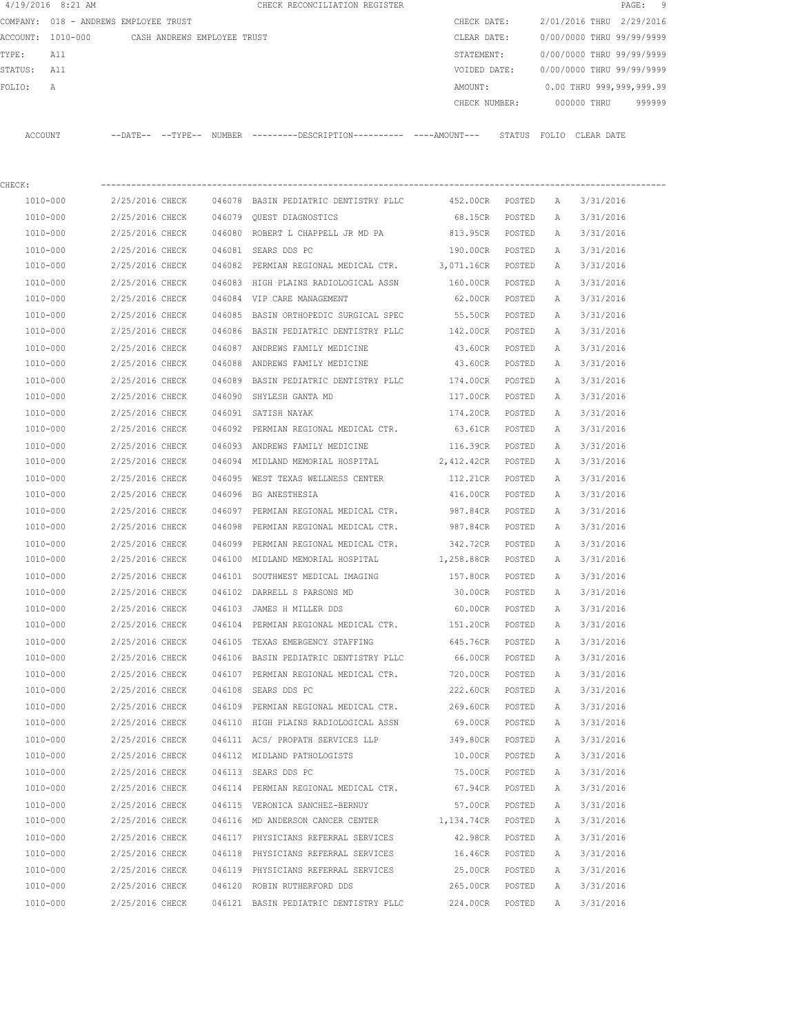4/19/2016 8:21 AM CHECK RECONCILIATION REGISTER

COMPANY: 018 - ANDREWS EMPLOYEE TRUST

ACCOUNT: 1010-000 CASH ANDREWS EMPLOYEE TRUST

TYPE: All

STATUS: All

FOLIO: A

CHECK DATE: 2/01/2016 THRU 2/29/2016

CLEAR DATE: 0/00/0000 THRU 99/99/9999

STATEMENT: 0/00/0000 THRU 99/99/9999

VOIDED DATE: 0/00/0000 THRU 99/99/9999

AMOUNT: 0.00 THRU 999,999,999.99

CHECK NUMBER: 000000 THRU 999999

CHECK:

| ACCOUNT | --DATE-- | --TYPE-- | NUMBER | ---------DESCRIPTION---------- | ----AMOUNT--- | STATUS | FOLIO | CLEAR DATE |
|---|---|---|---|---|---|---|---|---|
| 1010-000 | 2/25/2016 | CHECK | 046078 | BASIN PEDIATRIC DENTISTRY PLLC | 452.00CR | POSTED | A | 3/31/2016 |
| 1010-000 | 2/25/2016 | CHECK | 046079 | QUEST DIAGNOSTICS | 68.15CR | POSTED | A | 3/31/2016 |
| 1010-000 | 2/25/2016 | CHECK | 046080 | ROBERT L CHAPPELL JR MD PA | 813.95CR | POSTED | A | 3/31/2016 |
| 1010-000 | 2/25/2016 | CHECK | 046081 | SEARS DDS PC | 190.00CR | POSTED | A | 3/31/2016 |
| 1010-000 | 2/25/2016 | CHECK | 046082 | PERMIAN REGIONAL MEDICAL CTR. | 3,071.16CR | POSTED | A | 3/31/2016 |
| 1010-000 | 2/25/2016 | CHECK | 046083 | HIGH PLAINS RADIOLOGICAL ASSN | 160.00CR | POSTED | A | 3/31/2016 |
| 1010-000 | 2/25/2016 | CHECK | 046084 | VIP CARE MANAGEMENT | 62.00CR | POSTED | A | 3/31/2016 |
| 1010-000 | 2/25/2016 | CHECK | 046085 | BASIN ORTHOPEDIC SURGICAL SPEC | 55.50CR | POSTED | A | 3/31/2016 |
| 1010-000 | 2/25/2016 | CHECK | 046086 | BASIN PEDIATRIC DENTISTRY PLLC | 142.00CR | POSTED | A | 3/31/2016 |
| 1010-000 | 2/25/2016 | CHECK | 046087 | ANDREWS FAMILY MEDICINE | 43.60CR | POSTED | A | 3/31/2016 |
| 1010-000 | 2/25/2016 | CHECK | 046088 | ANDREWS FAMILY MEDICINE | 43.60CR | POSTED | A | 3/31/2016 |
| 1010-000 | 2/25/2016 | CHECK | 046089 | BASIN PEDIATRIC DENTISTRY PLLC | 174.00CR | POSTED | A | 3/31/2016 |
| 1010-000 | 2/25/2016 | CHECK | 046090 | SHYLESH GANTA MD | 117.00CR | POSTED | A | 3/31/2016 |
| 1010-000 | 2/25/2016 | CHECK | 046091 | SATISH NAYAK | 174.20CR | POSTED | A | 3/31/2016 |
| 1010-000 | 2/25/2016 | CHECK | 046092 | PERMIAN REGIONAL MEDICAL CTR. | 63.61CR | POSTED | A | 3/31/2016 |
| 1010-000 | 2/25/2016 | CHECK | 046093 | ANDREWS FAMILY MEDICINE | 116.39CR | POSTED | A | 3/31/2016 |
| 1010-000 | 2/25/2016 | CHECK | 046094 | MIDLAND MEMORIAL HOSPITAL | 2,412.42CR | POSTED | A | 3/31/2016 |
| 1010-000 | 2/25/2016 | CHECK | 046095 | WEST TEXAS WELLNESS CENTER | 112.21CR | POSTED | A | 3/31/2016 |
| 1010-000 | 2/25/2016 | CHECK | 046096 | BG ANESTHESIA | 416.00CR | POSTED | A | 3/31/2016 |
| 1010-000 | 2/25/2016 | CHECK | 046097 | PERMIAN REGIONAL MEDICAL CTR. | 987.84CR | POSTED | A | 3/31/2016 |
| 1010-000 | 2/25/2016 | CHECK | 046098 | PERMIAN REGIONAL MEDICAL CTR. | 987.84CR | POSTED | A | 3/31/2016 |
| 1010-000 | 2/25/2016 | CHECK | 046099 | PERMIAN REGIONAL MEDICAL CTR. | 342.72CR | POSTED | A | 3/31/2016 |
| 1010-000 | 2/25/2016 | CHECK | 046100 | MIDLAND MEMORIAL HOSPITAL | 1,258.88CR | POSTED | A | 3/31/2016 |
| 1010-000 | 2/25/2016 | CHECK | 046101 | SOUTHWEST MEDICAL IMAGING | 157.80CR | POSTED | A | 3/31/2016 |
| 1010-000 | 2/25/2016 | CHECK | 046102 | DARRELL S PARSONS MD | 30.00CR | POSTED | A | 3/31/2016 |
| 1010-000 | 2/25/2016 | CHECK | 046103 | JAMES H MILLER DDS | 60.00CR | POSTED | A | 3/31/2016 |
| 1010-000 | 2/25/2016 | CHECK | 046104 | PERMIAN REGIONAL MEDICAL CTR. | 151.20CR | POSTED | A | 3/31/2016 |
| 1010-000 | 2/25/2016 | CHECK | 046105 | TEXAS EMERGENCY STAFFING | 645.76CR | POSTED | A | 3/31/2016 |
| 1010-000 | 2/25/2016 | CHECK | 046106 | BASIN PEDIATRIC DENTISTRY PLLC | 66.00CR | POSTED | A | 3/31/2016 |
| 1010-000 | 2/25/2016 | CHECK | 046107 | PERMIAN REGIONAL MEDICAL CTR. | 720.00CR | POSTED | A | 3/31/2016 |
| 1010-000 | 2/25/2016 | CHECK | 046108 | SEARS DDS PC | 222.60CR | POSTED | A | 3/31/2016 |
| 1010-000 | 2/25/2016 | CHECK | 046109 | PERMIAN REGIONAL MEDICAL CTR. | 269.60CR | POSTED | A | 3/31/2016 |
| 1010-000 | 2/25/2016 | CHECK | 046110 | HIGH PLAINS RADIOLOGICAL ASSN | 69.00CR | POSTED | A | 3/31/2016 |
| 1010-000 | 2/25/2016 | CHECK | 046111 | ACS/ PROPATH SERVICES LLP | 349.80CR | POSTED | A | 3/31/2016 |
| 1010-000 | 2/25/2016 | CHECK | 046112 | MIDLAND PATHOLOGISTS | 10.00CR | POSTED | A | 3/31/2016 |
| 1010-000 | 2/25/2016 | CHECK | 046113 | SEARS DDS PC | 75.00CR | POSTED | A | 3/31/2016 |
| 1010-000 | 2/25/2016 | CHECK | 046114 | PERMIAN REGIONAL MEDICAL CTR. | 67.94CR | POSTED | A | 3/31/2016 |
| 1010-000 | 2/25/2016 | CHECK | 046115 | VERONICA SANCHEZ-BERNUY | 57.00CR | POSTED | A | 3/31/2016 |
| 1010-000 | 2/25/2016 | CHECK | 046116 | MD ANDERSON CANCER CENTER | 1,134.74CR | POSTED | A | 3/31/2016 |
| 1010-000 | 2/25/2016 | CHECK | 046117 | PHYSICIANS REFERRAL SERVICES | 42.98CR | POSTED | A | 3/31/2016 |
| 1010-000 | 2/25/2016 | CHECK | 046118 | PHYSICIANS REFERRAL SERVICES | 16.46CR | POSTED | A | 3/31/2016 |
| 1010-000 | 2/25/2016 | CHECK | 046119 | PHYSICIANS REFERRAL SERVICES | 25.00CR | POSTED | A | 3/31/2016 |
| 1010-000 | 2/25/2016 | CHECK | 046120 | ROBIN RUTHERFORD DDS | 265.00CR | POSTED | A | 3/31/2016 |
| 1010-000 | 2/25/2016 | CHECK | 046121 | BASIN PEDIATRIC DENTISTRY PLLC | 224.00CR | POSTED | A | 3/31/2016 |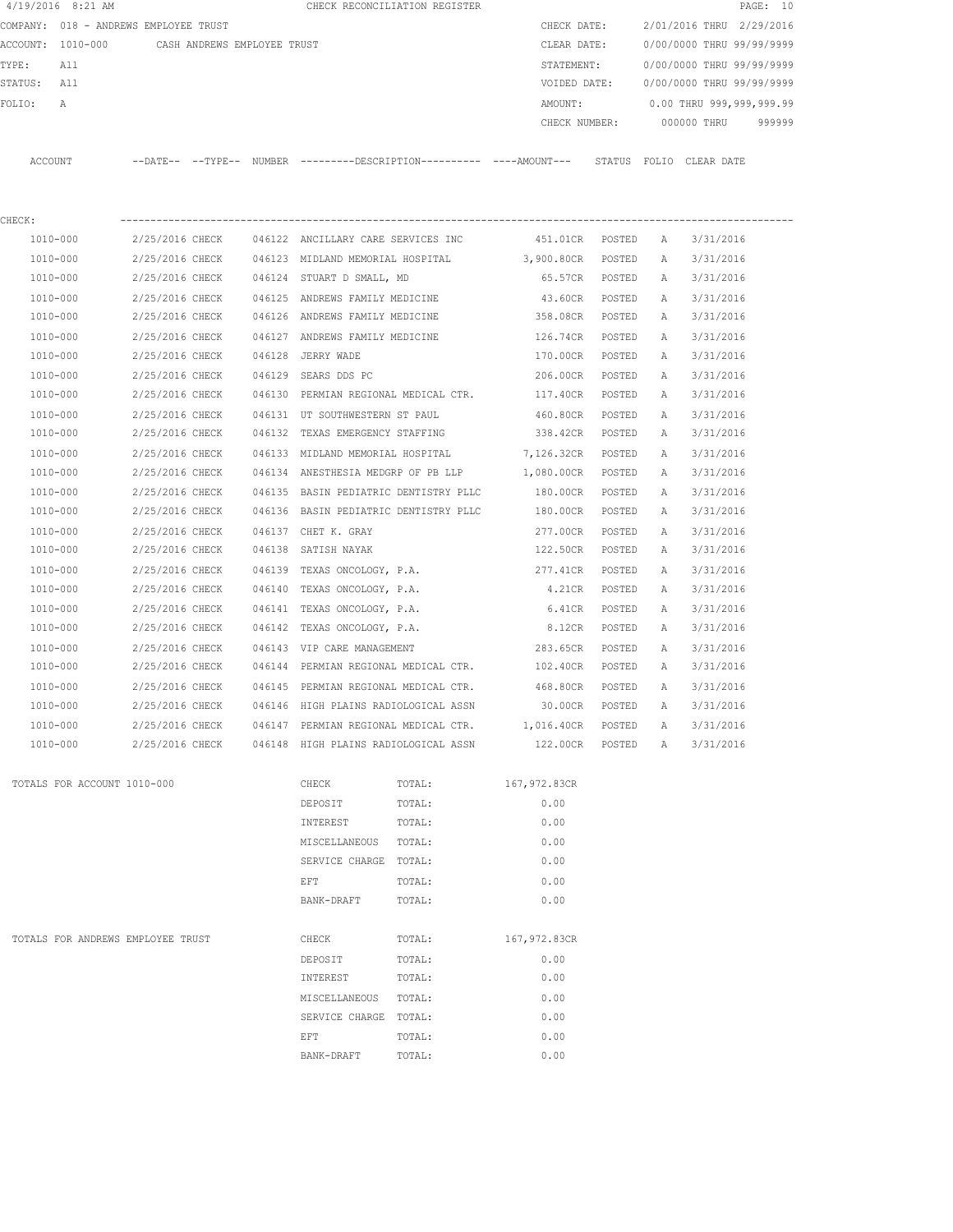4/19/2016 8:21 AM CHECK RECONCILIATION REGISTER

COMPANY: 018 - ANDREWS EMPLOYEE TRUST

ACCOUNT: 1010-000 CASH ANDREWS EMPLOYEE TRUST

TYPE: All

STATUS: All

FOLIO: A

CHECK DATE: 2/01/2016 THRU 2/29/2016

CLEAR DATE: 0/00/0000 THRU 99/99/9999

STATEMENT: 0/00/0000 THRU 99/99/9999

VOIDED DATE: 0/00/0000 THRU 99/99/9999

AMOUNT: 0.00 THRU 999,999,999.99

CHECK NUMBER: 000000 THRU 999999

CHECK:

| ACCOUNT | --DATE-- | --TYPE-- | NUMBER | ---------DESCRIPTION---------- | ----AMOUNT--- | STATUS | FOLIO | CLEAR DATE |
|---|---|---|---|---|---|---|---|---|
| 1010-000 | 2/25/2016 | CHECK | 046122 | ANCILLARY CARE SERVICES INC | 451.01CR | POSTED | A | 3/31/2016 |
| 1010-000 | 2/25/2016 | CHECK | 046123 | MIDLAND MEMORIAL HOSPITAL | 3,900.80CR | POSTED | A | 3/31/2016 |
| 1010-000 | 2/25/2016 | CHECK | 046124 | STUART D SMALL, MD | 65.57CR | POSTED | A | 3/31/2016 |
| 1010-000 | 2/25/2016 | CHECK | 046125 | ANDREWS FAMILY MEDICINE | 43.60CR | POSTED | A | 3/31/2016 |
| 1010-000 | 2/25/2016 | CHECK | 046126 | ANDREWS FAMILY MEDICINE | 358.08CR | POSTED | A | 3/31/2016 |
| 1010-000 | 2/25/2016 | CHECK | 046127 | ANDREWS FAMILY MEDICINE | 126.74CR | POSTED | A | 3/31/2016 |
| 1010-000 | 2/25/2016 | CHECK | 046128 | JERRY WADE | 170.00CR | POSTED | A | 3/31/2016 |
| 1010-000 | 2/25/2016 | CHECK | 046129 | SEARS DDS PC | 206.00CR | POSTED | A | 3/31/2016 |
| 1010-000 | 2/25/2016 | CHECK | 046130 | PERMIAN REGIONAL MEDICAL CTR. | 117.40CR | POSTED | A | 3/31/2016 |
| 1010-000 | 2/25/2016 | CHECK | 046131 | UT SOUTHWESTERN ST PAUL | 460.80CR | POSTED | A | 3/31/2016 |
| 1010-000 | 2/25/2016 | CHECK | 046132 | TEXAS EMERGENCY STAFFING | 338.42CR | POSTED | A | 3/31/2016 |
| 1010-000 | 2/25/2016 | CHECK | 046133 | MIDLAND MEMORIAL HOSPITAL | 7,126.32CR | POSTED | A | 3/31/2016 |
| 1010-000 | 2/25/2016 | CHECK | 046134 | ANESTHESIA MEDGRP OF PB LLP | 1,080.00CR | POSTED | A | 3/31/2016 |
| 1010-000 | 2/25/2016 | CHECK | 046135 | BASIN PEDIATRIC DENTISTRY PLLC | 180.00CR | POSTED | A | 3/31/2016 |
| 1010-000 | 2/25/2016 | CHECK | 046136 | BASIN PEDIATRIC DENTISTRY PLLC | 180.00CR | POSTED | A | 3/31/2016 |
| 1010-000 | 2/25/2016 | CHECK | 046137 | CHET K. GRAY | 277.00CR | POSTED | A | 3/31/2016 |
| 1010-000 | 2/25/2016 | CHECK | 046138 | SATISH NAYAK | 122.50CR | POSTED | A | 3/31/2016 |
| 1010-000 | 2/25/2016 | CHECK | 046139 | TEXAS ONCOLOGY, P.A. | 277.41CR | POSTED | A | 3/31/2016 |
| 1010-000 | 2/25/2016 | CHECK | 046140 | TEXAS ONCOLOGY, P.A. | 4.21CR | POSTED | A | 3/31/2016 |
| 1010-000 | 2/25/2016 | CHECK | 046141 | TEXAS ONCOLOGY, P.A. | 6.41CR | POSTED | A | 3/31/2016 |
| 1010-000 | 2/25/2016 | CHECK | 046142 | TEXAS ONCOLOGY, P.A. | 8.12CR | POSTED | A | 3/31/2016 |
| 1010-000 | 2/25/2016 | CHECK | 046143 | VIP CARE MANAGEMENT | 283.65CR | POSTED | A | 3/31/2016 |
| 1010-000 | 2/25/2016 | CHECK | 046144 | PERMIAN REGIONAL MEDICAL CTR. | 102.40CR | POSTED | A | 3/31/2016 |
| 1010-000 | 2/25/2016 | CHECK | 046145 | PERMIAN REGIONAL MEDICAL CTR. | 468.80CR | POSTED | A | 3/31/2016 |
| 1010-000 | 2/25/2016 | CHECK | 046146 | HIGH PLAINS RADIOLOGICAL ASSN | 30.00CR | POSTED | A | 3/31/2016 |
| 1010-000 | 2/25/2016 | CHECK | 046147 | PERMIAN REGIONAL MEDICAL CTR. | 1,016.40CR | POSTED | A | 3/31/2016 |
| 1010-000 | 2/25/2016 | CHECK | 046148 | HIGH PLAINS RADIOLOGICAL ASSN | 122.00CR | POSTED | A | 3/31/2016 |

TOTALS FOR ACCOUNT 1010-000

| Type | | Amount |
|---|---|---|
| CHECK | TOTAL: | 167,972.83CR |
| DEPOSIT | TOTAL: | 0.00 |
| INTEREST | TOTAL: | 0.00 |
| MISCELLANEOUS | TOTAL: | 0.00 |
| SERVICE CHARGE | TOTAL: | 0.00 |
| EFT | TOTAL: | 0.00 |
| BANK-DRAFT | TOTAL: | 0.00 |

TOTALS FOR ANDREWS EMPLOYEE TRUST

| Type | | Amount |
|---|---|---|
| CHECK | TOTAL: | 167,972.83CR |
| DEPOSIT | TOTAL: | 0.00 |
| INTEREST | TOTAL: | 0.00 |
| MISCELLANEOUS | TOTAL: | 0.00 |
| SERVICE CHARGE | TOTAL: | 0.00 |
| EFT | TOTAL: | 0.00 |
| BANK-DRAFT | TOTAL: | 0.00 |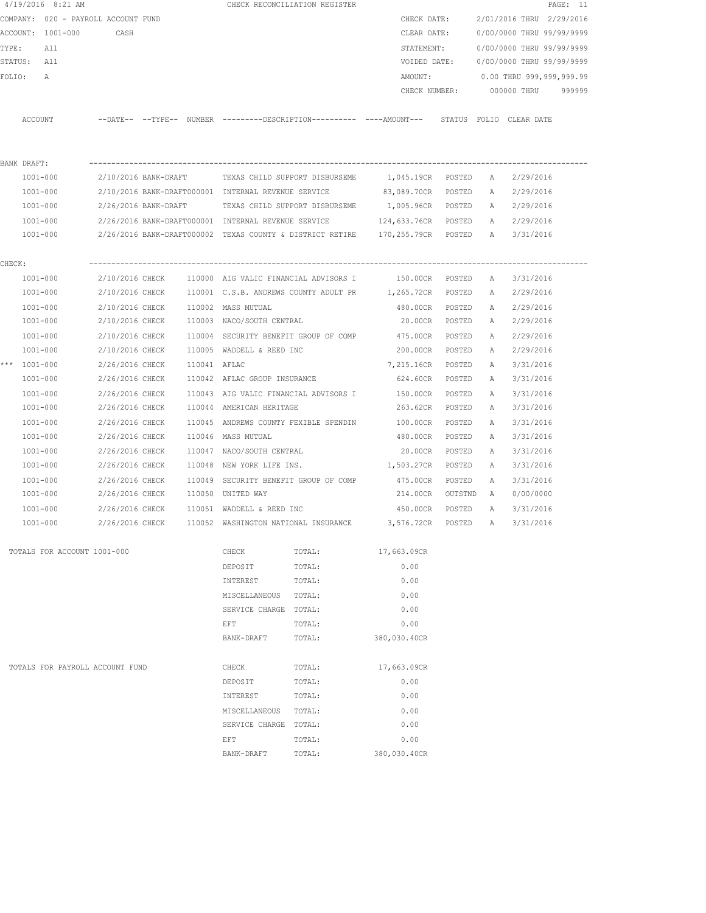4/19/2016 8:21 AM CHECK RECONCILIATION REGISTER

COMPANY: 020 - PAYROLL ACCOUNT FUND
ACCOUNT: 1001-000 CASH
TYPE: All
STATUS: All
FOLIO: A

CHECK DATE: 2/01/2016 THRU 2/29/2016
CLEAR DATE: 0/00/0000 THRU 99/99/9999
STATEMENT: 0/00/0000 THRU 99/99/9999
VOIDED DATE: 0/00/0000 THRU 99/99/9999
AMOUNT: 0.00 THRU 999,999,999.99
CHECK NUMBER: 000000 THRU 999999

| ACCOUNT | --DATE-- | --TYPE-- | NUMBER | ---------DESCRIPTION---------- | ----AMOUNT--- | STATUS | FOLIO | CLEAR DATE |
|---|---|---|---|---|---|---|---|---|
| **BANK DRAFT:** | | | | | | | | |
| 1001-000 | 2/10/2016 | BANK-DRAFT | | TEXAS CHILD SUPPORT DISBURSEME | 1,045.19CR | POSTED | A | 2/29/2016 |
| 1001-000 | 2/10/2016 | BANK-DRAFT | 000001 | INTERNAL REVENUE SERVICE | 83,089.70CR | POSTED | A | 2/29/2016 |
| 1001-000 | 2/26/2016 | BANK-DRAFT | | TEXAS CHILD SUPPORT DISBURSEME | 1,005.96CR | POSTED | A | 2/29/2016 |
| 1001-000 | 2/26/2016 | BANK-DRAFT | 000001 | INTERNAL REVENUE SERVICE | 124,633.76CR | POSTED | A | 2/29/2016 |
| 1001-000 | 2/26/2016 | BANK-DRAFT | 000002 | TEXAS COUNTY & DISTRICT RETIRE | 170,255.79CR | POSTED | A | 3/31/2016 |
| **CHECK:** | | | | | | | | |
| 1001-000 | 2/10/2016 | CHECK | 110000 | AIG VALIC FINANCIAL ADVISORS I | 150.00CR | POSTED | A | 3/31/2016 |
| 1001-000 | 2/10/2016 | CHECK | 110001 | C.S.B. ANDREWS COUNTY ADULT PR | 1,265.72CR | POSTED | A | 2/29/2016 |
| 1001-000 | 2/10/2016 | CHECK | 110002 | MASS MUTUAL | 480.00CR | POSTED | A | 2/29/2016 |
| 1001-000 | 2/10/2016 | CHECK | 110003 | NACO/SOUTH CENTRAL | 20.00CR | POSTED | A | 2/29/2016 |
| 1001-000 | 2/10/2016 | CHECK | 110004 | SECURITY BENEFIT GROUP OF COMP | 475.00CR | POSTED | A | 2/29/2016 |
| 1001-000 | 2/10/2016 | CHECK | 110005 | WADDELL & REED INC | 200.00CR | POSTED | A | 2/29/2016 |
| *** 1001-000 | 2/26/2016 | CHECK | 110041 | AFLAC | 7,215.16CR | POSTED | A | 3/31/2016 |
| 1001-000 | 2/26/2016 | CHECK | 110042 | AFLAC GROUP INSURANCE | 624.60CR | POSTED | A | 3/31/2016 |
| 1001-000 | 2/26/2016 | CHECK | 110043 | AIG VALIC FINANCIAL ADVISORS I | 150.00CR | POSTED | A | 3/31/2016 |
| 1001-000 | 2/26/2016 | CHECK | 110044 | AMERICAN HERITAGE | 263.62CR | POSTED | A | 3/31/2016 |
| 1001-000 | 2/26/2016 | CHECK | 110045 | ANDREWS COUNTY FEXIBLE SPENDIN | 100.00CR | POSTED | A | 3/31/2016 |
| 1001-000 | 2/26/2016 | CHECK | 110046 | MASS MUTUAL | 480.00CR | POSTED | A | 3/31/2016 |
| 1001-000 | 2/26/2016 | CHECK | 110047 | NACO/SOUTH CENTRAL | 20.00CR | POSTED | A | 3/31/2016 |
| 1001-000 | 2/26/2016 | CHECK | 110048 | NEW YORK LIFE INS. | 1,503.27CR | POSTED | A | 3/31/2016 |
| 1001-000 | 2/26/2016 | CHECK | 110049 | SECURITY BENEFIT GROUP OF COMP | 475.00CR | POSTED | A | 3/31/2016 |
| 1001-000 | 2/26/2016 | CHECK | 110050 | UNITED WAY | 214.00CR | OUTSTND | A | 0/00/0000 |
| 1001-000 | 2/26/2016 | CHECK | 110051 | WADDELL & REED INC | 450.00CR | POSTED | A | 3/31/2016 |
| 1001-000 | 2/26/2016 | CHECK | 110052 | WASHINGTON NATIONAL INSURANCE | 3,576.72CR | POSTED | A | 3/31/2016 |

| TOTALS FOR ACCOUNT 1001-000 | | | |
|---|---|---|---|
| | CHECK | TOTAL: | 17,663.09CR |
| | DEPOSIT | TOTAL: | 0.00 |
| | INTEREST | TOTAL: | 0.00 |
| | MISCELLANEOUS | TOTAL: | 0.00 |
| | SERVICE CHARGE | TOTAL: | 0.00 |
| | EFT | TOTAL: | 0.00 |
| | BANK-DRAFT | TOTAL: | 380,030.40CR |

| TOTALS FOR PAYROLL ACCOUNT FUND | | | |
|---|---|---|---|
| | CHECK | TOTAL: | 17,663.09CR |
| | DEPOSIT | TOTAL: | 0.00 |
| | INTEREST | TOTAL: | 0.00 |
| | MISCELLANEOUS | TOTAL: | 0.00 |
| | SERVICE CHARGE | TOTAL: | 0.00 |
| | EFT | TOTAL: | 0.00 |
| | BANK-DRAFT | TOTAL: | 380,030.40CR |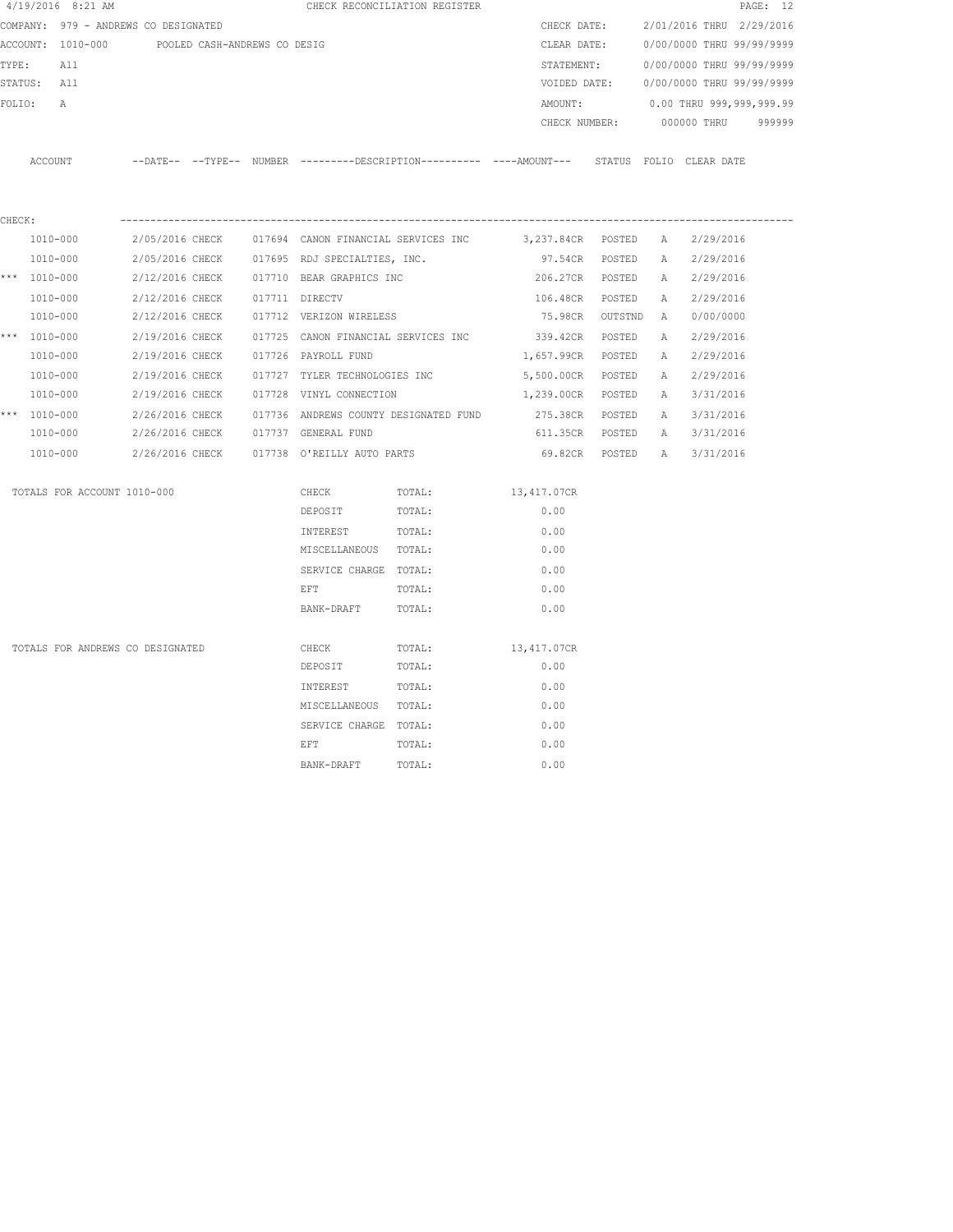4/19/2016 8:21 AM CHECK RECONCILIATION REGISTER

COMPANY: 979 - ANDREWS CO DESIGNATED

ACCOUNT: 1010-000 POOLED CASH-ANDREWS CO DESIG

TYPE: All

STATUS: All

FOLIO: A

CHECK DATE: 2/01/2016 THRU 2/29/2016

CLEAR DATE: 0/00/0000 THRU 99/99/9999

STATEMENT: 0/00/0000 THRU 99/99/9999

VOIDED DATE: 0/00/0000 THRU 99/99/9999

AMOUNT: 0.00 THRU 999,999,999.99

CHECK NUMBER: 000000 THRU 999999

CHECK:

| | ACCOUNT | --DATE-- | --TYPE-- | NUMBER | ---------DESCRIPTION---------- | ----AMOUNT--- | STATUS | FOLIO | CLEAR DATE |
|---|---|---|---|---|---|---|---|---|---|
| | 1010-000 | 2/05/2016 | CHECK | 017694 | CANON FINANCIAL SERVICES INC | 3,237.84CR | POSTED | A | 2/29/2016 |
| | 1010-000 | 2/05/2016 | CHECK | 017695 | RDJ SPECIALTIES, INC. | 97.54CR | POSTED | A | 2/29/2016 |
| *** | 1010-000 | 2/12/2016 | CHECK | 017710 | BEAR GRAPHICS INC | 206.27CR | POSTED | A | 2/29/2016 |
| | 1010-000 | 2/12/2016 | CHECK | 017711 | DIRECTV | 106.48CR | POSTED | A | 2/29/2016 |
| | 1010-000 | 2/12/2016 | CHECK | 017712 | VERIZON WIRELESS | 75.98CR | OUTSTND | A | 0/00/0000 |
| *** | 1010-000 | 2/19/2016 | CHECK | 017725 | CANON FINANCIAL SERVICES INC | 339.42CR | POSTED | A | 2/29/2016 |
| | 1010-000 | 2/19/2016 | CHECK | 017726 | PAYROLL FUND | 1,657.99CR | POSTED | A | 2/29/2016 |
| | 1010-000 | 2/19/2016 | CHECK | 017727 | TYLER TECHNOLOGIES INC | 5,500.00CR | POSTED | A | 2/29/2016 |
| | 1010-000 | 2/19/2016 | CHECK | 017728 | VINYL CONNECTION | 1,239.00CR | POSTED | A | 3/31/2016 |
| *** | 1010-000 | 2/26/2016 | CHECK | 017736 | ANDREWS COUNTY DESIGNATED FUND | 275.38CR | POSTED | A | 3/31/2016 |
| | 1010-000 | 2/26/2016 | CHECK | 017737 | GENERAL FUND | 611.35CR | POSTED | A | 3/31/2016 |
| | 1010-000 | 2/26/2016 | CHECK | 017738 | O'REILLY AUTO PARTS | 69.82CR | POSTED | A | 3/31/2016 |

| TOTALS FOR ACCOUNT 1010-000 | | |
|---|---|---|
| CHECK | TOTAL: | 13,417.07CR |
| DEPOSIT | TOTAL: | 0.00 |
| INTEREST | TOTAL: | 0.00 |
| MISCELLANEOUS | TOTAL: | 0.00 |
| SERVICE CHARGE | TOTAL: | 0.00 |
| EFT | TOTAL: | 0.00 |
| BANK-DRAFT | TOTAL: | 0.00 |

| TOTALS FOR ANDREWS CO DESIGNATED | | |
|---|---|---|
| CHECK | TOTAL: | 13,417.07CR |
| DEPOSIT | TOTAL: | 0.00 |
| INTEREST | TOTAL: | 0.00 |
| MISCELLANEOUS | TOTAL: | 0.00 |
| SERVICE CHARGE | TOTAL: | 0.00 |
| EFT | TOTAL: | 0.00 |
| BANK-DRAFT | TOTAL: | 0.00 |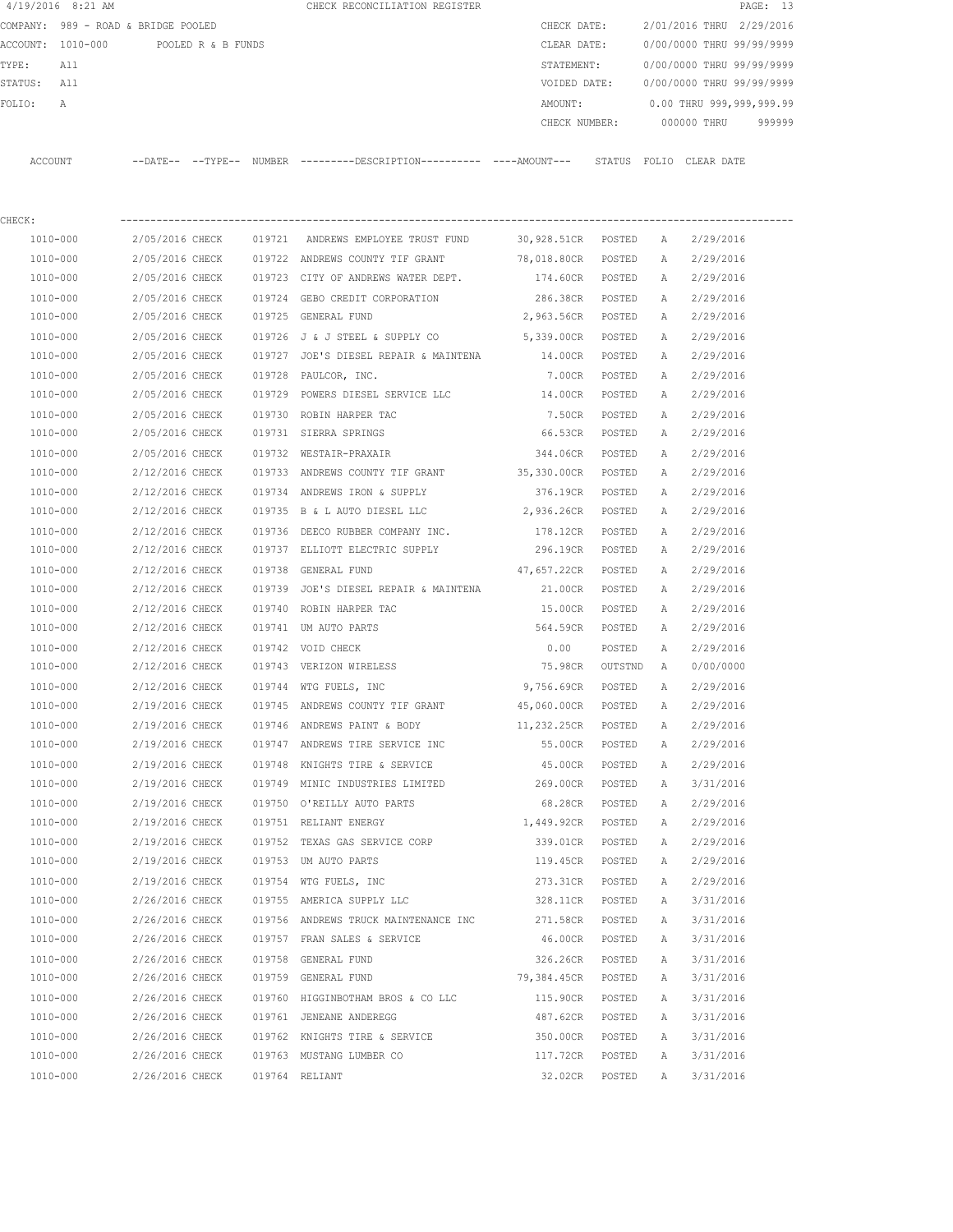4/19/2016 8:21 AM CHECK RECONCILIATION REGISTER

COMPANY: 989 - ROAD & BRIDGE POOLED CHECK DATE: 2/01/2016 THRU 2/29/2016

ACCOUNT: 1010-000 POOLED R & B FUNDS CLEAR DATE: 0/00/0000 THRU 99/99/9999

TYPE: All STATEMENT: 0/00/0000 THRU 99/99/9999

STATUS: All VOIDED DATE: 0/00/0000 THRU 99/99/9999

FOLIO: A AMOUNT: 0.00 THRU 999,999,999.99

CHECK NUMBER: 000000 THRU 999999

CHECK:

| ACCOUNT | --DATE-- | --TYPE-- | NUMBER | ---------DESCRIPTION---------- | ----AMOUNT--- | STATUS | FOLIO | CLEAR DATE |
|---|---|---|---|---|---|---|---|---|
| 1010-000 | 2/05/2016 | CHECK | 019721 | ANDREWS EMPLOYEE TRUST FUND | 30,928.51CR | POSTED | A | 2/29/2016 |
| 1010-000 | 2/05/2016 | CHECK | 019722 | ANDREWS COUNTY TIF GRANT | 78,018.80CR | POSTED | A | 2/29/2016 |
| 1010-000 | 2/05/2016 | CHECK | 019723 | CITY OF ANDREWS WATER DEPT. | 174.60CR | POSTED | A | 2/29/2016 |
| 1010-000 | 2/05/2016 | CHECK | 019724 | GEBO CREDIT CORPORATION | 286.38CR | POSTED | A | 2/29/2016 |
| 1010-000 | 2/05/2016 | CHECK | 019725 | GENERAL FUND | 2,963.56CR | POSTED | A | 2/29/2016 |
| 1010-000 | 2/05/2016 | CHECK | 019726 | J & J STEEL & SUPPLY CO | 5,339.00CR | POSTED | A | 2/29/2016 |
| 1010-000 | 2/05/2016 | CHECK | 019727 | JOE'S DIESEL REPAIR & MAINTENA | 14.00CR | POSTED | A | 2/29/2016 |
| 1010-000 | 2/05/2016 | CHECK | 019728 | PAULCOR, INC. | 7.00CR | POSTED | A | 2/29/2016 |
| 1010-000 | 2/05/2016 | CHECK | 019729 | POWERS DIESEL SERVICE LLC | 14.00CR | POSTED | A | 2/29/2016 |
| 1010-000 | 2/05/2016 | CHECK | 019730 | ROBIN HARPER TAC | 7.50CR | POSTED | A | 2/29/2016 |
| 1010-000 | 2/05/2016 | CHECK | 019731 | SIERRA SPRINGS | 66.53CR | POSTED | A | 2/29/2016 |
| 1010-000 | 2/05/2016 | CHECK | 019732 | WESTAIR-PRAXAIR | 344.06CR | POSTED | A | 2/29/2016 |
| 1010-000 | 2/12/2016 | CHECK | 019733 | ANDREWS COUNTY TIF GRANT | 35,330.00CR | POSTED | A | 2/29/2016 |
| 1010-000 | 2/12/2016 | CHECK | 019734 | ANDREWS IRON & SUPPLY | 376.19CR | POSTED | A | 2/29/2016 |
| 1010-000 | 2/12/2016 | CHECK | 019735 | B & L AUTO DIESEL LLC | 2,936.26CR | POSTED | A | 2/29/2016 |
| 1010-000 | 2/12/2016 | CHECK | 019736 | DEECO RUBBER COMPANY INC. | 178.12CR | POSTED | A | 2/29/2016 |
| 1010-000 | 2/12/2016 | CHECK | 019737 | ELLIOTT ELECTRIC SUPPLY | 296.19CR | POSTED | A | 2/29/2016 |
| 1010-000 | 2/12/2016 | CHECK | 019738 | GENERAL FUND | 47,657.22CR | POSTED | A | 2/29/2016 |
| 1010-000 | 2/12/2016 | CHECK | 019739 | JOE'S DIESEL REPAIR & MAINTENA | 21.00CR | POSTED | A | 2/29/2016 |
| 1010-000 | 2/12/2016 | CHECK | 019740 | ROBIN HARPER TAC | 15.00CR | POSTED | A | 2/29/2016 |
| 1010-000 | 2/12/2016 | CHECK | 019741 | UM AUTO PARTS | 564.59CR | POSTED | A | 2/29/2016 |
| 1010-000 | 2/12/2016 | CHECK | 019742 | VOID CHECK | 0.00 | POSTED | A | 2/29/2016 |
| 1010-000 | 2/12/2016 | CHECK | 019743 | VERIZON WIRELESS | 75.98CR | OUTSTND | A | 0/00/0000 |
| 1010-000 | 2/12/2016 | CHECK | 019744 | WTG FUELS, INC | 9,756.69CR | POSTED | A | 2/29/2016 |
| 1010-000 | 2/19/2016 | CHECK | 019745 | ANDREWS COUNTY TIF GRANT | 45,060.00CR | POSTED | A | 2/29/2016 |
| 1010-000 | 2/19/2016 | CHECK | 019746 | ANDREWS PAINT & BODY | 11,232.25CR | POSTED | A | 2/29/2016 |
| 1010-000 | 2/19/2016 | CHECK | 019747 | ANDREWS TIRE SERVICE INC | 55.00CR | POSTED | A | 2/29/2016 |
| 1010-000 | 2/19/2016 | CHECK | 019748 | KNIGHTS TIRE & SERVICE | 45.00CR | POSTED | A | 2/29/2016 |
| 1010-000 | 2/19/2016 | CHECK | 019749 | MINIC INDUSTRIES LIMITED | 269.00CR | POSTED | A | 3/31/2016 |
| 1010-000 | 2/19/2016 | CHECK | 019750 | O'REILLY AUTO PARTS | 68.28CR | POSTED | A | 2/29/2016 |
| 1010-000 | 2/19/2016 | CHECK | 019751 | RELIANT ENERGY | 1,449.92CR | POSTED | A | 2/29/2016 |
| 1010-000 | 2/19/2016 | CHECK | 019752 | TEXAS GAS SERVICE CORP | 339.01CR | POSTED | A | 2/29/2016 |
| 1010-000 | 2/19/2016 | CHECK | 019753 | UM AUTO PARTS | 119.45CR | POSTED | A | 2/29/2016 |
| 1010-000 | 2/19/2016 | CHECK | 019754 | WTG FUELS, INC | 273.31CR | POSTED | A | 2/29/2016 |
| 1010-000 | 2/26/2016 | CHECK | 019755 | AMERICA SUPPLY LLC | 328.11CR | POSTED | A | 3/31/2016 |
| 1010-000 | 2/26/2016 | CHECK | 019756 | ANDREWS TRUCK MAINTENANCE INC | 271.58CR | POSTED | A | 3/31/2016 |
| 1010-000 | 2/26/2016 | CHECK | 019757 | FRAN SALES & SERVICE | 46.00CR | POSTED | A | 3/31/2016 |
| 1010-000 | 2/26/2016 | CHECK | 019758 | GENERAL FUND | 326.26CR | POSTED | A | 3/31/2016 |
| 1010-000 | 2/26/2016 | CHECK | 019759 | GENERAL FUND | 79,384.45CR | POSTED | A | 3/31/2016 |
| 1010-000 | 2/26/2016 | CHECK | 019760 | HIGGINBOTHAM BROS & CO LLC | 115.90CR | POSTED | A | 3/31/2016 |
| 1010-000 | 2/26/2016 | CHECK | 019761 | JENEANE ANDEREGG | 487.62CR | POSTED | A | 3/31/2016 |
| 1010-000 | 2/26/2016 | CHECK | 019762 | KNIGHTS TIRE & SERVICE | 350.00CR | POSTED | A | 3/31/2016 |
| 1010-000 | 2/26/2016 | CHECK | 019763 | MUSTANG LUMBER CO | 117.72CR | POSTED | A | 3/31/2016 |
| 1010-000 | 2/26/2016 | CHECK | 019764 | RELIANT | 32.02CR | POSTED | A | 3/31/2016 |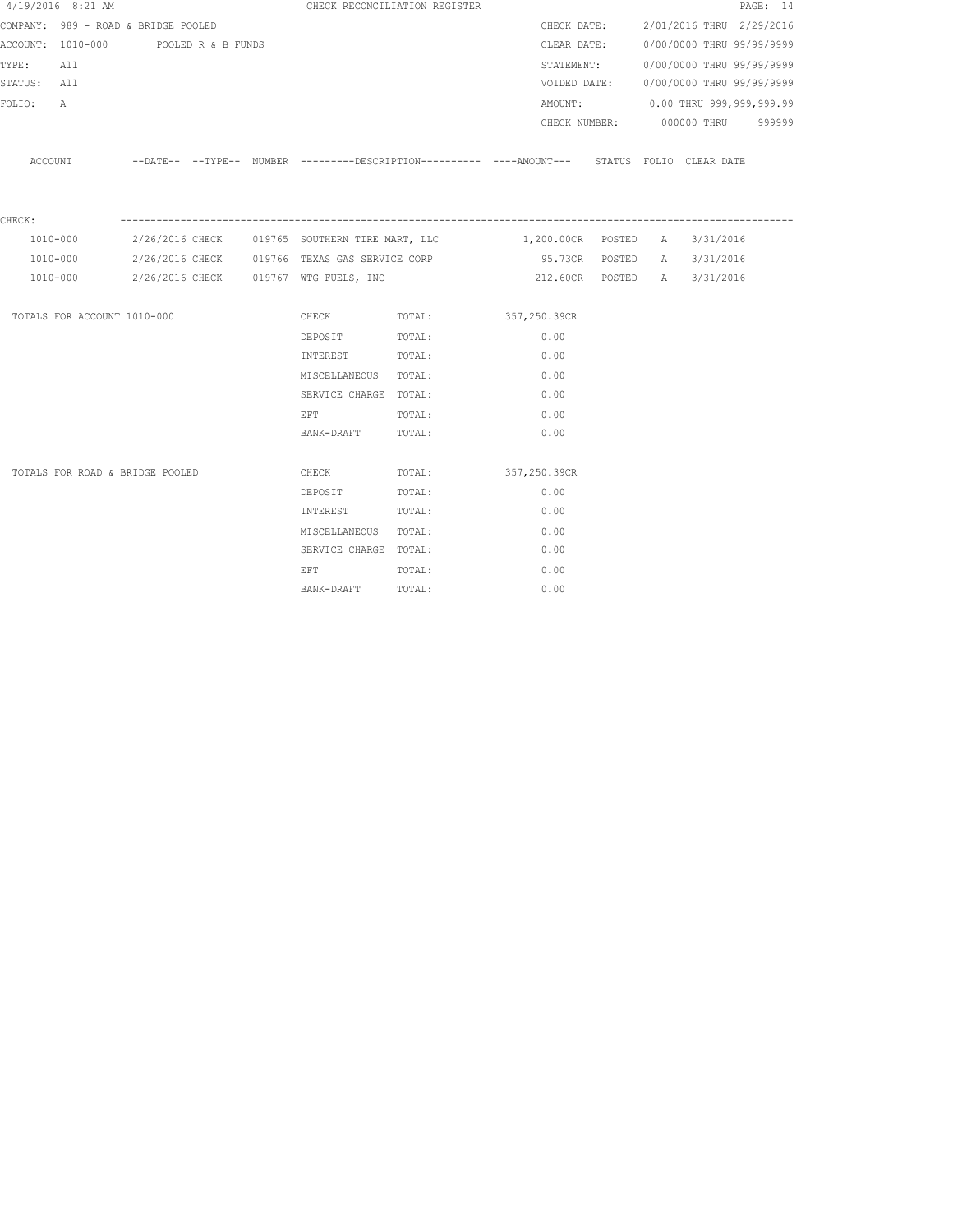4/19/2016 8:21 AM CHECK RECONCILIATION REGISTER

COMPANY: 989 - ROAD & BRIDGE POOLED

ACCOUNT: 1010-000 POOLED R & B FUNDS

TYPE: All

STATUS: All

FOLIO: A

CHECK DATE: 2/01/2016 THRU 2/29/2016

CLEAR DATE: 0/00/0000 THRU 99/99/9999

STATEMENT: 0/00/0000 THRU 99/99/9999

VOIDED DATE: 0/00/0000 THRU 99/99/9999

AMOUNT: 0.00 THRU 999,999,999.99

CHECK NUMBER: 000000 THRU 999999

CHECK:

| ACCOUNT | --DATE-- | --TYPE-- | NUMBER | ---------DESCRIPTION---------- | ----AMOUNT--- | STATUS | FOLIO | CLEAR DATE |
|---|---|---|---|---|---|---|---|---|
| 1010-000 | 2/26/2016 | CHECK | 019765 | SOUTHERN TIRE MART, LLC | 1,200.00CR | POSTED | A | 3/31/2016 |
| 1010-000 | 2/26/2016 | CHECK | 019766 | TEXAS GAS SERVICE CORP | 95.73CR | POSTED | A | 3/31/2016 |
| 1010-000 | 2/26/2016 | CHECK | 019767 | WTG FUELS, INC | 212.60CR | POSTED | A | 3/31/2016 |

| | | | |
|---|---|---|---|
| TOTALS FOR ACCOUNT 1010-000 | CHECK | TOTAL: | 357,250.39CR |
| | DEPOSIT | TOTAL: | 0.00 |
| | INTEREST | TOTAL: | 0.00 |
| | MISCELLANEOUS | TOTAL: | 0.00 |
| | SERVICE CHARGE | TOTAL: | 0.00 |
| | EFT | TOTAL: | 0.00 |
| | BANK-DRAFT | TOTAL: | 0.00 |
| TOTALS FOR ROAD & BRIDGE POOLED | CHECK | TOTAL: | 357,250.39CR |
| | DEPOSIT | TOTAL: | 0.00 |
| | INTEREST | TOTAL: | 0.00 |
| | MISCELLANEOUS | TOTAL: | 0.00 |
| | SERVICE CHARGE | TOTAL: | 0.00 |
| | EFT | TOTAL: | 0.00 |
| | BANK-DRAFT | TOTAL: | 0.00 |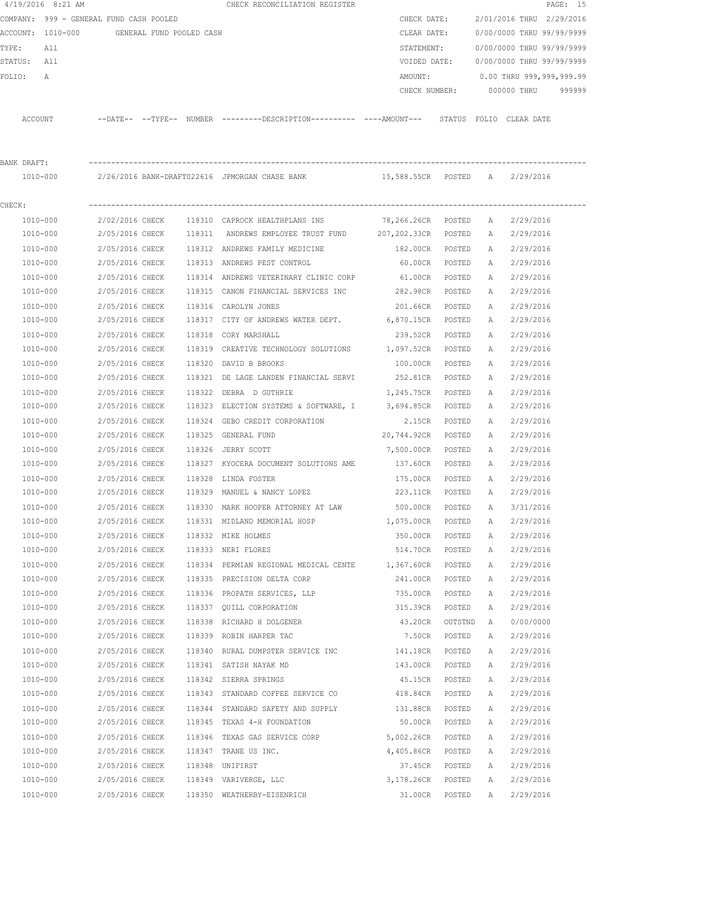4/19/2016 8:21 AM CHECK RECONCILIATION REGISTER

COMPANY: 999 - GENERAL FUND CASH POOLED
ACCOUNT: 1010-000 GENERAL FUND POOLED CASH
TYPE: All
STATUS: All
FOLIO: A

CHECK DATE: 2/01/2016 THRU 2/29/2016
CLEAR DATE: 0/00/0000 THRU 99/99/9999
STATEMENT: 0/00/0000 THRU 99/99/9999
VOIDED DATE: 0/00/0000 THRU 99/99/9999
AMOUNT: 0.00 THRU 999,999,999.99
CHECK NUMBER: 000000 THRU 999999

**BANK DRAFT:**

| ACCOUNT | DATE | TYPE | NUMBER | DESCRIPTION | AMOUNT | STATUS | FOLIO | CLEAR DATE |
|---|---|---|---|---|---|---|---|---|
| 1010-000 | 2/26/2016 | BANK-DRAFT | 022616 | JPMORGAN CHASE BANK | 15,588.55CR | POSTED | A | 2/29/2016 |

**CHECK:**

| ACCOUNT | DATE | TYPE | NUMBER | DESCRIPTION | AMOUNT | STATUS | FOLIO | CLEAR DATE |
|---|---|---|---|---|---|---|---|---|
| 1010-000 | 2/02/2016 | CHECK | 118310 | CAPROCK HEALTHPLANS INS | 78,266.26CR | POSTED | A | 2/29/2016 |
| 1010-000 | 2/05/2016 | CHECK | 118311 | ANDREWS EMPLOYEE TRUST FUND | 207,202.33CR | POSTED | A | 2/29/2016 |
| 1010-000 | 2/05/2016 | CHECK | 118312 | ANDREWS FAMILY MEDICINE | 182.00CR | POSTED | A | 2/29/2016 |
| 1010-000 | 2/05/2016 | CHECK | 118313 | ANDREWS PEST CONTROL | 60.00CR | POSTED | A | 2/29/2016 |
| 1010-000 | 2/05/2016 | CHECK | 118314 | ANDREWS VETERINARY CLINIC CORP | 61.00CR | POSTED | A | 2/29/2016 |
| 1010-000 | 2/05/2016 | CHECK | 118315 | CANON FINANCIAL SERVICES INC | 282.98CR | POSTED | A | 2/29/2016 |
| 1010-000 | 2/05/2016 | CHECK | 118316 | CAROLYN JONES | 201.66CR | POSTED | A | 2/29/2016 |
| 1010-000 | 2/05/2016 | CHECK | 118317 | CITY OF ANDREWS WATER DEPT. | 6,870.15CR | POSTED | A | 2/29/2016 |
| 1010-000 | 2/05/2016 | CHECK | 118318 | CORY MARSHALL | 239.52CR | POSTED | A | 2/29/2016 |
| 1010-000 | 2/05/2016 | CHECK | 118319 | CREATIVE TECHNOLOGY SOLUTIONS | 1,097.52CR | POSTED | A | 2/29/2016 |
| 1010-000 | 2/05/2016 | CHECK | 118320 | DAVID B BROOKS | 100.00CR | POSTED | A | 2/29/2016 |
| 1010-000 | 2/05/2016 | CHECK | 118321 | DE LAGE LANDEN FINANCIAL SERVI | 252.81CR | POSTED | A | 2/29/2016 |
| 1010-000 | 2/05/2016 | CHECK | 118322 | DEBRA D GUTHRIE | 1,245.75CR | POSTED | A | 2/29/2016 |
| 1010-000 | 2/05/2016 | CHECK | 118323 | ELECTION SYSTEMS & SOFTWARE, I | 3,694.85CR | POSTED | A | 2/29/2016 |
| 1010-000 | 2/05/2016 | CHECK | 118324 | GEBO CREDIT CORPORATION | 2.15CR | POSTED | A | 2/29/2016 |
| 1010-000 | 2/05/2016 | CHECK | 118325 | GENERAL FUND | 20,744.92CR | POSTED | A | 2/29/2016 |
| 1010-000 | 2/05/2016 | CHECK | 118326 | JERRY SCOTT | 7,500.00CR | POSTED | A | 2/29/2016 |
| 1010-000 | 2/05/2016 | CHECK | 118327 | KYOCERA DOCUMENT SOLUTIONS AME | 137.60CR | POSTED | A | 2/29/2016 |
| 1010-000 | 2/05/2016 | CHECK | 118328 | LINDA FOSTER | 175.00CR | POSTED | A | 2/29/2016 |
| 1010-000 | 2/05/2016 | CHECK | 118329 | MANUEL & NANCY LOPEZ | 223.11CR | POSTED | A | 2/29/2016 |
| 1010-000 | 2/05/2016 | CHECK | 118330 | MARK HOOPER ATTORNEY AT LAW | 500.00CR | POSTED | A | 3/31/2016 |
| 1010-000 | 2/05/2016 | CHECK | 118331 | MIDLAND MEMORIAL HOSP | 1,075.00CR | POSTED | A | 2/29/2016 |
| 1010-000 | 2/05/2016 | CHECK | 118332 | MIKE HOLMES | 350.00CR | POSTED | A | 2/29/2016 |
| 1010-000 | 2/05/2016 | CHECK | 118333 | NERI FLORES | 514.70CR | POSTED | A | 2/29/2016 |
| 1010-000 | 2/05/2016 | CHECK | 118334 | PERMIAN REGIONAL MEDICAL CENTE | 1,367.60CR | POSTED | A | 2/29/2016 |
| 1010-000 | 2/05/2016 | CHECK | 118335 | PRECISION DELTA CORP | 241.00CR | POSTED | A | 2/29/2016 |
| 1010-000 | 2/05/2016 | CHECK | 118336 | PROPATH SERVICES, LLP | 735.00CR | POSTED | A | 2/29/2016 |
| 1010-000 | 2/05/2016 | CHECK | 118337 | QUILL CORPORATION | 315.39CR | POSTED | A | 2/29/2016 |
| 1010-000 | 2/05/2016 | CHECK | 118338 | RICHARD H DOLGENER | 43.20CR | OUTSTND | A | 0/00/0000 |
| 1010-000 | 2/05/2016 | CHECK | 118339 | ROBIN HARPER TAC | 7.50CR | POSTED | A | 2/29/2016 |
| 1010-000 | 2/05/2016 | CHECK | 118340 | RURAL DUMPSTER SERVICE INC | 141.18CR | POSTED | A | 2/29/2016 |
| 1010-000 | 2/05/2016 | CHECK | 118341 | SATISH NAYAK MD | 143.00CR | POSTED | A | 2/29/2016 |
| 1010-000 | 2/05/2016 | CHECK | 118342 | SIERRA SPRINGS | 45.15CR | POSTED | A | 2/29/2016 |
| 1010-000 | 2/05/2016 | CHECK | 118343 | STANDARD COFFEE SERVICE CO | 418.84CR | POSTED | A | 2/29/2016 |
| 1010-000 | 2/05/2016 | CHECK | 118344 | STANDARD SAFETY AND SUPPLY | 131.88CR | POSTED | A | 2/29/2016 |
| 1010-000 | 2/05/2016 | CHECK | 118345 | TEXAS 4-H FOUNDATION | 50.00CR | POSTED | A | 2/29/2016 |
| 1010-000 | 2/05/2016 | CHECK | 118346 | TEXAS GAS SERVICE CORP | 5,002.26CR | POSTED | A | 2/29/2016 |
| 1010-000 | 2/05/2016 | CHECK | 118347 | TRANE US INC. | 4,405.86CR | POSTED | A | 2/29/2016 |
| 1010-000 | 2/05/2016 | CHECK | 118348 | UNIFIRST | 37.45CR | POSTED | A | 2/29/2016 |
| 1010-000 | 2/05/2016 | CHECK | 118349 | VARIVERGE, LLC | 3,178.26CR | POSTED | A | 2/29/2016 |
| 1010-000 | 2/05/2016 | CHECK | 118350 | WEATHERBY-EISENRICH | 31.00CR | POSTED | A | 2/29/2016 |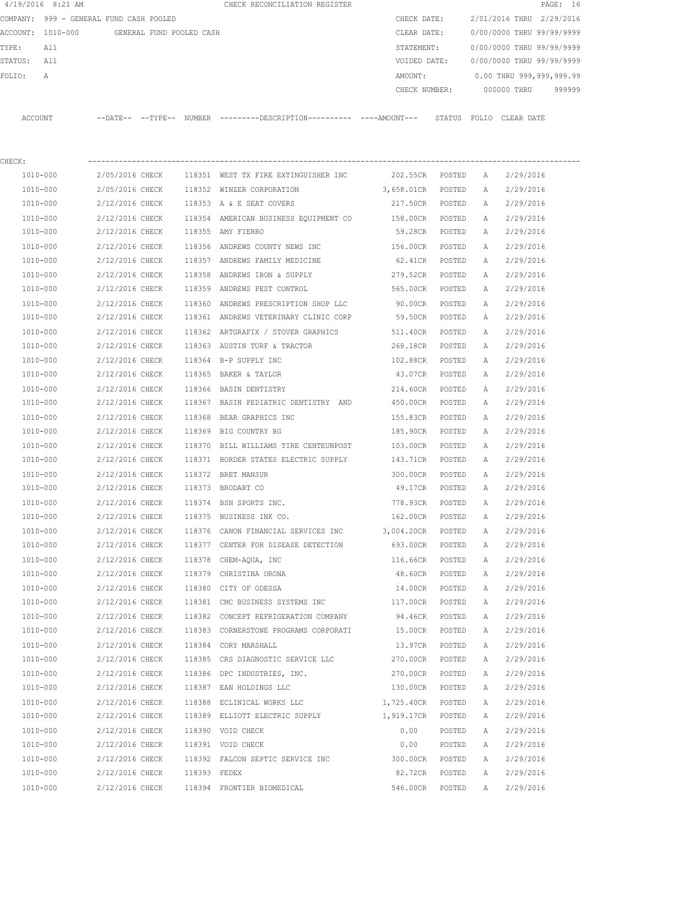4/19/2016 8:21 AM CHECK RECONCILIATION REGISTER

COMPANY: 999 - GENERAL FUND CASH POOLED　　CHECK DATE: 2/01/2016 THRU 2/29/2016
ACCOUNT: 1010-000 GENERAL FUND POOLED CASH　　CLEAR DATE: 0/00/0000 THRU 99/99/9999
TYPE: All　　STATEMENT: 0/00/0000 THRU 99/99/9999
STATUS: All　　VOIDED DATE: 0/00/0000 THRU 99/99/9999
FOLIO: A　　AMOUNT: 0.00 THRU 999,999,999.99
CHECK NUMBER: 000000 THRU 999999

CHECK:

| ACCOUNT | --DATE-- | --TYPE-- | NUMBER | ---------DESCRIPTION---------- | ----AMOUNT--- | STATUS | FOLIO | CLEAR DATE |
|---|---|---|---|---|---|---|---|---|
| 1010-000 | 2/05/2016 | CHECK | 118351 | WEST TX FIRE EXTINGUISHER INC | 202.55CR | POSTED | A | 2/29/2016 |
| 1010-000 | 2/05/2016 | CHECK | 118352 | WINZER CORPORATION | 3,658.01CR | POSTED | A | 2/29/2016 |
| 1010-000 | 2/12/2016 | CHECK | 118353 | A & E SEAT COVERS | 217.50CR | POSTED | A | 2/29/2016 |
| 1010-000 | 2/12/2016 | CHECK | 118354 | AMERICAN BUSINESS EQUIPMENT CO | 158.00CR | POSTED | A | 2/29/2016 |
| 1010-000 | 2/12/2016 | CHECK | 118355 | AMY FIERRO | 59.28CR | POSTED | A | 2/29/2016 |
| 1010-000 | 2/12/2016 | CHECK | 118356 | ANDREWS COUNTY NEWS INC | 156.00CR | POSTED | A | 2/29/2016 |
| 1010-000 | 2/12/2016 | CHECK | 118357 | ANDREWS FAMILY MEDICINE | 62.41CR | POSTED | A | 2/29/2016 |
| 1010-000 | 2/12/2016 | CHECK | 118358 | ANDREWS IRON & SUPPLY | 279.52CR | POSTED | A | 2/29/2016 |
| 1010-000 | 2/12/2016 | CHECK | 118359 | ANDREWS PEST CONTROL | 565.00CR | POSTED | A | 2/29/2016 |
| 1010-000 | 2/12/2016 | CHECK | 118360 | ANDREWS PRESCRIPTION SHOP LLC | 90.00CR | POSTED | A | 2/29/2016 |
| 1010-000 | 2/12/2016 | CHECK | 118361 | ANDREWS VETERINARY CLINIC CORP | 59.50CR | POSTED | A | 2/29/2016 |
| 1010-000 | 2/12/2016 | CHECK | 118362 | ARTGRAFIX / STOVER GRAPHICS | 511.40CR | POSTED | A | 2/29/2016 |
| 1010-000 | 2/12/2016 | CHECK | 118363 | AUSTIN TURF & TRACTOR | 268.18CR | POSTED | A | 2/29/2016 |
| 1010-000 | 2/12/2016 | CHECK | 118364 | B-P SUPPLY INC | 102.88CR | POSTED | A | 2/29/2016 |
| 1010-000 | 2/12/2016 | CHECK | 118365 | BAKER & TAYLOR | 43.07CR | POSTED | A | 2/29/2016 |
| 1010-000 | 2/12/2016 | CHECK | 118366 | BASIN DENTISTRY | 214.60CR | POSTED | A | 2/29/2016 |
| 1010-000 | 2/12/2016 | CHECK | 118367 | BASIN PEDIATRIC DENTISTRY AND | 450.00CR | POSTED | A | 2/29/2016 |
| 1010-000 | 2/12/2016 | CHECK | 118368 | BEAR GRAPHICS INC | 155.83CR | POSTED | A | 2/29/2016 |
| 1010-000 | 2/12/2016 | CHECK | 118369 | BIG COUNTRY BG | 185.90CR | POSTED | A | 2/29/2016 |
| 1010-000 | 2/12/2016 | CHECK | 118370 | BILL WILLIAMS TIRE CENTEUNPOST | 103.00CR | POSTED | A | 2/29/2016 |
| 1010-000 | 2/12/2016 | CHECK | 118371 | BORDER STATES ELECTRIC SUPPLY | 143.71CR | POSTED | A | 2/29/2016 |
| 1010-000 | 2/12/2016 | CHECK | 118372 | BRET MANSUR | 300.00CR | POSTED | A | 2/29/2016 |
| 1010-000 | 2/12/2016 | CHECK | 118373 | BRODART CO | 49.17CR | POSTED | A | 2/29/2016 |
| 1010-000 | 2/12/2016 | CHECK | 118374 | BSN SPORTS INC. | 778.93CR | POSTED | A | 2/29/2016 |
| 1010-000 | 2/12/2016 | CHECK | 118375 | BUSINESS INK CO. | 162.00CR | POSTED | A | 2/29/2016 |
| 1010-000 | 2/12/2016 | CHECK | 118376 | CANON FINANCIAL SERVICES INC | 3,004.20CR | POSTED | A | 2/29/2016 |
| 1010-000 | 2/12/2016 | CHECK | 118377 | CENTER FOR DISEASE DETECTION | 693.00CR | POSTED | A | 2/29/2016 |
| 1010-000 | 2/12/2016 | CHECK | 118378 | CHEM-AQUA, INC | 116.66CR | POSTED | A | 2/29/2016 |
| 1010-000 | 2/12/2016 | CHECK | 118379 | CHRISTINA ORONA | 48.60CR | POSTED | A | 2/29/2016 |
| 1010-000 | 2/12/2016 | CHECK | 118380 | CITY OF ODESSA | 14.00CR | POSTED | A | 2/29/2016 |
| 1010-000 | 2/12/2016 | CHECK | 118381 | CMC BUSINESS SYSTEMS INC | 117.00CR | POSTED | A | 2/29/2016 |
| 1010-000 | 2/12/2016 | CHECK | 118382 | CONCEPT REFRIGERATION COMPANY | 94.46CR | POSTED | A | 2/29/2016 |
| 1010-000 | 2/12/2016 | CHECK | 118383 | CORNERSTONE PROGRAMS CORPORATI | 15.00CR | POSTED | A | 2/29/2016 |
| 1010-000 | 2/12/2016 | CHECK | 118384 | CORY MARSHALL | 13.97CR | POSTED | A | 2/29/2016 |
| 1010-000 | 2/12/2016 | CHECK | 118385 | CRS DIAGNOSTIC SERVICE LLC | 270.00CR | POSTED | A | 2/29/2016 |
| 1010-000 | 2/12/2016 | CHECK | 118386 | DPC INDUSTRIES, INC. | 270.00CR | POSTED | A | 2/29/2016 |
| 1010-000 | 2/12/2016 | CHECK | 118387 | EAN HOLDINGS LLC | 130.00CR | POSTED | A | 2/29/2016 |
| 1010-000 | 2/12/2016 | CHECK | 118388 | ECLINICAL WORKS LLC | 1,725.40CR | POSTED | A | 2/29/2016 |
| 1010-000 | 2/12/2016 | CHECK | 118389 | ELLIOTT ELECTRIC SUPPLY | 1,919.17CR | POSTED | A | 2/29/2016 |
| 1010-000 | 2/12/2016 | CHECK | 118390 | VOID CHECK | 0.00 | POSTED | A | 2/29/2016 |
| 1010-000 | 2/12/2016 | CHECK | 118391 | VOID CHECK | 0.00 | POSTED | A | 2/29/2016 |
| 1010-000 | 2/12/2016 | CHECK | 118392 | FALCON SEPTIC SERVICE INC | 300.00CR | POSTED | A | 2/29/2016 |
| 1010-000 | 2/12/2016 | CHECK | 118393 | FEDEX | 82.72CR | POSTED | A | 2/29/2016 |
| 1010-000 | 2/12/2016 | CHECK | 118394 | FRONTIER BIOMEDICAL | 546.00CR | POSTED | A | 2/29/2016 |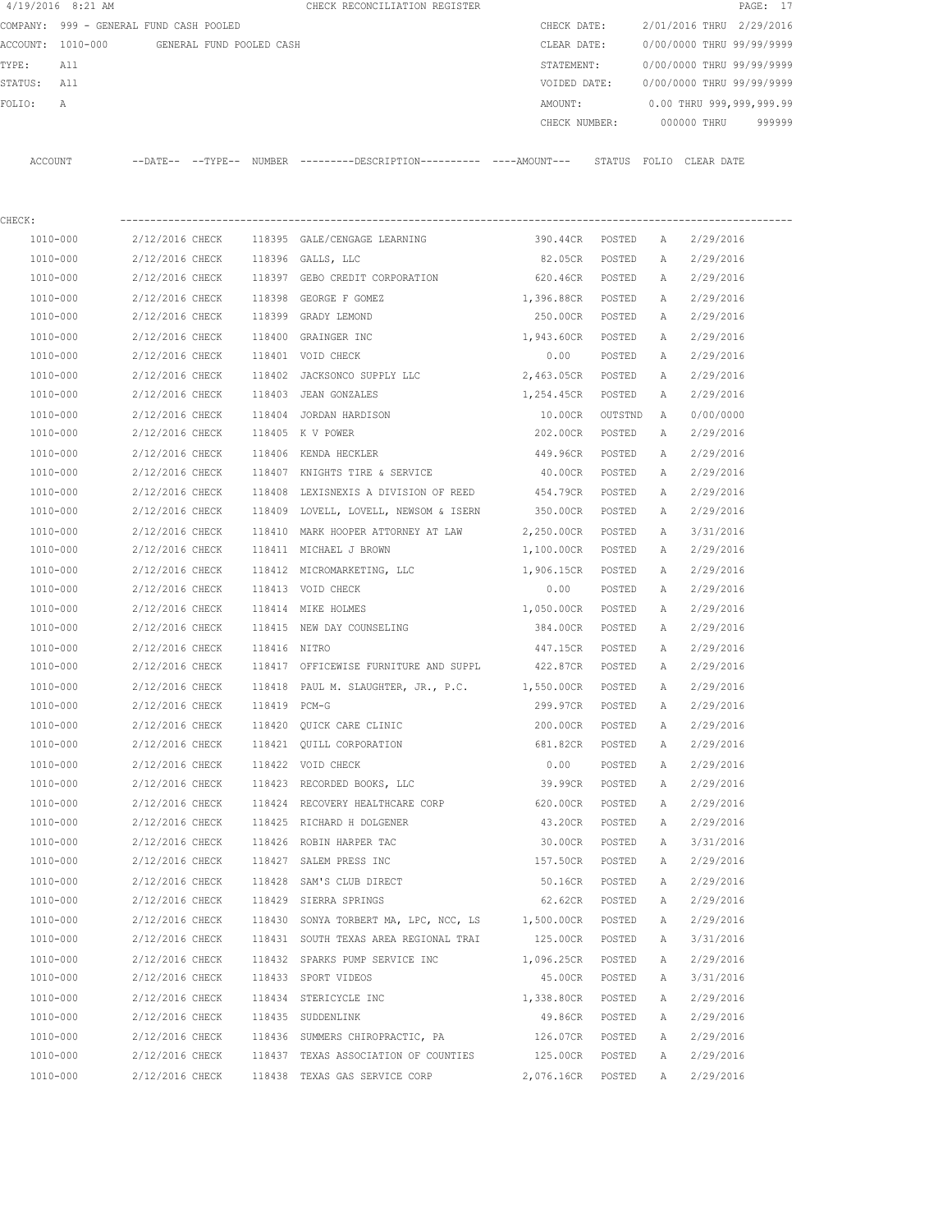4/19/2016 8:21 AM CHECK RECONCILIATION REGISTER

COMPANY: 999 - GENERAL FUND CASH POOLED
ACCOUNT: 1010-000 GENERAL FUND POOLED CASH
TYPE: All
STATUS: All
FOLIO: A

CHECK DATE: 2/01/2016 THRU 2/29/2016
CLEAR DATE: 0/00/0000 THRU 99/99/9999
STATEMENT: 0/00/0000 THRU 99/99/9999
VOIDED DATE: 0/00/0000 THRU 99/99/9999
AMOUNT: 0.00 THRU 999,999,999.99
CHECK NUMBER: 000000 THRU 999999

CHECK:

| ACCOUNT | DATE | TYPE | NUMBER | DESCRIPTION | AMOUNT | STATUS | FOLIO | CLEAR DATE |
|---|---|---|---|---|---|---|---|---|
| 1010-000 | 2/12/2016 | CHECK | 118395 | GALE/CENGAGE LEARNING | 390.44CR | POSTED | A | 2/29/2016 |
| 1010-000 | 2/12/2016 | CHECK | 118396 | GALLS, LLC | 82.05CR | POSTED | A | 2/29/2016 |
| 1010-000 | 2/12/2016 | CHECK | 118397 | GEBO CREDIT CORPORATION | 620.46CR | POSTED | A | 2/29/2016 |
| 1010-000 | 2/12/2016 | CHECK | 118398 | GEORGE F GOMEZ | 1,396.88CR | POSTED | A | 2/29/2016 |
| 1010-000 | 2/12/2016 | CHECK | 118399 | GRADY LEMOND | 250.00CR | POSTED | A | 2/29/2016 |
| 1010-000 | 2/12/2016 | CHECK | 118400 | GRAINGER INC | 1,943.60CR | POSTED | A | 2/29/2016 |
| 1010-000 | 2/12/2016 | CHECK | 118401 | VOID CHECK | 0.00 | POSTED | A | 2/29/2016 |
| 1010-000 | 2/12/2016 | CHECK | 118402 | JACKSONCO SUPPLY LLC | 2,463.05CR | POSTED | A | 2/29/2016 |
| 1010-000 | 2/12/2016 | CHECK | 118403 | JEAN GONZALES | 1,254.45CR | POSTED | A | 2/29/2016 |
| 1010-000 | 2/12/2016 | CHECK | 118404 | JORDAN HARDISON | 10.00CR | OUTSTND | A | 0/00/0000 |
| 1010-000 | 2/12/2016 | CHECK | 118405 | K V POWER | 202.00CR | POSTED | A | 2/29/2016 |
| 1010-000 | 2/12/2016 | CHECK | 118406 | KENDA HECKLER | 449.96CR | POSTED | A | 2/29/2016 |
| 1010-000 | 2/12/2016 | CHECK | 118407 | KNIGHTS TIRE & SERVICE | 40.00CR | POSTED | A | 2/29/2016 |
| 1010-000 | 2/12/2016 | CHECK | 118408 | LEXISNEXIS A DIVISION OF REED | 454.79CR | POSTED | A | 2/29/2016 |
| 1010-000 | 2/12/2016 | CHECK | 118409 | LOVELL, LOVELL, NEWSOM & ISERN | 350.00CR | POSTED | A | 2/29/2016 |
| 1010-000 | 2/12/2016 | CHECK | 118410 | MARK HOOPER ATTORNEY AT LAW | 2,250.00CR | POSTED | A | 3/31/2016 |
| 1010-000 | 2/12/2016 | CHECK | 118411 | MICHAEL J BROWN | 1,100.00CR | POSTED | A | 2/29/2016 |
| 1010-000 | 2/12/2016 | CHECK | 118412 | MICROMARKETING, LLC | 1,906.15CR | POSTED | A | 2/29/2016 |
| 1010-000 | 2/12/2016 | CHECK | 118413 | VOID CHECK | 0.00 | POSTED | A | 2/29/2016 |
| 1010-000 | 2/12/2016 | CHECK | 118414 | MIKE HOLMES | 1,050.00CR | POSTED | A | 2/29/2016 |
| 1010-000 | 2/12/2016 | CHECK | 118415 | NEW DAY COUNSELING | 384.00CR | POSTED | A | 2/29/2016 |
| 1010-000 | 2/12/2016 | CHECK | 118416 | NITRO | 447.15CR | POSTED | A | 2/29/2016 |
| 1010-000 | 2/12/2016 | CHECK | 118417 | OFFICEWISE FURNITURE AND SUPPL | 422.87CR | POSTED | A | 2/29/2016 |
| 1010-000 | 2/12/2016 | CHECK | 118418 | PAUL M. SLAUGHTER, JR., P.C. | 1,550.00CR | POSTED | A | 2/29/2016 |
| 1010-000 | 2/12/2016 | CHECK | 118419 | PCM-G | 299.97CR | POSTED | A | 2/29/2016 |
| 1010-000 | 2/12/2016 | CHECK | 118420 | QUICK CARE CLINIC | 200.00CR | POSTED | A | 2/29/2016 |
| 1010-000 | 2/12/2016 | CHECK | 118421 | QUILL CORPORATION | 681.82CR | POSTED | A | 2/29/2016 |
| 1010-000 | 2/12/2016 | CHECK | 118422 | VOID CHECK | 0.00 | POSTED | A | 2/29/2016 |
| 1010-000 | 2/12/2016 | CHECK | 118423 | RECORDED BOOKS, LLC | 39.99CR | POSTED | A | 2/29/2016 |
| 1010-000 | 2/12/2016 | CHECK | 118424 | RECOVERY HEALTHCARE CORP | 620.00CR | POSTED | A | 2/29/2016 |
| 1010-000 | 2/12/2016 | CHECK | 118425 | RICHARD H DOLGENER | 43.20CR | POSTED | A | 2/29/2016 |
| 1010-000 | 2/12/2016 | CHECK | 118426 | ROBIN HARPER TAC | 30.00CR | POSTED | A | 3/31/2016 |
| 1010-000 | 2/12/2016 | CHECK | 118427 | SALEM PRESS INC | 157.50CR | POSTED | A | 2/29/2016 |
| 1010-000 | 2/12/2016 | CHECK | 118428 | SAM'S CLUB DIRECT | 50.16CR | POSTED | A | 2/29/2016 |
| 1010-000 | 2/12/2016 | CHECK | 118429 | SIERRA SPRINGS | 62.62CR | POSTED | A | 2/29/2016 |
| 1010-000 | 2/12/2016 | CHECK | 118430 | SONYA TORBERT MA, LPC, NCC, LS | 1,500.00CR | POSTED | A | 2/29/2016 |
| 1010-000 | 2/12/2016 | CHECK | 118431 | SOUTH TEXAS AREA REGIONAL TRAI | 125.00CR | POSTED | A | 3/31/2016 |
| 1010-000 | 2/12/2016 | CHECK | 118432 | SPARKS PUMP SERVICE INC | 1,096.25CR | POSTED | A | 2/29/2016 |
| 1010-000 | 2/12/2016 | CHECK | 118433 | SPORT VIDEOS | 45.00CR | POSTED | A | 3/31/2016 |
| 1010-000 | 2/12/2016 | CHECK | 118434 | STERICYCLE INC | 1,338.80CR | POSTED | A | 2/29/2016 |
| 1010-000 | 2/12/2016 | CHECK | 118435 | SUDDENLINK | 49.86CR | POSTED | A | 2/29/2016 |
| 1010-000 | 2/12/2016 | CHECK | 118436 | SUMMERS CHIROPRACTIC, PA | 126.07CR | POSTED | A | 2/29/2016 |
| 1010-000 | 2/12/2016 | CHECK | 118437 | TEXAS ASSOCIATION OF COUNTIES | 125.00CR | POSTED | A | 2/29/2016 |
| 1010-000 | 2/12/2016 | CHECK | 118438 | TEXAS GAS SERVICE CORP | 2,076.16CR | POSTED | A | 2/29/2016 |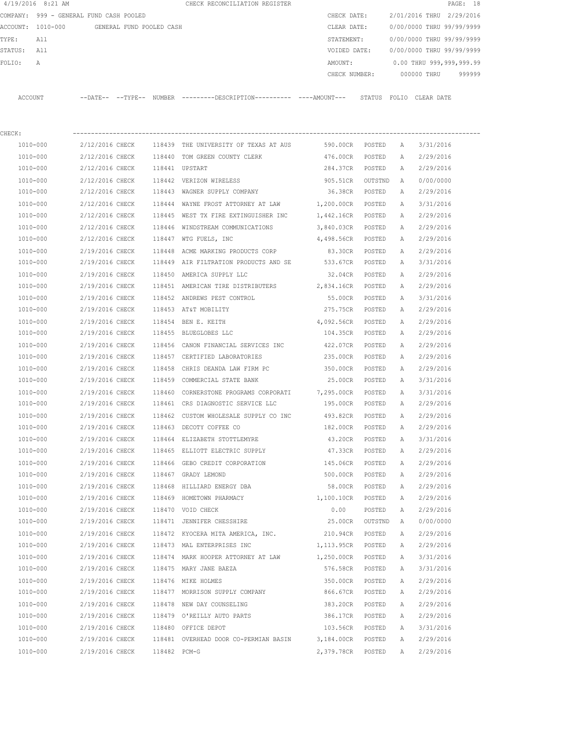4/19/2016 8:21 AM CHECK RECONCILIATION REGISTER

COMPANY: 999 - GENERAL FUND CASH POOLED
ACCOUNT: 1010-000 GENERAL FUND POOLED CASH
TYPE: All
STATUS: All
FOLIO: A

CHECK DATE: 2/01/2016 THRU 2/29/2016
CLEAR DATE: 0/00/0000 THRU 99/99/9999
STATEMENT: 0/00/0000 THRU 99/99/9999
VOIDED DATE: 0/00/0000 THRU 99/99/9999
AMOUNT: 0.00 THRU 999,999,999.99
CHECK NUMBER: 000000 THRU 999999

CHECK:

| ACCOUNT | DATE | TYPE | NUMBER | DESCRIPTION | AMOUNT | STATUS | FOLIO | CLEAR DATE |
|---|---|---|---|---|---|---|---|---|
| 1010-000 | 2/12/2016 | CHECK | 118439 | THE UNIVERSITY OF TEXAS AT AUS | 590.00CR | POSTED | A | 3/31/2016 |
| 1010-000 | 2/12/2016 | CHECK | 118440 | TOM GREEN COUNTY CLERK | 476.00CR | POSTED | A | 2/29/2016 |
| 1010-000 | 2/12/2016 | CHECK | 118441 | UPSTART | 284.37CR | POSTED | A | 2/29/2016 |
| 1010-000 | 2/12/2016 | CHECK | 118442 | VERIZON WIRELESS | 905.51CR | OUTSTND | A | 0/00/0000 |
| 1010-000 | 2/12/2016 | CHECK | 118443 | WAGNER SUPPLY COMPANY | 36.38CR | POSTED | A | 2/29/2016 |
| 1010-000 | 2/12/2016 | CHECK | 118444 | WAYNE FROST ATTORNEY AT LAW | 1,200.00CR | POSTED | A | 3/31/2016 |
| 1010-000 | 2/12/2016 | CHECK | 118445 | WEST TX FIRE EXTINGUISHER INC | 1,442.16CR | POSTED | A | 2/29/2016 |
| 1010-000 | 2/12/2016 | CHECK | 118446 | WINDSTREAM COMMUNICATIONS | 3,840.03CR | POSTED | A | 2/29/2016 |
| 1010-000 | 2/12/2016 | CHECK | 118447 | WTG FUELS, INC | 4,498.56CR | POSTED | A | 2/29/2016 |
| 1010-000 | 2/19/2016 | CHECK | 118448 | ACME MARKING PRODUCTS CORP | 83.30CR | POSTED | A | 2/29/2016 |
| 1010-000 | 2/19/2016 | CHECK | 118449 | AIR FILTRATION PRODUCTS AND SE | 533.67CR | POSTED | A | 3/31/2016 |
| 1010-000 | 2/19/2016 | CHECK | 118450 | AMERICA SUPPLY LLC | 32.04CR | POSTED | A | 2/29/2016 |
| 1010-000 | 2/19/2016 | CHECK | 118451 | AMERICAN TIRE DISTRIBUTERS | 2,834.16CR | POSTED | A | 2/29/2016 |
| 1010-000 | 2/19/2016 | CHECK | 118452 | ANDREWS PEST CONTROL | 55.00CR | POSTED | A | 3/31/2016 |
| 1010-000 | 2/19/2016 | CHECK | 118453 | AT&T MOBILITY | 275.75CR | POSTED | A | 2/29/2016 |
| 1010-000 | 2/19/2016 | CHECK | 118454 | BEN E. KEITH | 4,092.56CR | POSTED | A | 2/29/2016 |
| 1010-000 | 2/19/2016 | CHECK | 118455 | BLUEGLOBES LLC | 104.35CR | POSTED | A | 2/29/2016 |
| 1010-000 | 2/19/2016 | CHECK | 118456 | CANON FINANCIAL SERVICES INC | 422.07CR | POSTED | A | 2/29/2016 |
| 1010-000 | 2/19/2016 | CHECK | 118457 | CERTIFIED LABORATORIES | 235.00CR | POSTED | A | 2/29/2016 |
| 1010-000 | 2/19/2016 | CHECK | 118458 | CHRIS DEANDA LAW FIRM PC | 350.00CR | POSTED | A | 2/29/2016 |
| 1010-000 | 2/19/2016 | CHECK | 118459 | COMMERCIAL STATE BANK | 25.00CR | POSTED | A | 3/31/2016 |
| 1010-000 | 2/19/2016 | CHECK | 118460 | CORNERSTONE PROGRAMS CORPORATI | 7,295.00CR | POSTED | A | 3/31/2016 |
| 1010-000 | 2/19/2016 | CHECK | 118461 | CRS DIAGNOSTIC SERVICE LLC | 195.00CR | POSTED | A | 2/29/2016 |
| 1010-000 | 2/19/2016 | CHECK | 118462 | CUSTOM WHOLESALE SUPPLY CO INC | 493.82CR | POSTED | A | 2/29/2016 |
| 1010-000 | 2/19/2016 | CHECK | 118463 | DECOTY COFFEE CO | 182.00CR | POSTED | A | 2/29/2016 |
| 1010-000 | 2/19/2016 | CHECK | 118464 | ELIZABETH STOTTLEMYRE | 43.20CR | POSTED | A | 3/31/2016 |
| 1010-000 | 2/19/2016 | CHECK | 118465 | ELLIOTT ELECTRIC SUPPLY | 47.33CR | POSTED | A | 2/29/2016 |
| 1010-000 | 2/19/2016 | CHECK | 118466 | GEBO CREDIT CORPORATION | 145.06CR | POSTED | A | 2/29/2016 |
| 1010-000 | 2/19/2016 | CHECK | 118467 | GRADY LEMOND | 500.00CR | POSTED | A | 2/29/2016 |
| 1010-000 | 2/19/2016 | CHECK | 118468 | HILLIARD ENERGY DBA | 58.00CR | POSTED | A | 2/29/2016 |
| 1010-000 | 2/19/2016 | CHECK | 118469 | HOMETOWN PHARMACY | 1,100.10CR | POSTED | A | 2/29/2016 |
| 1010-000 | 2/19/2016 | CHECK | 118470 | VOID CHECK | 0.00 | POSTED | A | 2/29/2016 |
| 1010-000 | 2/19/2016 | CHECK | 118471 | JENNIFER CHESSHIRE | 25.00CR | OUTSTND | A | 0/00/0000 |
| 1010-000 | 2/19/2016 | CHECK | 118472 | KYOCERA MITA AMERICA, INC. | 210.94CR | POSTED | A | 2/29/2016 |
| 1010-000 | 2/19/2016 | CHECK | 118473 | MAL ENTERPRISES INC | 1,113.95CR | POSTED | A | 2/29/2016 |
| 1010-000 | 2/19/2016 | CHECK | 118474 | MARK HOOPER ATTORNEY AT LAW | 1,250.00CR | POSTED | A | 3/31/2016 |
| 1010-000 | 2/19/2016 | CHECK | 118475 | MARY JANE BAEZA | 576.58CR | POSTED | A | 3/31/2016 |
| 1010-000 | 2/19/2016 | CHECK | 118476 | MIKE HOLMES | 350.00CR | POSTED | A | 2/29/2016 |
| 1010-000 | 2/19/2016 | CHECK | 118477 | MORRISON SUPPLY COMPANY | 866.67CR | POSTED | A | 2/29/2016 |
| 1010-000 | 2/19/2016 | CHECK | 118478 | NEW DAY COUNSELING | 383.20CR | POSTED | A | 2/29/2016 |
| 1010-000 | 2/19/2016 | CHECK | 118479 | O'REILLY AUTO PARTS | 386.17CR | POSTED | A | 2/29/2016 |
| 1010-000 | 2/19/2016 | CHECK | 118480 | OFFICE DEPOT | 103.56CR | POSTED | A | 3/31/2016 |
| 1010-000 | 2/19/2016 | CHECK | 118481 | OVERHEAD DOOR CO-PERMIAN BASIN | 3,184.00CR | POSTED | A | 2/29/2016 |
| 1010-000 | 2/19/2016 | CHECK | 118482 | PCM-G | 2,379.78CR | POSTED | A | 2/29/2016 |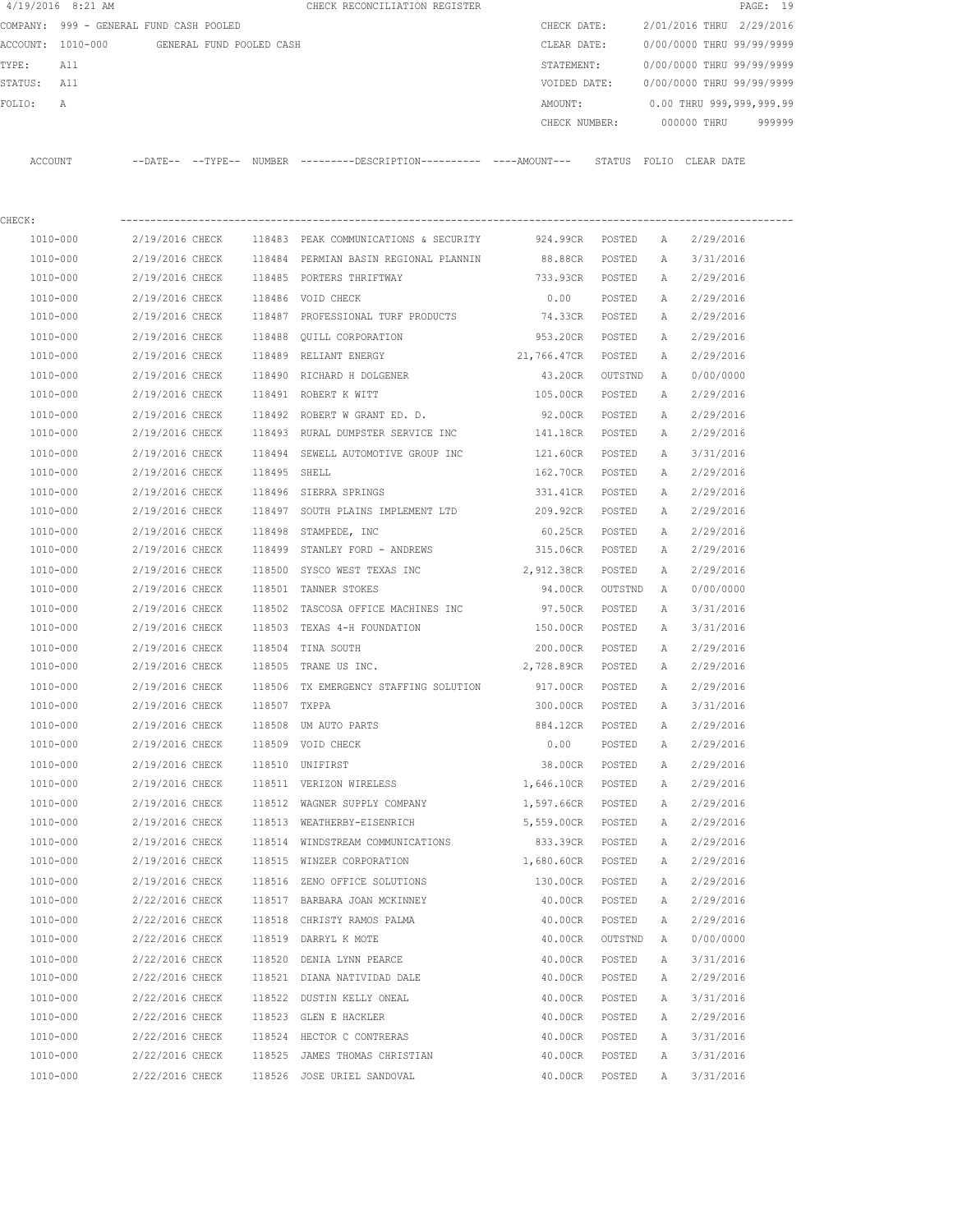4/19/2016 8:21 AM CHECK RECONCILIATION REGISTER

COMPANY: 999 - GENERAL FUND CASH POOLED
ACCOUNT: 1010-000 GENERAL FUND POOLED CASH
TYPE: All
STATUS: All
FOLIO: A

CHECK DATE: 2/01/2016 THRU 2/29/2016
CLEAR DATE: 0/00/0000 THRU 99/99/9999
STATEMENT: 0/00/0000 THRU 99/99/9999
VOIDED DATE: 0/00/0000 THRU 99/99/9999
AMOUNT: 0.00 THRU 999,999,999.99
CHECK NUMBER: 000000 THRU 999999

CHECK:

| ACCOUNT | --DATE-- | --TYPE-- | NUMBER | ---------DESCRIPTION---------- | ----AMOUNT--- | STATUS | FOLIO | CLEAR DATE |
|---|---|---|---|---|---|---|---|---|
| 1010-000 | 2/19/2016 | CHECK | 118483 | PEAK COMMUNICATIONS & SECURITY | 924.99CR | POSTED | A | 2/29/2016 |
| 1010-000 | 2/19/2016 | CHECK | 118484 | PERMIAN BASIN REGIONAL PLANNIN | 88.88CR | POSTED | A | 3/31/2016 |
| 1010-000 | 2/19/2016 | CHECK | 118485 | PORTERS THRIFTWAY | 733.93CR | POSTED | A | 2/29/2016 |
| 1010-000 | 2/19/2016 | CHECK | 118486 | VOID CHECK | 0.00 | POSTED | A | 2/29/2016 |
| 1010-000 | 2/19/2016 | CHECK | 118487 | PROFESSIONAL TURF PRODUCTS | 74.33CR | POSTED | A | 2/29/2016 |
| 1010-000 | 2/19/2016 | CHECK | 118488 | QUILL CORPORATION | 953.20CR | POSTED | A | 2/29/2016 |
| 1010-000 | 2/19/2016 | CHECK | 118489 | RELIANT ENERGY | 21,766.47CR | POSTED | A | 2/29/2016 |
| 1010-000 | 2/19/2016 | CHECK | 118490 | RICHARD H DOLGENER | 43.20CR | OUTSTND | A | 0/00/0000 |
| 1010-000 | 2/19/2016 | CHECK | 118491 | ROBERT K WITT | 105.00CR | POSTED | A | 2/29/2016 |
| 1010-000 | 2/19/2016 | CHECK | 118492 | ROBERT W GRANT ED. D. | 92.00CR | POSTED | A | 2/29/2016 |
| 1010-000 | 2/19/2016 | CHECK | 118493 | RURAL DUMPSTER SERVICE INC | 141.18CR | POSTED | A | 2/29/2016 |
| 1010-000 | 2/19/2016 | CHECK | 118494 | SEWELL AUTOMOTIVE GROUP INC | 121.60CR | POSTED | A | 3/31/2016 |
| 1010-000 | 2/19/2016 | CHECK | 118495 | SHELL | 162.70CR | POSTED | A | 2/29/2016 |
| 1010-000 | 2/19/2016 | CHECK | 118496 | SIERRA SPRINGS | 331.41CR | POSTED | A | 2/29/2016 |
| 1010-000 | 2/19/2016 | CHECK | 118497 | SOUTH PLAINS IMPLEMENT LTD | 209.92CR | POSTED | A | 2/29/2016 |
| 1010-000 | 2/19/2016 | CHECK | 118498 | STAMPEDE, INC | 60.25CR | POSTED | A | 2/29/2016 |
| 1010-000 | 2/19/2016 | CHECK | 118499 | STANLEY FORD - ANDREWS | 315.06CR | POSTED | A | 2/29/2016 |
| 1010-000 | 2/19/2016 | CHECK | 118500 | SYSCO WEST TEXAS INC | 2,912.38CR | POSTED | A | 2/29/2016 |
| 1010-000 | 2/19/2016 | CHECK | 118501 | TANNER STOKES | 94.00CR | OUTSTND | A | 0/00/0000 |
| 1010-000 | 2/19/2016 | CHECK | 118502 | TASCOSA OFFICE MACHINES INC | 97.50CR | POSTED | A | 3/31/2016 |
| 1010-000 | 2/19/2016 | CHECK | 118503 | TEXAS 4-H FOUNDATION | 150.00CR | POSTED | A | 3/31/2016 |
| 1010-000 | 2/19/2016 | CHECK | 118504 | TINA SOUTH | 200.00CR | POSTED | A | 2/29/2016 |
| 1010-000 | 2/19/2016 | CHECK | 118505 | TRANE US INC. | 2,728.89CR | POSTED | A | 2/29/2016 |
| 1010-000 | 2/19/2016 | CHECK | 118506 | TX EMERGENCY STAFFING SOLUTION | 917.00CR | POSTED | A | 2/29/2016 |
| 1010-000 | 2/19/2016 | CHECK | 118507 | TXPPA | 300.00CR | POSTED | A | 3/31/2016 |
| 1010-000 | 2/19/2016 | CHECK | 118508 | UM AUTO PARTS | 884.12CR | POSTED | A | 2/29/2016 |
| 1010-000 | 2/19/2016 | CHECK | 118509 | VOID CHECK | 0.00 | POSTED | A | 2/29/2016 |
| 1010-000 | 2/19/2016 | CHECK | 118510 | UNIFIRST | 38.00CR | POSTED | A | 2/29/2016 |
| 1010-000 | 2/19/2016 | CHECK | 118511 | VERIZON WIRELESS | 1,646.10CR | POSTED | A | 2/29/2016 |
| 1010-000 | 2/19/2016 | CHECK | 118512 | WAGNER SUPPLY COMPANY | 1,597.66CR | POSTED | A | 2/29/2016 |
| 1010-000 | 2/19/2016 | CHECK | 118513 | WEATHERBY-EISENRICH | 5,559.00CR | POSTED | A | 2/29/2016 |
| 1010-000 | 2/19/2016 | CHECK | 118514 | WINDSTREAM COMMUNICATIONS | 833.39CR | POSTED | A | 2/29/2016 |
| 1010-000 | 2/19/2016 | CHECK | 118515 | WINZER CORPORATION | 1,680.60CR | POSTED | A | 2/29/2016 |
| 1010-000 | 2/19/2016 | CHECK | 118516 | ZENO OFFICE SOLUTIONS | 130.00CR | POSTED | A | 2/29/2016 |
| 1010-000 | 2/22/2016 | CHECK | 118517 | BARBARA JOAN MCKINNEY | 40.00CR | POSTED | A | 2/29/2016 |
| 1010-000 | 2/22/2016 | CHECK | 118518 | CHRISTY RAMOS PALMA | 40.00CR | POSTED | A | 2/29/2016 |
| 1010-000 | 2/22/2016 | CHECK | 118519 | DARRYL K MOTE | 40.00CR | OUTSTND | A | 0/00/0000 |
| 1010-000 | 2/22/2016 | CHECK | 118520 | DENIA LYNN PEARCE | 40.00CR | POSTED | A | 3/31/2016 |
| 1010-000 | 2/22/2016 | CHECK | 118521 | DIANA NATIVIDAD DALE | 40.00CR | POSTED | A | 2/29/2016 |
| 1010-000 | 2/22/2016 | CHECK | 118522 | DUSTIN KELLY ONEAL | 40.00CR | POSTED | A | 3/31/2016 |
| 1010-000 | 2/22/2016 | CHECK | 118523 | GLEN E HACKLER | 40.00CR | POSTED | A | 2/29/2016 |
| 1010-000 | 2/22/2016 | CHECK | 118524 | HECTOR C CONTRERAS | 40.00CR | POSTED | A | 3/31/2016 |
| 1010-000 | 2/22/2016 | CHECK | 118525 | JAMES THOMAS CHRISTIAN | 40.00CR | POSTED | A | 3/31/2016 |
| 1010-000 | 2/22/2016 | CHECK | 118526 | JOSE URIEL SANDOVAL | 40.00CR | POSTED | A | 3/31/2016 |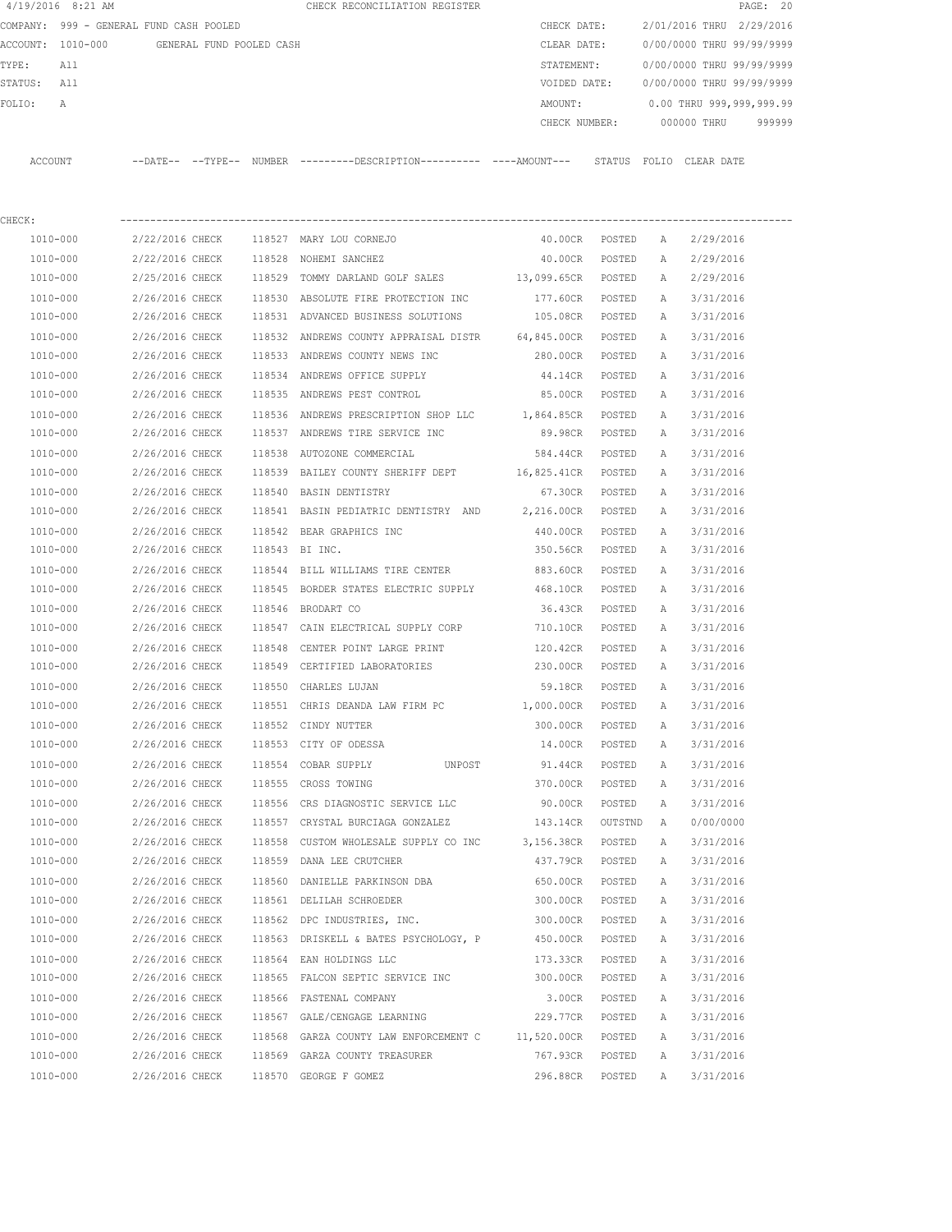4/19/2016 8:21 AM CHECK RECONCILIATION REGISTER

COMPANY: 999 - GENERAL FUND CASH POOLED
ACCOUNT: 1010-000 GENERAL FUND POOLED CASH
TYPE: All
STATUS: All
FOLIO: A

CHECK DATE: 2/01/2016 THRU 2/29/2016
CLEAR DATE: 0/00/0000 THRU 99/99/9999
STATEMENT: 0/00/0000 THRU 99/99/9999
VOIDED DATE: 0/00/0000 THRU 99/99/9999
AMOUNT: 0.00 THRU 999,999,999.99
CHECK NUMBER: 000000 THRU 999999

CHECK:

| ACCOUNT | DATE | TYPE | NUMBER | DESCRIPTION | AMOUNT | STATUS | FOLIO | CLEAR DATE |
|---|---|---|---|---|---|---|---|---|
| 1010-000 | 2/22/2016 | CHECK | 118527 | MARY LOU CORNEJO | 40.00CR | POSTED | A | 2/29/2016 |
| 1010-000 | 2/22/2016 | CHECK | 118528 | NOHEMI SANCHEZ | 40.00CR | POSTED | A | 2/29/2016 |
| 1010-000 | 2/25/2016 | CHECK | 118529 | TOMMY DARLAND GOLF SALES | 13,099.65CR | POSTED | A | 2/29/2016 |
| 1010-000 | 2/26/2016 | CHECK | 118530 | ABSOLUTE FIRE PROTECTION INC | 177.60CR | POSTED | A | 3/31/2016 |
| 1010-000 | 2/26/2016 | CHECK | 118531 | ADVANCED BUSINESS SOLUTIONS | 105.08CR | POSTED | A | 3/31/2016 |
| 1010-000 | 2/26/2016 | CHECK | 118532 | ANDREWS COUNTY APPRAISAL DISTR | 64,845.00CR | POSTED | A | 3/31/2016 |
| 1010-000 | 2/26/2016 | CHECK | 118533 | ANDREWS COUNTY NEWS INC | 280.00CR | POSTED | A | 3/31/2016 |
| 1010-000 | 2/26/2016 | CHECK | 118534 | ANDREWS OFFICE SUPPLY | 44.14CR | POSTED | A | 3/31/2016 |
| 1010-000 | 2/26/2016 | CHECK | 118535 | ANDREWS PEST CONTROL | 85.00CR | POSTED | A | 3/31/2016 |
| 1010-000 | 2/26/2016 | CHECK | 118536 | ANDREWS PRESCRIPTION SHOP LLC | 1,864.85CR | POSTED | A | 3/31/2016 |
| 1010-000 | 2/26/2016 | CHECK | 118537 | ANDREWS TIRE SERVICE INC | 89.98CR | POSTED | A | 3/31/2016 |
| 1010-000 | 2/26/2016 | CHECK | 118538 | AUTOZONE COMMERCIAL | 584.44CR | POSTED | A | 3/31/2016 |
| 1010-000 | 2/26/2016 | CHECK | 118539 | BAILEY COUNTY SHERIFF DEPT | 16,825.41CR | POSTED | A | 3/31/2016 |
| 1010-000 | 2/26/2016 | CHECK | 118540 | BASIN DENTISTRY | 67.30CR | POSTED | A | 3/31/2016 |
| 1010-000 | 2/26/2016 | CHECK | 118541 | BASIN PEDIATRIC DENTISTRY AND | 2,216.00CR | POSTED | A | 3/31/2016 |
| 1010-000 | 2/26/2016 | CHECK | 118542 | BEAR GRAPHICS INC | 440.00CR | POSTED | A | 3/31/2016 |
| 1010-000 | 2/26/2016 | CHECK | 118543 | BI INC. | 350.56CR | POSTED | A | 3/31/2016 |
| 1010-000 | 2/26/2016 | CHECK | 118544 | BILL WILLIAMS TIRE CENTER | 883.60CR | POSTED | A | 3/31/2016 |
| 1010-000 | 2/26/2016 | CHECK | 118545 | BORDER STATES ELECTRIC SUPPLY | 468.10CR | POSTED | A | 3/31/2016 |
| 1010-000 | 2/26/2016 | CHECK | 118546 | BRODART CO | 36.43CR | POSTED | A | 3/31/2016 |
| 1010-000 | 2/26/2016 | CHECK | 118547 | CAIN ELECTRICAL SUPPLY CORP | 710.10CR | POSTED | A | 3/31/2016 |
| 1010-000 | 2/26/2016 | CHECK | 118548 | CENTER POINT LARGE PRINT | 120.42CR | POSTED | A | 3/31/2016 |
| 1010-000 | 2/26/2016 | CHECK | 118549 | CERTIFIED LABORATORIES | 230.00CR | POSTED | A | 3/31/2016 |
| 1010-000 | 2/26/2016 | CHECK | 118550 | CHARLES LUJAN | 59.18CR | POSTED | A | 3/31/2016 |
| 1010-000 | 2/26/2016 | CHECK | 118551 | CHRIS DEANDA LAW FIRM PC | 1,000.00CR | POSTED | A | 3/31/2016 |
| 1010-000 | 2/26/2016 | CHECK | 118552 | CINDY NUTTER | 300.00CR | POSTED | A | 3/31/2016 |
| 1010-000 | 2/26/2016 | CHECK | 118553 | CITY OF ODESSA | 14.00CR | POSTED | A | 3/31/2016 |
| 1010-000 | 2/26/2016 | CHECK | 118554 | COBAR SUPPLY UNPOST | 91.44CR | POSTED | A | 3/31/2016 |
| 1010-000 | 2/26/2016 | CHECK | 118555 | CROSS TOWING | 370.00CR | POSTED | A | 3/31/2016 |
| 1010-000 | 2/26/2016 | CHECK | 118556 | CRS DIAGNOSTIC SERVICE LLC | 90.00CR | POSTED | A | 3/31/2016 |
| 1010-000 | 2/26/2016 | CHECK | 118557 | CRYSTAL BURCIAGA GONZALEZ | 143.14CR | OUTSTND | A | 0/00/0000 |
| 1010-000 | 2/26/2016 | CHECK | 118558 | CUSTOM WHOLESALE SUPPLY CO INC | 3,156.38CR | POSTED | A | 3/31/2016 |
| 1010-000 | 2/26/2016 | CHECK | 118559 | DANA LEE CRUTCHER | 437.79CR | POSTED | A | 3/31/2016 |
| 1010-000 | 2/26/2016 | CHECK | 118560 | DANIELLE PARKINSON DBA | 650.00CR | POSTED | A | 3/31/2016 |
| 1010-000 | 2/26/2016 | CHECK | 118561 | DELILAH SCHROEDER | 300.00CR | POSTED | A | 3/31/2016 |
| 1010-000 | 2/26/2016 | CHECK | 118562 | DPC INDUSTRIES, INC. | 300.00CR | POSTED | A | 3/31/2016 |
| 1010-000 | 2/26/2016 | CHECK | 118563 | DRISKELL & BATES PSYCHOLOGY, P | 450.00CR | POSTED | A | 3/31/2016 |
| 1010-000 | 2/26/2016 | CHECK | 118564 | EAN HOLDINGS LLC | 173.33CR | POSTED | A | 3/31/2016 |
| 1010-000 | 2/26/2016 | CHECK | 118565 | FALCON SEPTIC SERVICE INC | 300.00CR | POSTED | A | 3/31/2016 |
| 1010-000 | 2/26/2016 | CHECK | 118566 | FASTENAL COMPANY | 3.00CR | POSTED | A | 3/31/2016 |
| 1010-000 | 2/26/2016 | CHECK | 118567 | GALE/CENGAGE LEARNING | 229.77CR | POSTED | A | 3/31/2016 |
| 1010-000 | 2/26/2016 | CHECK | 118568 | GARZA COUNTY LAW ENFORCEMENT C | 11,520.00CR | POSTED | A | 3/31/2016 |
| 1010-000 | 2/26/2016 | CHECK | 118569 | GARZA COUNTY TREASURER | 767.93CR | POSTED | A | 3/31/2016 |
| 1010-000 | 2/26/2016 | CHECK | 118570 | GEORGE F GOMEZ | 296.88CR | POSTED | A | 3/31/2016 |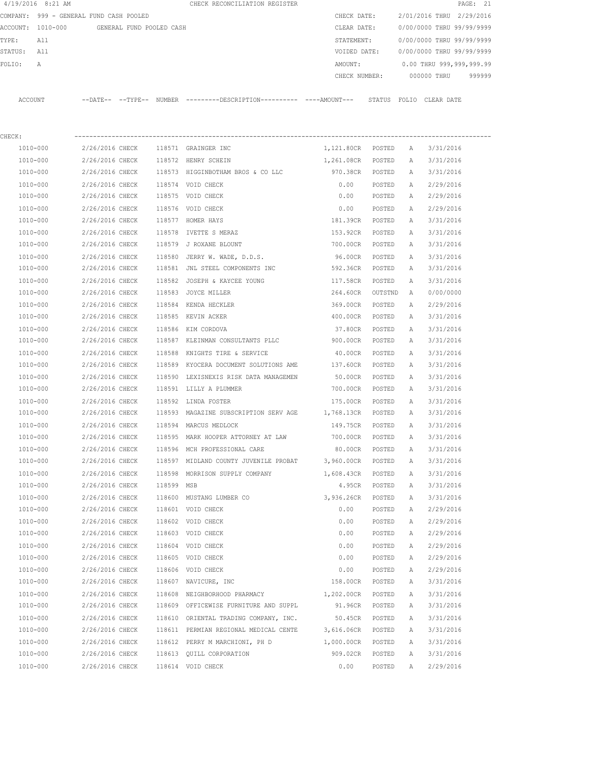4/19/2016 8:21 AM CHECK RECONCILIATION REGISTER

COMPANY: 999 - GENERAL FUND CASH POOLED
ACCOUNT: 1010-000 GENERAL FUND POOLED CASH
TYPE: All
STATUS: All
FOLIO: A

CHECK DATE: 2/01/2016 THRU 2/29/2016
CLEAR DATE: 0/00/0000 THRU 99/99/9999
STATEMENT: 0/00/0000 THRU 99/99/9999
VOIDED DATE: 0/00/0000 THRU 99/99/9999
AMOUNT: 0.00 THRU 999,999,999.99
CHECK NUMBER: 000000 THRU 999999

CHECK:

| ACCOUNT | DATE | TYPE | NUMBER | DESCRIPTION | AMOUNT | STATUS | FOLIO | CLEAR DATE |
|---|---|---|---|---|---|---|---|---|
| 1010-000 | 2/26/2016 | CHECK | 118571 | GRAINGER INC | 1,121.80CR | POSTED | A | 3/31/2016 |
| 1010-000 | 2/26/2016 | CHECK | 118572 | HENRY SCHEIN | 1,261.08CR | POSTED | A | 3/31/2016 |
| 1010-000 | 2/26/2016 | CHECK | 118573 | HIGGINBOTHAM BROS & CO LLC | 970.38CR | POSTED | A | 3/31/2016 |
| 1010-000 | 2/26/2016 | CHECK | 118574 | VOID CHECK | 0.00 | POSTED | A | 2/29/2016 |
| 1010-000 | 2/26/2016 | CHECK | 118575 | VOID CHECK | 0.00 | POSTED | A | 2/29/2016 |
| 1010-000 | 2/26/2016 | CHECK | 118576 | VOID CHECK | 0.00 | POSTED | A | 2/29/2016 |
| 1010-000 | 2/26/2016 | CHECK | 118577 | HOMER HAYS | 181.39CR | POSTED | A | 3/31/2016 |
| 1010-000 | 2/26/2016 | CHECK | 118578 | IVETTE S MERAZ | 153.92CR | POSTED | A | 3/31/2016 |
| 1010-000 | 2/26/2016 | CHECK | 118579 | J ROXANE BLOUNT | 700.00CR | POSTED | A | 3/31/2016 |
| 1010-000 | 2/26/2016 | CHECK | 118580 | JERRY W. WADE, D.D.S. | 96.00CR | POSTED | A | 3/31/2016 |
| 1010-000 | 2/26/2016 | CHECK | 118581 | JNL STEEL COMPONENTS INC | 592.36CR | POSTED | A | 3/31/2016 |
| 1010-000 | 2/26/2016 | CHECK | 118582 | JOSEPH & KAYCEE YOUNG | 117.58CR | POSTED | A | 3/31/2016 |
| 1010-000 | 2/26/2016 | CHECK | 118583 | JOYCE MILLER | 264.60CR | OUTSTND | A | 0/00/0000 |
| 1010-000 | 2/26/2016 | CHECK | 118584 | KENDA HECKLER | 369.00CR | POSTED | A | 2/29/2016 |
| 1010-000 | 2/26/2016 | CHECK | 118585 | KEVIN ACKER | 400.00CR | POSTED | A | 3/31/2016 |
| 1010-000 | 2/26/2016 | CHECK | 118586 | KIM CORDOVA | 37.80CR | POSTED | A | 3/31/2016 |
| 1010-000 | 2/26/2016 | CHECK | 118587 | KLEINMAN CONSULTANTS PLLC | 900.00CR | POSTED | A | 3/31/2016 |
| 1010-000 | 2/26/2016 | CHECK | 118588 | KNIGHTS TIRE & SERVICE | 40.00CR | POSTED | A | 3/31/2016 |
| 1010-000 | 2/26/2016 | CHECK | 118589 | KYOCERA DOCUMENT SOLUTIONS AME | 137.60CR | POSTED | A | 3/31/2016 |
| 1010-000 | 2/26/2016 | CHECK | 118590 | LEXISNEXIS RISK DATA MANAGEMEN | 50.00CR | POSTED | A | 3/31/2016 |
| 1010-000 | 2/26/2016 | CHECK | 118591 | LILLY A PLUMMER | 700.00CR | POSTED | A | 3/31/2016 |
| 1010-000 | 2/26/2016 | CHECK | 118592 | LINDA FOSTER | 175.00CR | POSTED | A | 3/31/2016 |
| 1010-000 | 2/26/2016 | CHECK | 118593 | MAGAZINE SUBSCRIPTION SERV AGE | 1,768.13CR | POSTED | A | 3/31/2016 |
| 1010-000 | 2/26/2016 | CHECK | 118594 | MARCUS MEDLOCK | 149.75CR | POSTED | A | 3/31/2016 |
| 1010-000 | 2/26/2016 | CHECK | 118595 | MARK HOOPER ATTORNEY AT LAW | 700.00CR | POSTED | A | 3/31/2016 |
| 1010-000 | 2/26/2016 | CHECK | 118596 | MCH PROFESSIONAL CARE | 80.00CR | POSTED | A | 3/31/2016 |
| 1010-000 | 2/26/2016 | CHECK | 118597 | MIDLAND COUNTY JUVENILE PROBAT | 3,960.00CR | POSTED | A | 3/31/2016 |
| 1010-000 | 2/26/2016 | CHECK | 118598 | MORRISON SUPPLY COMPANY | 1,608.43CR | POSTED | A | 3/31/2016 |
| 1010-000 | 2/26/2016 | CHECK | 118599 | MSB | 4.95CR | POSTED | A | 3/31/2016 |
| 1010-000 | 2/26/2016 | CHECK | 118600 | MUSTANG LUMBER CO | 3,936.26CR | POSTED | A | 3/31/2016 |
| 1010-000 | 2/26/2016 | CHECK | 118601 | VOID CHECK | 0.00 | POSTED | A | 2/29/2016 |
| 1010-000 | 2/26/2016 | CHECK | 118602 | VOID CHECK | 0.00 | POSTED | A | 2/29/2016 |
| 1010-000 | 2/26/2016 | CHECK | 118603 | VOID CHECK | 0.00 | POSTED | A | 2/29/2016 |
| 1010-000 | 2/26/2016 | CHECK | 118604 | VOID CHECK | 0.00 | POSTED | A | 2/29/2016 |
| 1010-000 | 2/26/2016 | CHECK | 118605 | VOID CHECK | 0.00 | POSTED | A | 2/29/2016 |
| 1010-000 | 2/26/2016 | CHECK | 118606 | VOID CHECK | 0.00 | POSTED | A | 2/29/2016 |
| 1010-000 | 2/26/2016 | CHECK | 118607 | NAVICURE, INC | 158.00CR | POSTED | A | 3/31/2016 |
| 1010-000 | 2/26/2016 | CHECK | 118608 | NEIGHBORHOOD PHARMACY | 1,202.00CR | POSTED | A | 3/31/2016 |
| 1010-000 | 2/26/2016 | CHECK | 118609 | OFFICEWISE FURNITURE AND SUPPL | 91.96CR | POSTED | A | 3/31/2016 |
| 1010-000 | 2/26/2016 | CHECK | 118610 | ORIENTAL TRADING COMPANY, INC. | 50.45CR | POSTED | A | 3/31/2016 |
| 1010-000 | 2/26/2016 | CHECK | 118611 | PERMIAN REGIONAL MEDICAL CENTE | 3,616.06CR | POSTED | A | 3/31/2016 |
| 1010-000 | 2/26/2016 | CHECK | 118612 | PERRY M MARCHIONI, PH D | 1,000.00CR | POSTED | A | 3/31/2016 |
| 1010-000 | 2/26/2016 | CHECK | 118613 | QUILL CORPORATION | 909.02CR | POSTED | A | 3/31/2016 |
| 1010-000 | 2/26/2016 | CHECK | 118614 | VOID CHECK | 0.00 | POSTED | A | 2/29/2016 |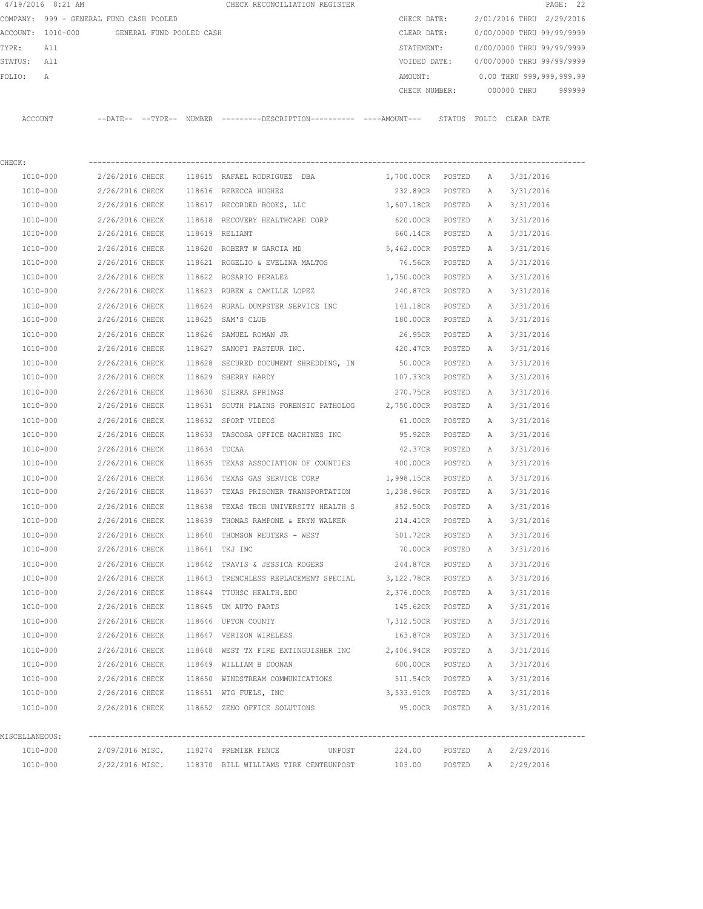CHECK RECONCILIATION REGISTER

COMPANY: 999 - GENERAL FUND CASH POOLED

ACCOUNT: 1010-000 GENERAL FUND POOLED CASH

TYPE: All

STATUS: All

FOLIO: A

CHECK DATE: 2/01/2016 THRU 2/29/2016

CLEAR DATE: 0/00/0000 THRU 99/99/9999

STATEMENT: 0/00/0000 THRU 99/99/9999

VOIDED DATE: 0/00/0000 THRU 99/99/9999

AMOUNT: 0.00 THRU 999,999,999.99

CHECK NUMBER: 000000 THRU 999999

CHECK:

| ACCOUNT | DATE | TYPE | NUMBER | DESCRIPTION | AMOUNT | STATUS | FOLIO | CLEAR DATE |
|---|---|---|---|---|---|---|---|---|
| 1010-000 | 2/26/2016 | CHECK | 118615 | RAFAEL RODRIGUEZ DBA | 1,700.00CR | POSTED | A | 3/31/2016 |
| 1010-000 | 2/26/2016 | CHECK | 118616 | REBECCA HUGHES | 232.89CR | POSTED | A | 3/31/2016 |
| 1010-000 | 2/26/2016 | CHECK | 118617 | RECORDED BOOKS, LLC | 1,607.18CR | POSTED | A | 3/31/2016 |
| 1010-000 | 2/26/2016 | CHECK | 118618 | RECOVERY HEALTHCARE CORP | 620.00CR | POSTED | A | 3/31/2016 |
| 1010-000 | 2/26/2016 | CHECK | 118619 | RELIANT | 660.14CR | POSTED | A | 3/31/2016 |
| 1010-000 | 2/26/2016 | CHECK | 118620 | ROBERT W GARCIA MD | 5,462.00CR | POSTED | A | 3/31/2016 |
| 1010-000 | 2/26/2016 | CHECK | 118621 | ROGELIO & EVELINA MALTOS | 76.56CR | POSTED | A | 3/31/2016 |
| 1010-000 | 2/26/2016 | CHECK | 118622 | ROSARIO PERALEZ | 1,750.00CR | POSTED | A | 3/31/2016 |
| 1010-000 | 2/26/2016 | CHECK | 118623 | RUBEN & CAMILLE LOPEZ | 240.87CR | POSTED | A | 3/31/2016 |
| 1010-000 | 2/26/2016 | CHECK | 118624 | RURAL DUMPSTER SERVICE INC | 141.18CR | POSTED | A | 3/31/2016 |
| 1010-000 | 2/26/2016 | CHECK | 118625 | SAM'S CLUB | 180.00CR | POSTED | A | 3/31/2016 |
| 1010-000 | 2/26/2016 | CHECK | 118626 | SAMUEL ROMAN JR | 26.95CR | POSTED | A | 3/31/2016 |
| 1010-000 | 2/26/2016 | CHECK | 118627 | SANOFI PASTEUR INC. | 420.47CR | POSTED | A | 3/31/2016 |
| 1010-000 | 2/26/2016 | CHECK | 118628 | SECURED DOCUMENT SHREDDING, IN | 50.00CR | POSTED | A | 3/31/2016 |
| 1010-000 | 2/26/2016 | CHECK | 118629 | SHERRY HARDY | 107.33CR | POSTED | A | 3/31/2016 |
| 1010-000 | 2/26/2016 | CHECK | 118630 | SIERRA SPRINGS | 270.75CR | POSTED | A | 3/31/2016 |
| 1010-000 | 2/26/2016 | CHECK | 118631 | SOUTH PLAINS FORENSIC PATHOLOG | 2,750.00CR | POSTED | A | 3/31/2016 |
| 1010-000 | 2/26/2016 | CHECK | 118632 | SPORT VIDEOS | 61.00CR | POSTED | A | 3/31/2016 |
| 1010-000 | 2/26/2016 | CHECK | 118633 | TASCOSA OFFICE MACHINES INC | 95.92CR | POSTED | A | 3/31/2016 |
| 1010-000 | 2/26/2016 | CHECK | 118634 | TDCAA | 42.37CR | POSTED | A | 3/31/2016 |
| 1010-000 | 2/26/2016 | CHECK | 118635 | TEXAS ASSOCIATION OF COUNTIES | 400.00CR | POSTED | A | 3/31/2016 |
| 1010-000 | 2/26/2016 | CHECK | 118636 | TEXAS GAS SERVICE CORP | 1,998.15CR | POSTED | A | 3/31/2016 |
| 1010-000 | 2/26/2016 | CHECK | 118637 | TEXAS PRISONER TRANSPORTATION | 1,238.96CR | POSTED | A | 3/31/2016 |
| 1010-000 | 2/26/2016 | CHECK | 118638 | TEXAS TECH UNIVERSITY HEALTH S | 852.50CR | POSTED | A | 3/31/2016 |
| 1010-000 | 2/26/2016 | CHECK | 118639 | THOMAS RAMPONE & ERYN WALKER | 214.41CR | POSTED | A | 3/31/2016 |
| 1010-000 | 2/26/2016 | CHECK | 118640 | THOMSON REUTERS - WEST | 501.72CR | POSTED | A | 3/31/2016 |
| 1010-000 | 2/26/2016 | CHECK | 118641 | TKJ INC | 70.00CR | POSTED | A | 3/31/2016 |
| 1010-000 | 2/26/2016 | CHECK | 118642 | TRAVIS & JESSICA ROGERS | 244.87CR | POSTED | A | 3/31/2016 |
| 1010-000 | 2/26/2016 | CHECK | 118643 | TRENCHLESS REPLACEMENT SPECIAL | 3,122.78CR | POSTED | A | 3/31/2016 |
| 1010-000 | 2/26/2016 | CHECK | 118644 | TTUHSC HEALTH.EDU | 2,376.00CR | POSTED | A | 3/31/2016 |
| 1010-000 | 2/26/2016 | CHECK | 118645 | UM AUTO PARTS | 145.62CR | POSTED | A | 3/31/2016 |
| 1010-000 | 2/26/2016 | CHECK | 118646 | UPTON COUNTY | 7,312.50CR | POSTED | A | 3/31/2016 |
| 1010-000 | 2/26/2016 | CHECK | 118647 | VERIZON WIRELESS | 163.87CR | POSTED | A | 3/31/2016 |
| 1010-000 | 2/26/2016 | CHECK | 118648 | WEST TX FIRE EXTINGUISHER INC | 2,406.94CR | POSTED | A | 3/31/2016 |
| 1010-000 | 2/26/2016 | CHECK | 118649 | WILLIAM B DOONAN | 600.00CR | POSTED | A | 3/31/2016 |
| 1010-000 | 2/26/2016 | CHECK | 118650 | WINDSTREAM COMMUNICATIONS | 511.54CR | POSTED | A | 3/31/2016 |
| 1010-000 | 2/26/2016 | CHECK | 118651 | WTG FUELS, INC | 3,533.91CR | POSTED | A | 3/31/2016 |
| 1010-000 | 2/26/2016 | CHECK | 118652 | ZENO OFFICE SOLUTIONS | 95.00CR | POSTED | A | 3/31/2016 |

MISCELLANEOUS:

| ACCOUNT | DATE | TYPE | NUMBER | DESCRIPTION | AMOUNT | STATUS | FOLIO | CLEAR DATE |
|---|---|---|---|---|---|---|---|---|
| 1010-000 | 2/09/2016 | MISC. | 118274 | PREMIER FENCE UNPOST | 224.00 | POSTED | A | 2/29/2016 |
| 1010-000 | 2/22/2016 | MISC. | 118370 | BILL WILLIAMS TIRE CENTEUNPOST | 103.00 | POSTED | A | 2/29/2016 |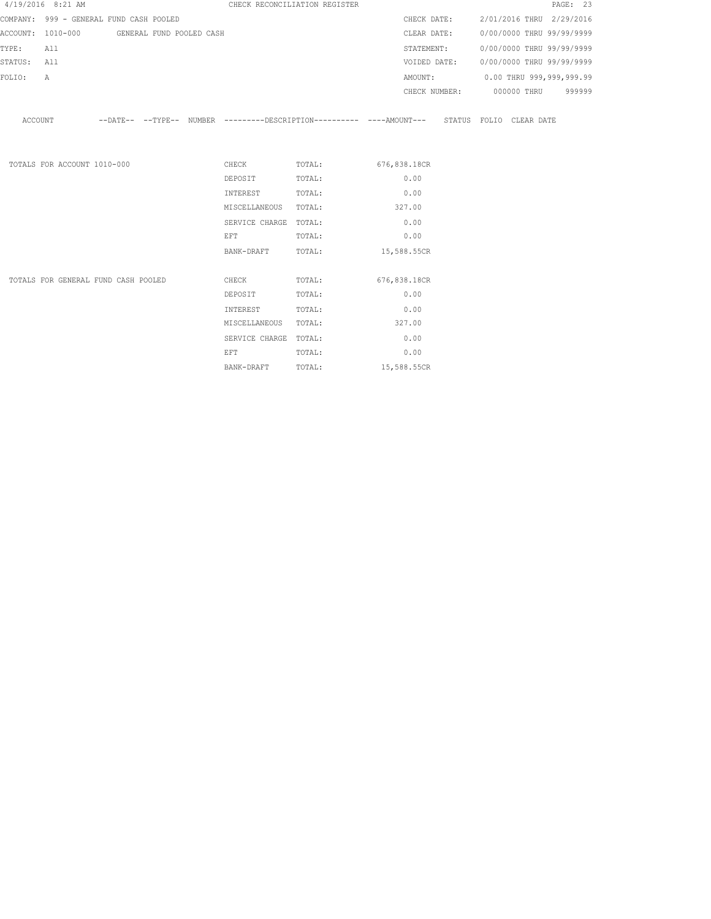4/19/2016 8:21 AM CHECK RECONCILIATION REGISTER

COMPANY: 999 - GENERAL FUND CASH POOLED

ACCOUNT: 1010-000 GENERAL FUND POOLED CASH

TYPE: All

STATUS: All

FOLIO: A

CHECK DATE: 2/01/2016 THRU 2/29/2016

CLEAR DATE: 0/00/0000 THRU 99/99/9999

STATEMENT: 0/00/0000 THRU 99/99/9999

VOIDED DATE: 0/00/0000 THRU 99/99/9999

AMOUNT: 0.00 THRU 999,999,999.99

CHECK NUMBER: 000000 THRU 999999

| ACCOUNT | --DATE-- | --TYPE-- | NUMBER | ---------DESCRIPTION---------- | ----AMOUNT--- | STATUS | FOLIO | CLEAR DATE |
|---|---|---|---|---|---|---|---|---|

| | | | |
|---|---|---|---|
| TOTALS FOR ACCOUNT 1010-000 | CHECK | TOTAL: | 676,838.18CR |
| | DEPOSIT | TOTAL: | 0.00 |
| | INTEREST | TOTAL: | 0.00 |
| | MISCELLANEOUS | TOTAL: | 327.00 |
| | SERVICE CHARGE | TOTAL: | 0.00 |
| | EFT | TOTAL: | 0.00 |
| | BANK-DRAFT | TOTAL: | 15,588.55CR |
| TOTALS FOR GENERAL FUND CASH POOLED | CHECK | TOTAL: | 676,838.18CR |
| | DEPOSIT | TOTAL: | 0.00 |
| | INTEREST | TOTAL: | 0.00 |
| | MISCELLANEOUS | TOTAL: | 327.00 |
| | SERVICE CHARGE | TOTAL: | 0.00 |
| | EFT | TOTAL: | 0.00 |
| | BANK-DRAFT | TOTAL: | 15,588.55CR |